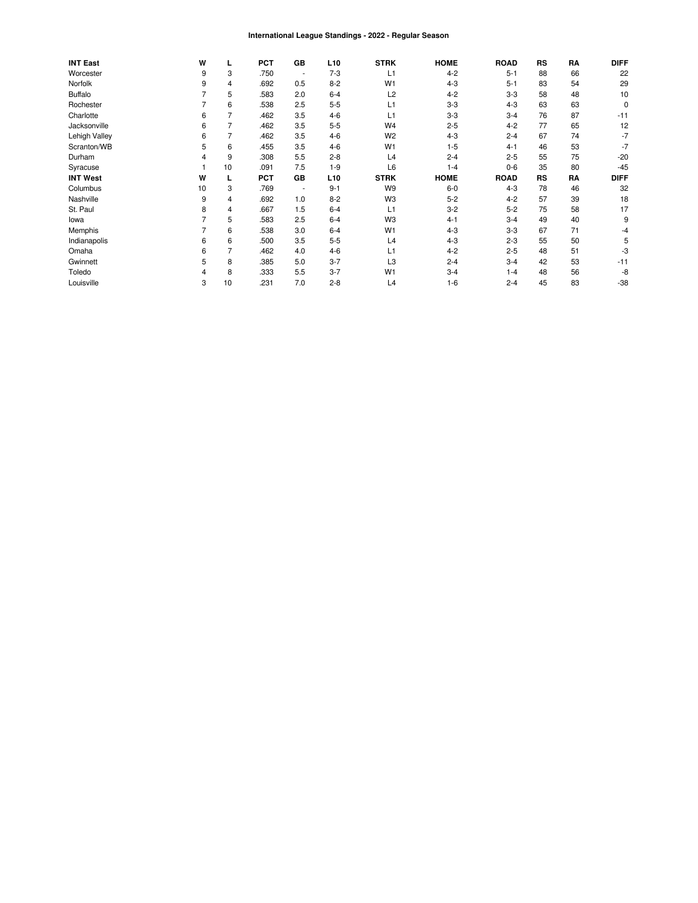# International League Standings - 2022 - Regular Season

| INT East | W | L | PCT | GB | L10 | STRK | HOME | ROAD | RS | RA | DIFF |
|---|---|---|---|---|---|---|---|---|---|---|---|
| Worcester | 9 | 3 | .750 | - | 7-3 | L1 | 4-2 | 5-1 | 88 | 66 | 22 |
| Norfolk | 9 | 4 | .692 | 0.5 | 8-2 | W1 | 4-3 | 5-1 | 83 | 54 | 29 |
| Buffalo | 7 | 5 | .583 | 2.0 | 6-4 | L2 | 4-2 | 3-3 | 58 | 48 | 10 |
| Rochester | 7 | 6 | .538 | 2.5 | 5-5 | L1 | 3-3 | 4-3 | 63 | 63 | 0 |
| Charlotte | 6 | 7 | .462 | 3.5 | 4-6 | L1 | 3-3 | 3-4 | 76 | 87 | -11 |
| Jacksonville | 6 | 7 | .462 | 3.5 | 5-5 | W4 | 2-5 | 4-2 | 77 | 65 | 12 |
| Lehigh Valley | 6 | 7 | .462 | 3.5 | 4-6 | W2 | 4-3 | 2-4 | 67 | 74 | -7 |
| Scranton/WB | 5 | 6 | .455 | 3.5 | 4-6 | W1 | 1-5 | 4-1 | 46 | 53 | -7 |
| Durham | 4 | 9 | .308 | 5.5 | 2-8 | L4 | 2-4 | 2-5 | 55 | 75 | -20 |
| Syracuse | 1 | 10 | .091 | 7.5 | 1-9 | L6 | 1-4 | 0-6 | 35 | 80 | -45 |
| **INT West** | **W** | **L** | **PCT** | **GB** | **L10** | **STRK** | **HOME** | **ROAD** | **RS** | **RA** | **DIFF** |
| Columbus | 10 | 3 | .769 | - | 9-1 | W9 | 6-0 | 4-3 | 78 | 46 | 32 |
| Nashville | 9 | 4 | .692 | 1.0 | 8-2 | W3 | 5-2 | 4-2 | 57 | 39 | 18 |
| St. Paul | 8 | 4 | .667 | 1.5 | 6-4 | L1 | 3-2 | 5-2 | 75 | 58 | 17 |
| Iowa | 7 | 5 | .583 | 2.5 | 6-4 | W3 | 4-1 | 3-4 | 49 | 40 | 9 |
| Memphis | 7 | 6 | .538 | 3.0 | 6-4 | W1 | 4-3 | 3-3 | 67 | 71 | -4 |
| Indianapolis | 6 | 6 | .500 | 3.5 | 5-5 | L4 | 4-3 | 2-3 | 55 | 50 | 5 |
| Omaha | 6 | 7 | .462 | 4.0 | 4-6 | L1 | 4-2 | 2-5 | 48 | 51 | -3 |
| Gwinnett | 5 | 8 | .385 | 5.0 | 3-7 | L3 | 2-4 | 3-4 | 42 | 53 | -11 |
| Toledo | 4 | 8 | .333 | 5.5 | 3-7 | W1 | 3-4 | 1-4 | 48 | 56 | -8 |
| Louisville | 3 | 10 | .231 | 7.0 | 2-8 | L4 | 1-6 | 2-4 | 45 | 83 | -38 |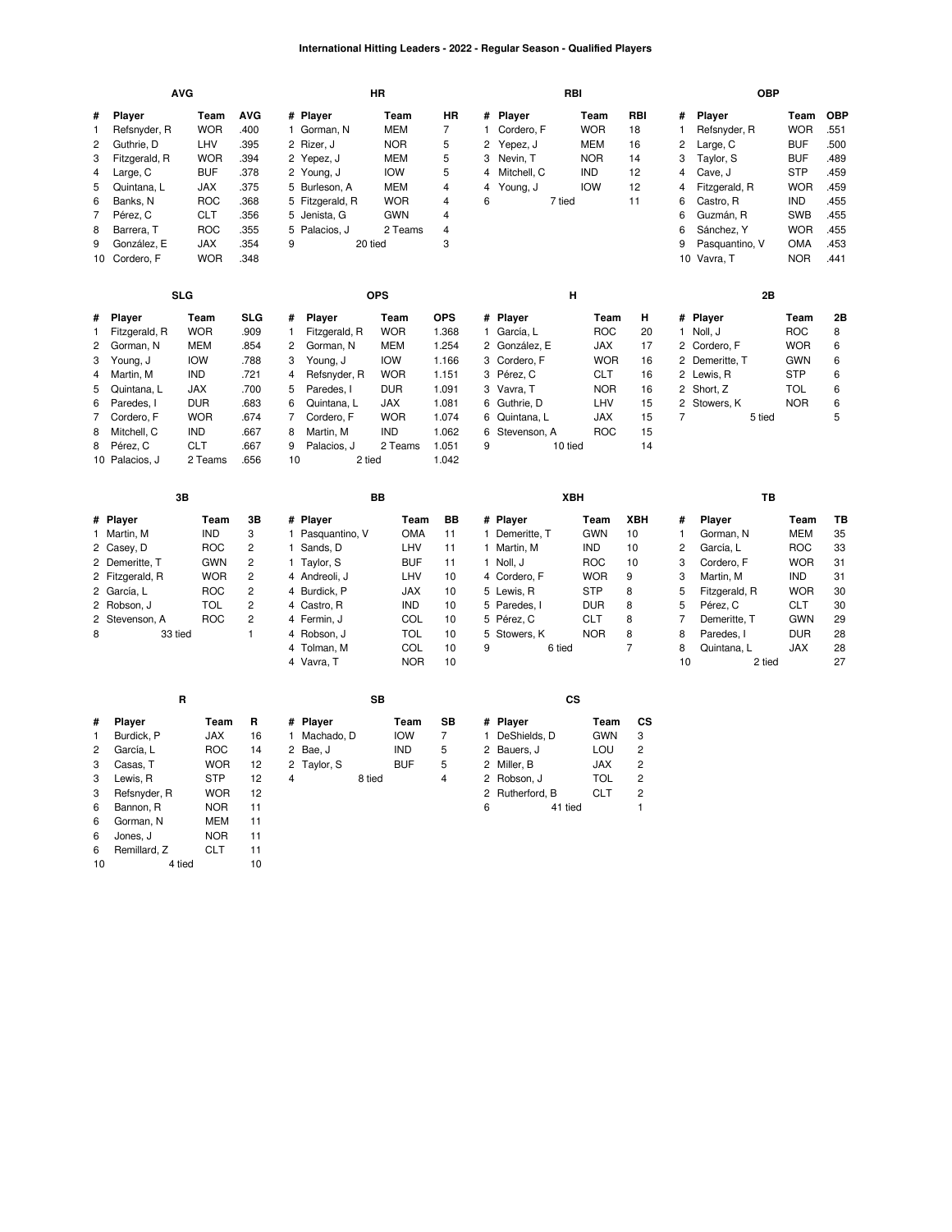# International Hitting Leaders - 2022 - Regular Season - Qualified Players

### AVG

| # | Player | Team | AVG |
|---|---|---|---|
| 1 | Refsnyder, R | WOR | .400 |
| 2 | Guthrie, D | LHV | .395 |
| 3 | Fitzgerald, R | WOR | .394 |
| 4 | Large, C | BUF | .378 |
| 5 | Quintana, L | JAX | .375 |
| 6 | Banks, N | ROC | .368 |
| 7 | Pérez, C | CLT | .356 |
| 8 | Barrera, T | ROC | .355 |
| 9 | González, E | JAX | .354 |
| 10 | Cordero, F | WOR | .348 |

### HR

| # | Player | Team | HR |
|---|---|---|---|
| 1 | Gorman, N | MEM | 7 |
| 2 | Rizer, J | NOR | 5 |
| 2 | Yepez, J | MEM | 5 |
| 2 | Young, J | IOW | 5 |
| 5 | Burleson, A | MEM | 4 |
| 5 | Fitzgerald, R | WOR | 4 |
| 5 | Jenista, G | GWN | 4 |
| 5 | Palacios, J | 2 Teams | 4 |
| 9 | 20 tied | | 3 |

### RBI

| # | Player | Team | RBI |
|---|---|---|---|
| 1 | Cordero, F | WOR | 18 |
| 2 | Yepez, J | MEM | 16 |
| 3 | Nevin, T | NOR | 14 |
| 4 | Mitchell, C | IND | 12 |
| 4 | Young, J | IOW | 12 |
| 6 | 7 tied | | 11 |

### OBP

| # | Player | Team | OBP |
|---|---|---|---|
| 1 | Refsnyder, R | WOR | .551 |
| 2 | Large, C | BUF | .500 |
| 3 | Taylor, S | BUF | .489 |
| 4 | Cave, J | STP | .459 |
| 4 | Fitzgerald, R | WOR | .459 |
| 6 | Castro, R | IND | .455 |
| 6 | Guzmán, R | SWB | .455 |
| 6 | Sánchez, Y | WOR | .455 |
| 9 | Pasquantino, V | OMA | .453 |
| 10 | Vavra, T | NOR | .441 |

### SLG

| # | Player | Team | SLG |
|---|---|---|---|
| 1 | Fitzgerald, R | WOR | .909 |
| 2 | Gorman, N | MEM | .854 |
| 3 | Young, J | IOW | .788 |
| 4 | Martin, M | IND | .721 |
| 5 | Quintana, L | JAX | .700 |
| 6 | Paredes, I | DUR | .683 |
| 7 | Cordero, F | WOR | .674 |
| 8 | Mitchell, C | IND | .667 |
| 8 | Pérez, C | CLT | .667 |
| 10 | Palacios, J | 2 Teams | .656 |

### OPS

| # | Player | Team | OPS |
|---|---|---|---|
| 1 | Fitzgerald, R | WOR | 1.368 |
| 2 | Gorman, N | MEM | 1.254 |
| 3 | Young, J | IOW | 1.166 |
| 4 | Refsnyder, R | WOR | 1.151 |
| 5 | Paredes, I | DUR | 1.091 |
| 6 | Quintana, L | JAX | 1.081 |
| 7 | Cordero, F | WOR | 1.074 |
| 8 | Martin, M | IND | 1.062 |
| 9 | Palacios, J | 2 Teams | 1.051 |
| 10 | 2 tied | | 1.042 |

### H

| # | Player | Team | H |
|---|---|---|---|
| 1 | García, L | ROC | 20 |
| 2 | González, E | JAX | 17 |
| 3 | Cordero, F | WOR | 16 |
| 3 | Pérez, C | CLT | 16 |
| 3 | Vavra, T | NOR | 16 |
| 6 | Guthrie, D | LHV | 15 |
| 6 | Quintana, L | JAX | 15 |
| 6 | Stevenson, A | ROC | 15 |
| 9 | 10 tied | | 14 |

### 2B

| # | Player | Team | 2B |
|---|---|---|---|
| 1 | Noll, J | ROC | 8 |
| 2 | Cordero, F | WOR | 6 |
| 2 | Demeritte, T | GWN | 6 |
| 2 | Lewis, R | STP | 6 |
| 2 | Short, Z | TOL | 6 |
| 2 | Stowers, K | NOR | 6 |
| 7 | 5 tied | | 5 |

### 3B

| # | Player | Team | 3B |
|---|---|---|---|
| 1 | Martin, M | IND | 3 |
| 2 | Casey, D | ROC | 2 |
| 2 | Demeritte, T | GWN | 2 |
| 2 | Fitzgerald, R | WOR | 2 |
| 2 | García, L | ROC | 2 |
| 2 | Robson, J | TOL | 2 |
| 2 | Stevenson, A | ROC | 2 |
| 8 | 33 tied | | 1 |

### BB

| # | Player | Team | BB |
|---|---|---|---|
| 1 | Pasquantino, V | OMA | 11 |
| 1 | Sands, D | LHV | 11 |
| 1 | Taylor, S | BUF | 11 |
| 4 | Andreoli, J | LHV | 10 |
| 4 | Burdick, P | JAX | 10 |
| 4 | Castro, R | IND | 10 |
| 4 | Fermin, J | COL | 10 |
| 4 | Robson, J | TOL | 10 |
| 4 | Tolman, M | COL | 10 |
| 4 | Vavra, T | NOR | 10 |

### XBH

| # | Player | Team | XBH |
|---|---|---|---|
| 1 | Demeritte, T | GWN | 10 |
| 1 | Martin, M | IND | 10 |
| 1 | Noll, J | ROC | 10 |
| 4 | Cordero, F | WOR | 9 |
| 5 | Lewis, R | STP | 8 |
| 5 | Paredes, I | DUR | 8 |
| 5 | Pérez, C | CLT | 8 |
| 5 | Stowers, K | NOR | 8 |
| 9 | 6 tied | | 7 |

### TB

| # | Player | Team | TB |
|---|---|---|---|
| 1 | Gorman, N | MEM | 35 |
| 2 | García, L | ROC | 33 |
| 3 | Cordero, F | WOR | 31 |
| 3 | Martin, M | IND | 31 |
| 5 | Fitzgerald, R | WOR | 30 |
| 5 | Pérez, C | CLT | 30 |
| 7 | Demeritte, T | GWN | 29 |
| 8 | Paredes, I | DUR | 28 |
| 8 | Quintana, L | JAX | 28 |
| 10 | 2 tied | | 27 |

### R

| # | Player | Team | R |
|---|---|---|---|
| 1 | Burdick, P | JAX | 16 |
| 2 | García, L | ROC | 14 |
| 3 | Casas, T | WOR | 12 |
| 3 | Lewis, R | STP | 12 |
| 3 | Refsnyder, R | WOR | 12 |
| 6 | Bannon, R | NOR | 11 |
| 6 | Gorman, N | MEM | 11 |
| 6 | Jones, J | NOR | 11 |
| 6 | Remillard, Z | CLT | 11 |
| 10 | 4 tied | | 10 |

### SB

| # | Player | Team | SB |
|---|---|---|---|
| 1 | Machado, D | IOW | 7 |
| 2 | Bae, J | IND | 5 |
| 2 | Taylor, S | BUF | 5 |
| 4 | 8 tied | | 4 |

### CS

| # | Player | Team | CS |
|---|---|---|---|
| 1 | DeShields, D | GWN | 3 |
| 2 | Bauers, J | LOU | 2 |
| 2 | Miller, B | JAX | 2 |
| 2 | Robson, J | TOL | 2 |
| 2 | Rutherford, B | CLT | 2 |
| 6 | 41 tied | | 1 |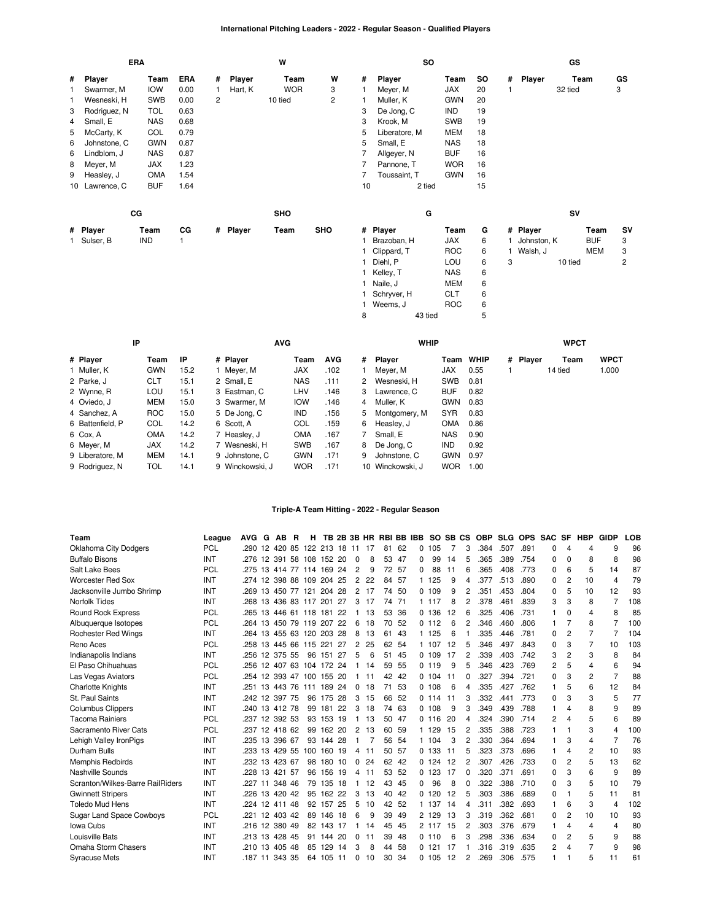# International Pitching Leaders - 2022 - Regular Season - Qualified Players

### ERA

| # | Player | Team | ERA |
|---|---|---|---|
| 1 | Swarmer, M | IOW | 0.00 |
| 1 | Wesneski, H | SWB | 0.00 |
| 3 | Rodriguez, N | TOL | 0.63 |
| 4 | Small, E | NAS | 0.68 |
| 5 | McCarty, K | COL | 0.79 |
| 6 | Johnstone, C | GWN | 0.87 |
| 6 | Lindblom, J | NAS | 0.87 |
| 8 | Meyer, M | JAX | 1.23 |
| 9 | Heasley, J | OMA | 1.54 |
| 10 | Lawrence, C | BUF | 1.64 |

### W

| # | Player | Team | W |
|---|---|---|---|
| 1 | Hart, K | WOR | 3 |
| 2 | | 10 tied | 2 |

### SO

| # | Player | Team | SO |
|---|---|---|---|
| 1 | Meyer, M | JAX | 20 |
| 1 | Muller, K | GWN | 20 |
| 3 | De Jong, C | IND | 19 |
| 3 | Krook, M | SWB | 19 |
| 5 | Liberatore, M | MEM | 18 |
| 5 | Small, E | NAS | 18 |
| 7 | Allgeyer, N | BUF | 16 |
| 7 | Pannone, T | WOR | 16 |
| 7 | Toussaint, T | GWN | 16 |
| 10 | 2 tied | | 15 |

### GS

| # | Player | Team | GS |
|---|---|---|---|
| 1 | | 32 tied | 3 |

### CG

| # | Player | Team | CG |
|---|---|---|---|
| 1 | Sulser, B | IND | 1 |

### SHO

| # | Player | Team | SHO |
|---|---|---|---|

### G

| # | Player | Team | G |
|---|---|---|---|
| 1 | Brazoban, H | JAX | 6 |
| 1 | Clippard, T | ROC | 6 |
| 1 | Diehl, P | LOU | 6 |
| 1 | Kelley, T | NAS | 6 |
| 1 | Naile, J | MEM | 6 |
| 1 | Schryver, H | CLT | 6 |
| 1 | Weems, J | ROC | 6 |
| 8 | | 43 tied | 5 |

### SV

| # | Player | Team | SV |
|---|---|---|---|
| 1 | Johnston, K | BUF | 3 |
| 1 | Walsh, J | MEM | 3 |
| 3 | | 10 tied | 2 |

### IP

| # | Player | Team | IP |
|---|---|---|---|
| 1 | Muller, K | GWN | 15.2 |
| 2 | Parke, J | CLT | 15.1 |
| 2 | Wynne, R | LOU | 15.1 |
| 4 | Oviedo, J | MEM | 15.0 |
| 4 | Sanchez, A | ROC | 15.0 |
| 6 | Battenfield, P | COL | 14.2 |
| 6 | Cox, A | OMA | 14.2 |
| 6 | Meyer, M | JAX | 14.2 |
| 9 | Liberatore, M | MEM | 14.1 |
| 9 | Rodriguez, N | TOL | 14.1 |

### AVG

| # | Player | Team | AVG |
|---|---|---|---|
| 1 | Meyer, M | JAX | .102 |
| 2 | Small, E | NAS | .111 |
| 3 | Eastman, C | LHV | .146 |
| 3 | Swarmer, M | IOW | .146 |
| 5 | De Jong, C | IND | .156 |
| 6 | Scott, A | COL | .159 |
| 7 | Heasley, J | OMA | .167 |
| 7 | Wesneski, H | SWB | .167 |
| 9 | Johnstone, C | GWN | .171 |
| 9 | Winckowski, J | WOR | .171 |

### WHIP

| # | Player | Team | WHIP |
|---|---|---|---|
| 1 | Meyer, M | JAX | 0.55 |
| 2 | Wesneski, H | SWB | 0.81 |
| 3 | Lawrence, C | BUF | 0.82 |
| 4 | Muller, K | GWN | 0.83 |
| 5 | Montgomery, M | SYR | 0.83 |
| 6 | Heasley, J | OMA | 0.86 |
| 7 | Small, E | NAS | 0.90 |
| 8 | De Jong, C | IND | 0.92 |
| 9 | Johnstone, C | GWN | 0.97 |
| 10 | Winckowski, J | WOR | 1.00 |

### WPCT

| # | Player | Team | WPCT |
|---|---|---|---|
| 1 | | 14 tied | 1.000 |

# Triple-A Team Hitting - 2022 - Regular Season

| Team | League | AVG | G | AB | R | H | TB | 2B | 3B | HR | RBI | BB | IBB | SO | SB | CS | OBP | SLG | OPS | SAC | SF | HBP | GIDP | LOB |
|---|---|---|---|---|---|---|---|---|---|---|---|---|---|---|---|---|---|---|---|---|---|---|---|---|
| Oklahoma City Dodgers | PCL | .290 | 12 | 420 | 85 | 122 | 213 | 18 | 11 | 17 | 81 | 62 | 0 | 105 | 7 | 3 | .384 | .507 | .891 | 0 | 4 | 4 | 9 | 96 |
| Buffalo Bisons | INT | .276 | 12 | 391 | 58 | 108 | 152 | 20 | 0 | 8 | 53 | 47 | 0 | 99 | 14 | 5 | .365 | .389 | .754 | 0 | 0 | 8 | 8 | 98 |
| Salt Lake Bees | PCL | .275 | 13 | 414 | 77 | 114 | 169 | 24 | 2 | 9 | 72 | 57 | 0 | 88 | 11 | 6 | .365 | .408 | .773 | 0 | 6 | 5 | 14 | 87 |
| Worcester Red Sox | INT | .274 | 12 | 398 | 88 | 109 | 204 | 25 | 2 | 22 | 84 | 57 | 1 | 125 | 9 | 4 | .377 | .513 | .890 | 0 | 2 | 10 | 4 | 79 |
| Jacksonville Jumbo Shrimp | INT | .269 | 13 | 450 | 77 | 121 | 204 | 28 | 2 | 17 | 74 | 50 | 0 | 109 | 9 | 2 | .351 | .453 | .804 | 0 | 5 | 10 | 12 | 93 |
| Norfolk Tides | INT | .268 | 13 | 436 | 83 | 117 | 201 | 27 | 3 | 17 | 74 | 71 | 1 | 117 | 8 | 2 | .378 | .461 | .839 | 3 | 3 | 8 | 7 | 108 |
| Round Rock Express | PCL | .265 | 13 | 446 | 61 | 118 | 181 | 22 | 1 | 13 | 53 | 36 | 0 | 136 | 12 | 6 | .325 | .406 | .731 | 1 | 0 | 4 | 8 | 85 |
| Albuquerque Isotopes | PCL | .264 | 13 | 450 | 79 | 119 | 207 | 22 | 6 | 18 | 70 | 52 | 0 | 112 | 6 | 2 | .346 | .460 | .806 | 1 | 7 | 8 | 7 | 100 |
| Rochester Red Wings | INT | .264 | 13 | 455 | 63 | 120 | 203 | 28 | 8 | 13 | 61 | 43 | 1 | 125 | 6 | 1 | .335 | .446 | .781 | 0 | 2 | 7 | 7 | 104 |
| Reno Aces | PCL | .258 | 13 | 445 | 66 | 115 | 221 | 27 | 2 | 25 | 62 | 54 | 1 | 107 | 12 | 5 | .346 | .497 | .843 | 0 | 3 | 7 | 10 | 103 |
| Indianapolis Indians | INT | .256 | 12 | 375 | 55 | 96 | 151 | 27 | 5 | 6 | 51 | 45 | 0 | 109 | 17 | 2 | .339 | .403 | .742 | 3 | 2 | 3 | 8 | 84 |
| El Paso Chihuahuas | PCL | .256 | 12 | 407 | 63 | 104 | 172 | 24 | 1 | 14 | 59 | 55 | 0 | 119 | 9 | 5 | .346 | .423 | .769 | 2 | 5 | 4 | 6 | 94 |
| Las Vegas Aviators | PCL | .254 | 12 | 393 | 47 | 100 | 155 | 20 | 1 | 11 | 42 | 42 | 0 | 104 | 11 | 0 | .327 | .394 | .721 | 0 | 3 | 2 | 7 | 88 |
| Charlotte Knights | INT | .251 | 13 | 443 | 76 | 111 | 189 | 24 | 0 | 18 | 71 | 53 | 0 | 108 | 6 | 4 | .335 | .427 | .762 | 1 | 5 | 6 | 12 | 84 |
| St. Paul Saints | INT | .242 | 12 | 397 | 75 | 96 | 175 | 28 | 3 | 15 | 66 | 52 | 0 | 114 | 11 | 3 | .332 | .441 | .773 | 0 | 3 | 3 | 5 | 77 |
| Columbus Clippers | INT | .240 | 13 | 412 | 78 | 99 | 181 | 22 | 3 | 18 | 74 | 63 | 0 | 108 | 9 | 3 | .349 | .439 | .788 | 1 | 4 | 8 | 9 | 89 |
| Tacoma Rainiers | PCL | .237 | 12 | 392 | 53 | 93 | 153 | 19 | 1 | 13 | 50 | 47 | 0 | 116 | 20 | 4 | .324 | .390 | .714 | 2 | 4 | 5 | 6 | 89 |
| Sacramento River Cats | PCL | .237 | 12 | 418 | 62 | 99 | 162 | 20 | 2 | 13 | 60 | 59 | 1 | 129 | 15 | 2 | .335 | .388 | .723 | 1 | 1 | 3 | 4 | 100 |
| Lehigh Valley IronPigs | INT | .235 | 13 | 396 | 67 | 93 | 144 | 28 | 1 | 7 | 56 | 54 | 1 | 104 | 3 | 2 | .330 | .364 | .694 | 1 | 3 | 4 | 7 | 76 |
| Durham Bulls | INT | .233 | 13 | 429 | 55 | 100 | 160 | 19 | 4 | 11 | 50 | 57 | 0 | 133 | 11 | 5 | .323 | .373 | .696 | 1 | 4 | 2 | 10 | 93 |
| Memphis Redbirds | INT | .232 | 13 | 423 | 67 | 98 | 180 | 10 | 0 | 24 | 62 | 42 | 0 | 124 | 12 | 2 | .307 | .426 | .733 | 0 | 2 | 5 | 13 | 62 |
| Nashville Sounds | INT | .228 | 13 | 421 | 57 | 96 | 156 | 19 | 4 | 11 | 53 | 52 | 0 | 123 | 17 | 0 | .320 | .371 | .691 | 0 | 3 | 6 | 9 | 89 |
| Scranton/Wilkes-Barre RailRiders | INT | .227 | 11 | 348 | 46 | 79 | 135 | 18 | 1 | 12 | 43 | 45 | 0 | 96 | 8 | 0 | .322 | .388 | .710 | 0 | 3 | 5 | 10 | 79 |
| Gwinnett Stripers | INT | .226 | 13 | 420 | 42 | 95 | 162 | 22 | 3 | 13 | 40 | 42 | 0 | 120 | 12 | 5 | .303 | .386 | .689 | 0 | 1 | 5 | 11 | 81 |
| Toledo Mud Hens | INT | .224 | 12 | 411 | 48 | 92 | 157 | 25 | 5 | 10 | 42 | 52 | 1 | 137 | 14 | 4 | .311 | .382 | .693 | 1 | 6 | 3 | 4 | 102 |
| Sugar Land Space Cowboys | PCL | .221 | 12 | 403 | 42 | 89 | 146 | 18 | 6 | 9 | 39 | 49 | 2 | 129 | 13 | 3 | .319 | .362 | .681 | 0 | 2 | 10 | 10 | 93 |
| Iowa Cubs | INT | .216 | 12 | 380 | 49 | 82 | 143 | 17 | 1 | 14 | 45 | 45 | 2 | 117 | 15 | 2 | .303 | .376 | .679 | 1 | 4 | 4 | 4 | 80 |
| Louisville Bats | INT | .213 | 13 | 428 | 45 | 91 | 144 | 20 | 0 | 11 | 39 | 48 | 0 | 110 | 6 | 3 | .298 | .336 | .634 | 0 | 2 | 5 | 9 | 88 |
| Omaha Storm Chasers | INT | .210 | 13 | 405 | 48 | 85 | 129 | 14 | 3 | 8 | 44 | 58 | 0 | 121 | 17 | 1 | .316 | .319 | .635 | 2 | 4 | 7 | 9 | 98 |
| Syracuse Mets | INT | .187 | 11 | 343 | 35 | 64 | 105 | 11 | 0 | 10 | 30 | 34 | 0 | 105 | 12 | 2 | .269 | .306 | .575 | 1 | 1 | 5 | 11 | 61 |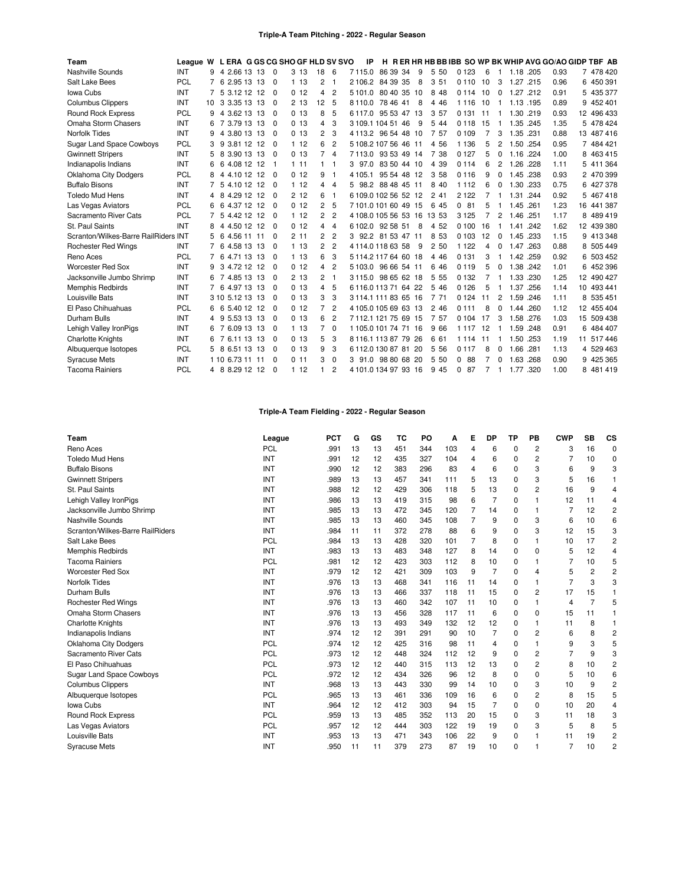## Triple-A Team Pitching - 2022 - Regular Season

| Team | League | W | L | ERA | G | GS | CG | SHO | GF | HLD | SV | SVO | IP | H | R | ER | HR | HB | BB | IBB | SO | WP | BK | WHIP | AVG | GO/AO | GIDP | TBF | AB |
|---|---|---|---|---|---|---|---|---|---|---|---|---|---|---|---|---|---|---|---|---|---|---|---|---|---|---|---|---|---|
| Nashville Sounds | INT | 9 | 4 | 2.66 | 13 | 13 | 0 | 3 | 13 | 18 | 6 | 7 | 115.0 | 86 | 39 | 34 | 9 | 5 | 50 | 0 | 123 | 6 | 1 | 1.18 | .205 | 0.93 | 7 | 478 | 420 |
| Salt Lake Bees | PCL | 7 | 6 | 2.95 | 13 | 13 | 0 | 1 | 13 | 2 | 1 | 2 | 106.2 | 84 | 39 | 35 | 8 | 3 | 51 | 0 | 110 | 10 | 3 | 1.27 | .215 | 0.96 | 6 | 450 | 391 |
| Iowa Cubs | INT | 7 | 5 | 3.12 | 12 | 12 | 0 | 0 | 12 | 4 | 2 | 5 | 101.0 | 80 | 40 | 35 | 10 | 8 | 48 | 0 | 114 | 10 | 0 | 1.27 | .212 | 0.91 | 5 | 435 | 377 |
| Columbus Clippers | INT | 10 | 3 | 3.35 | 13 | 13 | 0 | 2 | 13 | 12 | 5 | 8 | 110.0 | 78 | 46 | 41 | 8 | 4 | 46 | 1 | 116 | 10 | 1 | 1.13 | .195 | 0.89 | 9 | 452 | 401 |
| Round Rock Express | PCL | 9 | 4 | 3.62 | 13 | 13 | 0 | 0 | 13 | 8 | 5 | 6 | 117.0 | 95 | 53 | 47 | 13 | 3 | 57 | 0 | 131 | 11 | 1 | 1.30 | .219 | 0.93 | 12 | 496 | 433 |
| Omaha Storm Chasers | INT | 6 | 7 | 3.79 | 13 | 13 | 0 | 0 | 13 | 4 | 3 | 3 | 109.1 | 104 | 51 | 46 | 9 | 5 | 44 | 0 | 118 | 15 | 1 | 1.35 | .245 | 1.35 | 5 | 478 | 424 |
| Norfolk Tides | INT | 9 | 4 | 3.80 | 13 | 13 | 0 | 0 | 13 | 2 | 3 | 4 | 113.2 | 96 | 54 | 48 | 10 | 7 | 57 | 0 | 109 | 7 | 3 | 1.35 | .231 | 0.88 | 13 | 487 | 416 |
| Sugar Land Space Cowboys | PCL | 3 | 9 | 3.81 | 12 | 12 | 0 | 1 | 12 | 6 | 2 | 5 | 108.2 | 107 | 56 | 46 | 11 | 4 | 56 | 1 | 136 | 5 | 2 | 1.50 | .254 | 0.95 | 7 | 484 | 421 |
| Gwinnett Stripers | INT | 5 | 8 | 3.90 | 13 | 13 | 0 | 0 | 13 | 7 | 4 | 7 | 113.0 | 93 | 53 | 49 | 14 | 7 | 38 | 0 | 127 | 5 | 0 | 1.16 | .224 | 1.00 | 8 | 463 | 415 |
| Indianapolis Indians | INT | 6 | 6 | 4.08 | 12 | 12 | 1 | 1 | 11 | 1 | 1 | 3 | 97.0 | 83 | 50 | 44 | 10 | 4 | 39 | 0 | 114 | 6 | 2 | 1.26 | .228 | 1.11 | 5 | 411 | 364 |
| Oklahoma City Dodgers | PCL | 8 | 4 | 4.10 | 12 | 12 | 0 | 0 | 12 | 9 | 1 | 4 | 105.1 | 95 | 54 | 48 | 12 | 3 | 58 | 0 | 116 | 9 | 0 | 1.45 | .238 | 0.93 | 2 | 470 | 399 |
| Buffalo Bisons | INT | 7 | 5 | 4.10 | 12 | 12 | 0 | 1 | 12 | 4 | 4 | 5 | 98.2 | 88 | 48 | 45 | 11 | 8 | 40 | 1 | 112 | 6 | 0 | 1.30 | .233 | 0.75 | 6 | 427 | 378 |
| Toledo Mud Hens | INT | 4 | 8 | 4.29 | 12 | 12 | 0 | 2 | 12 | 6 | 1 | 6 | 109.0 | 102 | 56 | 52 | 12 | 2 | 41 | 2 | 122 | 7 | 1 | 1.31 | .244 | 0.92 | 5 | 467 | 418 |
| Las Vegas Aviators | PCL | 6 | 6 | 4.37 | 12 | 12 | 0 | 0 | 12 | 2 | 5 | 7 | 101.0 | 101 | 60 | 49 | 15 | 6 | 45 | 0 | 81 | 5 | 1 | 1.45 | .261 | 1.23 | 16 | 441 | 387 |
| Sacramento River Cats | PCL | 7 | 5 | 4.42 | 12 | 12 | 0 | 1 | 12 | 2 | 2 | 4 | 108.0 | 105 | 56 | 53 | 16 | 13 | 53 | 3 | 125 | 7 | 2 | 1.46 | .251 | 1.17 | 8 | 489 | 419 |
| St. Paul Saints | INT | 8 | 4 | 4.50 | 12 | 12 | 0 | 0 | 12 | 4 | 4 | 6 | 102.0 | 92 | 58 | 51 | 8 | 4 | 52 | 0 | 100 | 16 | 1 | 1.41 | .242 | 1.62 | 12 | 439 | 380 |
| Scranton/Wilkes-Barre RailRiders | INT | 5 | 6 | 4.56 | 11 | 11 | 0 | 2 | 11 | 2 | 2 | 3 | 92.2 | 81 | 53 | 47 | 11 | 8 | 53 | 0 | 103 | 12 | 0 | 1.45 | .233 | 1.15 | 9 | 413 | 348 |
| Rochester Red Wings | INT | 7 | 6 | 4.58 | 13 | 13 | 0 | 1 | 13 | 2 | 2 | 4 | 114.0 | 118 | 63 | 58 | 9 | 2 | 50 | 1 | 122 | 4 | 0 | 1.47 | .263 | 0.88 | 6 | 505 | 449 |
| Reno Aces | PCL | 7 | 6 | 4.71 | 13 | 13 | 0 | 1 | 13 | 6 | 3 | 5 | 114.2 | 117 | 64 | 60 | 18 | 4 | 46 | 0 | 131 | 3 | 1 | 1.42 | .259 | 0.92 | 6 | 503 | 452 |
| Worcester Red Sox | INT | 9 | 3 | 4.72 | 12 | 12 | 0 | 0 | 12 | 4 | 2 | 5 | 103.0 | 96 | 66 | 54 | 11 | 6 | 46 | 0 | 119 | 5 | 0 | 1.38 | .242 | 1.01 | 6 | 452 | 396 |
| Jacksonville Jumbo Shrimp | INT | 6 | 7 | 4.85 | 13 | 13 | 0 | 2 | 13 | 2 | 1 | 3 | 115.0 | 98 | 65 | 62 | 18 | 5 | 55 | 0 | 132 | 7 | 1 | 1.33 | .230 | 1.25 | 12 | 490 | 427 |
| Memphis Redbirds | INT | 7 | 6 | 4.97 | 13 | 13 | 0 | 0 | 13 | 4 | 5 | 6 | 116.0 | 113 | 71 | 64 | 22 | 5 | 46 | 0 | 126 | 5 | 1 | 1.37 | .256 | 1.14 | 10 | 493 | 441 |
| Louisville Bats | INT | 3 | 10 | 5.12 | 13 | 13 | 0 | 0 | 13 | 3 | 3 | 3 | 114.1 | 111 | 83 | 65 | 16 | 7 | 71 | 0 | 124 | 11 | 2 | 1.59 | .246 | 1.11 | 8 | 535 | 451 |
| El Paso Chihuahuas | PCL | 6 | 6 | 5.40 | 12 | 12 | 0 | 0 | 12 | 7 | 2 | 4 | 105.0 | 105 | 69 | 63 | 13 | 2 | 46 | 0 | 111 | 8 | 0 | 1.44 | .260 | 1.12 | 12 | 455 | 404 |
| Durham Bulls | INT | 4 | 9 | 5.53 | 13 | 13 | 0 | 0 | 13 | 6 | 2 | 7 | 112.1 | 121 | 75 | 69 | 15 | 7 | 57 | 0 | 104 | 17 | 3 | 1.58 | .276 | 1.03 | 15 | 509 | 438 |
| Lehigh Valley IronPigs | INT | 6 | 7 | 6.09 | 13 | 13 | 0 | 1 | 13 | 7 | 0 | 1 | 105.0 | 101 | 74 | 71 | 16 | 9 | 66 | 1 | 117 | 12 | 1 | 1.59 | .248 | 0.91 | 6 | 484 | 407 |
| Charlotte Knights | INT | 6 | 7 | 6.11 | 13 | 13 | 0 | 0 | 13 | 5 | 3 | 8 | 116.1 | 113 | 87 | 79 | 26 | 6 | 61 | 1 | 114 | 11 | 1 | 1.50 | .253 | 1.19 | 11 | 517 | 446 |
| Albuquerque Isotopes | PCL | 5 | 8 | 6.51 | 13 | 13 | 0 | 0 | 13 | 9 | 3 | 6 | 112.0 | 130 | 87 | 81 | 20 | 5 | 56 | 0 | 117 | 8 | 0 | 1.66 | .281 | 1.13 | 4 | 529 | 463 |
| Syracuse Mets | INT | 1 | 10 | 6.73 | 11 | 11 | 0 | 0 | 11 | 3 | 0 | 3 | 91.0 | 98 | 80 | 68 | 20 | 5 | 50 | 0 | 88 | 7 | 0 | 1.63 | .268 | 0.90 | 9 | 425 | 365 |
| Tacoma Rainiers | PCL | 4 | 8 | 8.29 | 12 | 12 | 0 | 1 | 12 | 1 | 2 | 4 | 101.0 | 134 | 97 | 93 | 16 | 9 | 45 | 0 | 87 | 7 | 1 | 1.77 | .320 | 1.00 | 8 | 481 | 419 |

## Triple-A Team Fielding - 2022 - Regular Season

| Team | League | PCT | G | GS | TC | PO | A | E | DP | TP | PB | CWP | SB | CS |
|---|---|---|---|---|---|---|---|---|---|---|---|---|---|---|
| Reno Aces | PCL | .991 | 13 | 13 | 451 | 344 | 103 | 4 | 6 | 0 | 2 | 3 | 16 | 0 |
| Toledo Mud Hens | INT | .991 | 12 | 12 | 435 | 327 | 104 | 4 | 6 | 0 | 2 | 7 | 10 | 0 |
| Buffalo Bisons | INT | .990 | 12 | 12 | 383 | 296 | 83 | 4 | 6 | 0 | 3 | 6 | 9 | 3 |
| Gwinnett Stripers | INT | .989 | 13 | 13 | 457 | 341 | 111 | 5 | 13 | 0 | 3 | 5 | 16 | 1 |
| St. Paul Saints | INT | .988 | 12 | 12 | 429 | 306 | 118 | 5 | 13 | 0 | 2 | 16 | 9 | 4 |
| Lehigh Valley IronPigs | INT | .986 | 13 | 13 | 419 | 315 | 98 | 6 | 7 | 0 | 1 | 12 | 11 | 4 |
| Jacksonville Jumbo Shrimp | INT | .985 | 13 | 13 | 472 | 345 | 120 | 7 | 14 | 0 | 1 | 7 | 12 | 2 |
| Nashville Sounds | INT | .985 | 13 | 13 | 460 | 345 | 108 | 7 | 9 | 0 | 3 | 6 | 10 | 6 |
| Scranton/Wilkes-Barre RailRiders | INT | .984 | 11 | 11 | 372 | 278 | 88 | 6 | 9 | 0 | 3 | 12 | 15 | 3 |
| Salt Lake Bees | PCL | .984 | 13 | 13 | 428 | 320 | 101 | 7 | 8 | 0 | 1 | 10 | 17 | 2 |
| Memphis Redbirds | INT | .983 | 13 | 13 | 483 | 348 | 127 | 8 | 14 | 0 | 0 | 5 | 12 | 4 |
| Tacoma Rainiers | PCL | .981 | 12 | 12 | 423 | 303 | 112 | 8 | 10 | 0 | 1 | 7 | 10 | 5 |
| Worcester Red Sox | INT | .979 | 12 | 12 | 421 | 309 | 103 | 9 | 7 | 0 | 4 | 5 | 2 | 2 |
| Norfolk Tides | INT | .976 | 13 | 13 | 468 | 341 | 116 | 11 | 14 | 0 | 1 | 7 | 3 | 3 |
| Durham Bulls | INT | .976 | 13 | 13 | 466 | 337 | 118 | 11 | 15 | 0 | 2 | 17 | 15 | 1 |
| Rochester Red Wings | INT | .976 | 13 | 13 | 460 | 342 | 107 | 11 | 10 | 0 | 1 | 4 | 7 | 5 |
| Omaha Storm Chasers | INT | .976 | 13 | 13 | 456 | 328 | 117 | 11 | 6 | 0 | 0 | 15 | 11 | 1 |
| Charlotte Knights | INT | .976 | 13 | 13 | 493 | 349 | 132 | 12 | 12 | 0 | 1 | 11 | 8 | 1 |
| Indianapolis Indians | INT | .974 | 12 | 12 | 391 | 291 | 90 | 10 | 7 | 0 | 2 | 6 | 8 | 2 |
| Oklahoma City Dodgers | PCL | .974 | 12 | 12 | 425 | 316 | 98 | 11 | 4 | 0 | 1 | 9 | 3 | 5 |
| Sacramento River Cats | PCL | .973 | 12 | 12 | 448 | 324 | 112 | 12 | 9 | 0 | 2 | 7 | 9 | 3 |
| El Paso Chihuahuas | PCL | .973 | 12 | 12 | 440 | 315 | 113 | 12 | 13 | 0 | 2 | 8 | 10 | 2 |
| Sugar Land Space Cowboys | PCL | .972 | 12 | 12 | 434 | 326 | 96 | 12 | 8 | 0 | 0 | 5 | 10 | 6 |
| Columbus Clippers | INT | .968 | 13 | 13 | 443 | 330 | 99 | 14 | 10 | 0 | 3 | 10 | 9 | 2 |
| Albuquerque Isotopes | PCL | .965 | 13 | 13 | 461 | 336 | 109 | 16 | 6 | 0 | 2 | 8 | 15 | 5 |
| Iowa Cubs | INT | .964 | 12 | 12 | 412 | 303 | 94 | 15 | 7 | 0 | 0 | 10 | 20 | 4 |
| Round Rock Express | PCL | .959 | 13 | 13 | 485 | 352 | 113 | 20 | 15 | 0 | 3 | 11 | 18 | 3 |
| Las Vegas Aviators | PCL | .957 | 12 | 12 | 444 | 303 | 122 | 19 | 19 | 0 | 3 | 5 | 8 | 5 |
| Louisville Bats | INT | .953 | 13 | 13 | 471 | 343 | 106 | 22 | 9 | 0 | 1 | 11 | 19 | 2 |
| Syracuse Mets | INT | .950 | 11 | 11 | 379 | 273 | 87 | 19 | 10 | 0 | 1 | 7 | 10 | 2 |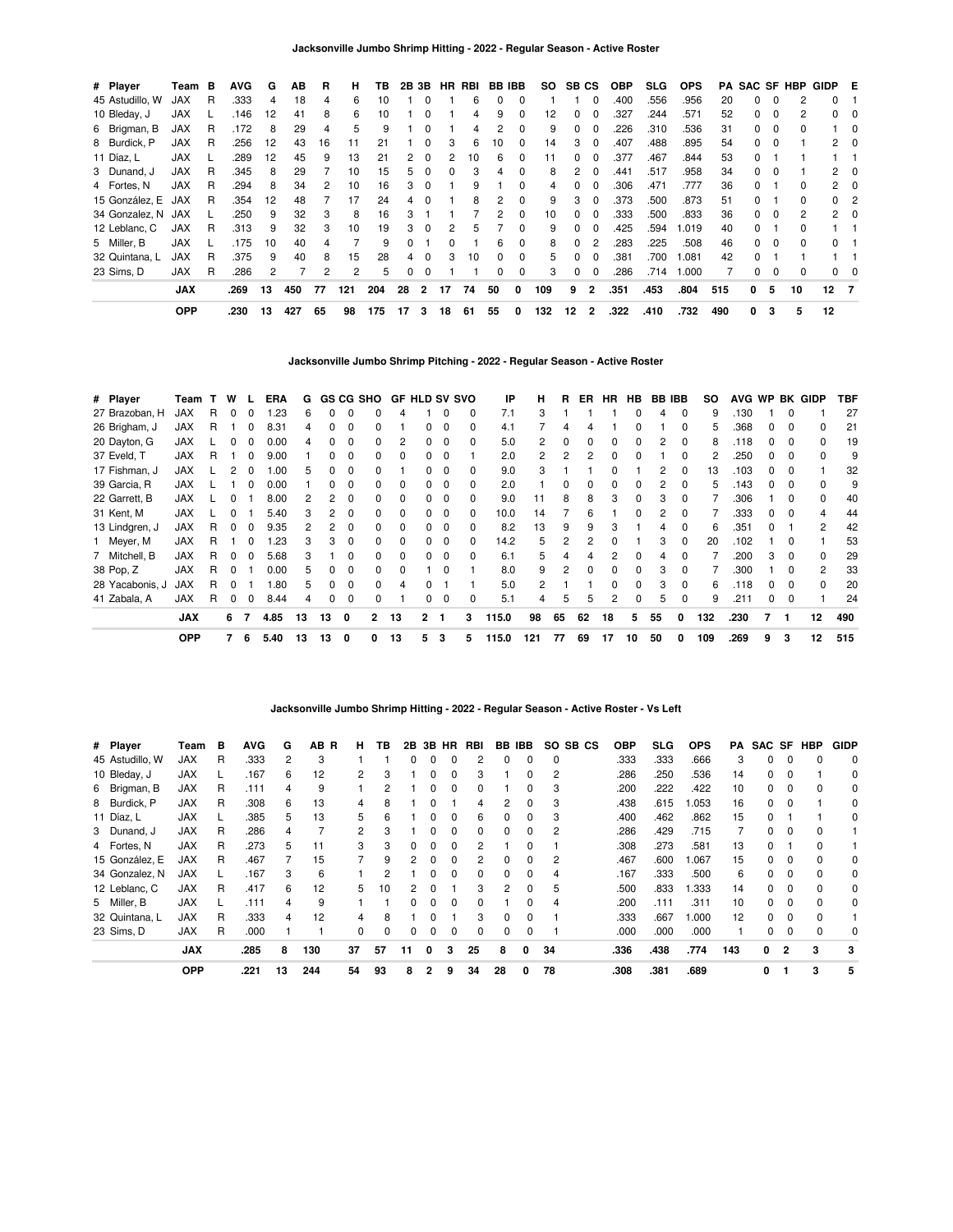### Jacksonville Jumbo Shrimp Hitting - 2022 - Regular Season - Active Roster

| # | Player | Team | B | AVG | G | AB | R | H | TB | 2B | 3B | HR | RBI | BB | IBB | SO | SB | CS | OBP | SLG | OPS | PA | SAC | SF | HBP | GIDP | E |
|---|---|---|---|---|---|---|---|---|---|---|---|---|---|---|---|---|---|---|---|---|---|---|---|---|---|---|---|
| 45 | Astudillo, W | JAX | R | .333 | 4 | 18 | 4 | 6 | 10 | 1 | 0 | 1 | 6 | 0 | 0 | 1 | 1 | 0 | .400 | .556 | .956 | 20 | 0 | 0 | 2 | 0 | 1 |
| 10 | Bleday, J | JAX | L | .146 | 12 | 41 | 8 | 6 | 10 | 1 | 0 | 1 | 4 | 9 | 0 | 12 | 0 | 0 | .327 | .244 | .571 | 52 | 0 | 0 | 2 | 0 | 0 |
| 6 | Brigman, B | JAX | R | .172 | 8 | 29 | 4 | 5 | 9 | 1 | 0 | 1 | 4 | 2 | 0 | 9 | 0 | 0 | .226 | .310 | .536 | 31 | 0 | 0 | 0 | 1 | 0 |
| 8 | Burdick, P | JAX | R | .256 | 12 | 43 | 16 | 11 | 21 | 1 | 0 | 3 | 6 | 10 | 0 | 14 | 3 | 0 | .407 | .488 | .895 | 54 | 0 | 0 | 1 | 2 | 0 |
| 11 | Díaz, L | JAX | L | .289 | 12 | 45 | 9 | 13 | 21 | 2 | 0 | 2 | 10 | 6 | 0 | 11 | 0 | 0 | .377 | .467 | .844 | 53 | 0 | 1 | 1 | 1 | 1 |
| 3 | Dunand, J | JAX | R | .345 | 8 | 29 | 7 | 10 | 15 | 5 | 0 | 0 | 3 | 4 | 0 | 8 | 2 | 0 | .441 | .517 | .958 | 34 | 0 | 0 | 1 | 2 | 0 |
| 4 | Fortes, N | JAX | R | .294 | 8 | 34 | 2 | 10 | 16 | 3 | 0 | 1 | 9 | 1 | 0 | 4 | 0 | 0 | .306 | .471 | .777 | 36 | 0 | 1 | 0 | 2 | 0 |
| 15 | González, E | JAX | R | .354 | 12 | 48 | 7 | 17 | 24 | 4 | 0 | 1 | 8 | 2 | 0 | 9 | 3 | 0 | .373 | .500 | .873 | 51 | 0 | 1 | 0 | 0 | 2 |
| 34 | Gonzalez, N | JAX | L | .250 | 9 | 32 | 3 | 8 | 16 | 3 | 1 | 1 | 7 | 2 | 0 | 10 | 0 | 0 | .333 | .500 | .833 | 36 | 0 | 0 | 2 | 2 | 0 |
| 12 | Leblanc, C | JAX | R | .313 | 9 | 32 | 3 | 10 | 19 | 3 | 0 | 2 | 5 | 7 | 0 | 9 | 0 | 0 | .425 | .594 | 1.019 | 40 | 0 | 1 | 0 | 1 | 1 |
| 5 | Miller, B | JAX | L | .175 | 10 | 40 | 4 | 7 | 9 | 0 | 1 | 0 | 1 | 6 | 0 | 8 | 0 | 2 | .283 | .225 | .508 | 46 | 0 | 0 | 0 | 0 | 1 |
| 32 | Quintana, L | JAX | R | .375 | 9 | 40 | 8 | 15 | 28 | 4 | 0 | 3 | 10 | 0 | 0 | 5 | 0 | 0 | .381 | .700 | 1.081 | 42 | 0 | 1 | 1 | 1 | 1 |
| 23 | Sims, D | JAX | R | .286 | 2 | 7 | 2 | 2 | 5 | 0 | 0 | 1 | 1 | 0 | 0 | 3 | 0 | 0 | .286 | .714 | 1.000 | 7 | 0 | 0 | 0 | 0 | 0 |
| | | **JAX** | | **.269** | **13** | **450** | **77** | **121** | **204** | **28** | **2** | **17** | **74** | **50** | **0** | **109** | **9** | **2** | **.351** | **.453** | **.804** | **515** | **0** | **5** | **10** | **12** | **7** |
| | | **OPP** | | **.230** | **13** | **427** | **65** | **98** | **175** | **17** | **3** | **18** | **61** | **55** | **0** | **132** | **12** | **2** | **.322** | **.410** | **.732** | **490** | **0** | **3** | **5** | **12** | |

### Jacksonville Jumbo Shrimp Pitching - 2022 - Regular Season - Active Roster

| # | Player | Team | T | W | L | ERA | G | GS | CG | SHO | GF | HLD | SV | SVO | IP | H | R | ER | HR | HB | BB | IBB | SO | AVG | WP | BK | GIDP | TBF |
|---|---|---|---|---|---|---|---|---|---|---|---|---|---|---|---|---|---|---|---|---|---|---|---|---|---|---|---|---|
| 27 | Brazoban, H | JAX | R | 0 | 0 | 1.23 | 6 | 0 | 0 | 0 | 4 | 1 | 0 | 0 | 7.1 | 3 | 1 | 1 | 1 | 0 | 4 | 0 | 9 | .130 | 1 | 0 | 1 | 27 |
| 26 | Brigham, J | JAX | R | 1 | 0 | 8.31 | 4 | 0 | 0 | 0 | 1 | 0 | 0 | 0 | 4.1 | 7 | 4 | 4 | 1 | 0 | 1 | 0 | 5 | .368 | 0 | 0 | 0 | 21 |
| 20 | Dayton, G | JAX | L | 0 | 0 | 0.00 | 4 | 0 | 0 | 0 | 2 | 0 | 0 | 0 | 5.0 | 2 | 0 | 0 | 0 | 0 | 2 | 0 | 8 | .118 | 0 | 0 | 0 | 19 |
| 37 | Eveld, T | JAX | R | 1 | 0 | 9.00 | 1 | 0 | 0 | 0 | 0 | 0 | 0 | 1 | 2.0 | 2 | 2 | 2 | 0 | 0 | 1 | 0 | 2 | .250 | 0 | 0 | 0 | 9 |
| 17 | Fishman, J | JAX | L | 2 | 0 | 1.00 | 5 | 0 | 0 | 0 | 1 | 0 | 0 | 0 | 9.0 | 3 | 1 | 1 | 0 | 1 | 2 | 0 | 13 | .103 | 0 | 0 | 1 | 32 |
| 39 | Garcia, R | JAX | L | 1 | 0 | 0.00 | 1 | 0 | 0 | 0 | 0 | 0 | 0 | 0 | 2.0 | 1 | 0 | 0 | 0 | 0 | 2 | 0 | 5 | .143 | 0 | 0 | 0 | 9 |
| 22 | Garrett, B | JAX | L | 0 | 1 | 8.00 | 2 | 2 | 0 | 0 | 0 | 0 | 0 | 0 | 9.0 | 11 | 8 | 8 | 3 | 0 | 3 | 0 | 7 | .306 | 1 | 0 | 0 | 40 |
| 31 | Kent, M | JAX | L | 0 | 1 | 5.40 | 3 | 2 | 0 | 0 | 0 | 0 | 0 | 0 | 10.0 | 14 | 7 | 6 | 1 | 0 | 2 | 0 | 7 | .333 | 0 | 0 | 4 | 44 |
| 13 | Lindgren, J | JAX | R | 0 | 0 | 9.35 | 2 | 2 | 0 | 0 | 0 | 0 | 0 | 0 | 8.2 | 13 | 9 | 9 | 3 | 1 | 4 | 0 | 6 | .351 | 0 | 1 | 2 | 42 |
| 1 | Meyer, M | JAX | R | 1 | 0 | 1.23 | 3 | 3 | 0 | 0 | 0 | 0 | 0 | 0 | 14.2 | 5 | 2 | 2 | 0 | 1 | 3 | 0 | 20 | .102 | 1 | 0 | 1 | 53 |
| 7 | Mitchell, B | JAX | R | 0 | 0 | 5.68 | 3 | 1 | 0 | 0 | 0 | 0 | 0 | 0 | 6.1 | 5 | 4 | 4 | 2 | 0 | 4 | 0 | 7 | .200 | 3 | 0 | 0 | 29 |
| 38 | Pop, Z | JAX | R | 0 | 1 | 0.00 | 5 | 0 | 0 | 0 | 0 | 1 | 0 | 1 | 8.0 | 9 | 2 | 0 | 0 | 0 | 3 | 0 | 7 | .300 | 1 | 0 | 2 | 33 |
| 28 | Yacabonis, J | JAX | R | 0 | 1 | 1.80 | 5 | 0 | 0 | 0 | 4 | 0 | 1 | 1 | 5.0 | 2 | 1 | 1 | 0 | 0 | 3 | 0 | 6 | .118 | 0 | 0 | 0 | 20 |
| 41 | Zabala, A | JAX | R | 0 | 0 | 8.44 | 4 | 0 | 0 | 0 | 1 | 0 | 0 | 0 | 5.1 | 4 | 5 | 5 | 2 | 0 | 5 | 0 | 9 | .211 | 0 | 0 | 1 | 24 |
| | | **JAX** | | **6** | **7** | **4.85** | **13** | **13** | **0** | **2** | **13** | **2** | **1** | **3** | **115.0** | **98** | **65** | **62** | **18** | **5** | **55** | **0** | **132** | **.230** | **7** | **1** | **12** | **490** |
| | | **OPP** | | **7** | **6** | **5.40** | **13** | **13** | **0** | **0** | **13** | **5** | **3** | **5** | **115.0** | **121** | **77** | **69** | **17** | **10** | **50** | **0** | **109** | **.269** | **9** | **3** | **12** | **515** |

### Jacksonville Jumbo Shrimp Hitting - 2022 - Regular Season - Active Roster - Vs Left

| # | Player | Team | B | AVG | G | AB | R | H | TB | 2B | 3B | HR | RBI | BB | IBB | SO | SB | CS | OBP | SLG | OPS | PA | SAC | SF | HBP | GIDP |
|---|---|---|---|---|---|---|---|---|---|---|---|---|---|---|---|---|---|---|---|---|---|---|---|---|---|---|
| 45 | Astudillo, W | JAX | R | .333 | 2 | 3 | | 1 | 1 | 0 | 0 | 0 | 2 | 0 | 0 | 0 | | | .333 | .333 | .666 | 3 | 0 | 0 | 0 | 0 |
| 10 | Bleday, J | JAX | L | .167 | 6 | 12 | | 2 | 3 | 1 | 0 | 0 | 3 | 1 | 0 | 2 | | | .286 | .250 | .536 | 14 | 0 | 0 | 1 | 0 |
| 6 | Brigman, B | JAX | R | .111 | 4 | 9 | | 1 | 2 | 1 | 0 | 0 | 0 | 1 | 0 | 3 | | | .200 | .222 | .422 | 10 | 0 | 0 | 0 | 0 |
| 8 | Burdick, P | JAX | R | .308 | 6 | 13 | | 4 | 8 | 1 | 0 | 1 | 4 | 2 | 0 | 3 | | | .438 | .615 | 1.053 | 16 | 0 | 0 | 1 | 0 |
| 11 | Díaz, L | JAX | L | .385 | 5 | 13 | | 5 | 6 | 1 | 0 | 0 | 6 | 0 | 0 | 3 | | | .400 | .462 | .862 | 15 | 0 | 1 | 1 | 0 |
| 3 | Dunand, J | JAX | R | .286 | 4 | 7 | | 2 | 3 | 1 | 0 | 0 | 0 | 0 | 0 | 2 | | | .286 | .429 | .715 | 7 | 0 | 0 | 0 | 1 |
| 4 | Fortes, N | JAX | R | .273 | 5 | 11 | | 3 | 3 | 0 | 0 | 0 | 2 | 1 | 0 | 1 | | | .308 | .273 | .581 | 13 | 0 | 1 | 0 | 1 |
| 15 | González, E | JAX | R | .467 | 7 | 15 | | 7 | 9 | 2 | 0 | 0 | 2 | 0 | 0 | 2 | | | .467 | .600 | 1.067 | 15 | 0 | 0 | 0 | 0 |
| 34 | Gonzalez, N | JAX | L | .167 | 3 | 6 | | 1 | 2 | 1 | 0 | 0 | 0 | 0 | 0 | 4 | | | .167 | .333 | .500 | 6 | 0 | 0 | 0 | 0 |
| 12 | Leblanc, C | JAX | R | .417 | 6 | 12 | | 5 | 10 | 2 | 0 | 1 | 3 | 2 | 0 | 5 | | | .500 | .833 | 1.333 | 14 | 0 | 0 | 0 | 0 |
| 5 | Miller, B | JAX | L | .111 | 4 | 9 | | 1 | 1 | 0 | 0 | 0 | 0 | 1 | 0 | 4 | | | .200 | .111 | .311 | 10 | 0 | 0 | 0 | 0 |
| 32 | Quintana, L | JAX | R | .333 | 4 | 12 | | 4 | 8 | 1 | 0 | 1 | 3 | 0 | 0 | 1 | | | .333 | .667 | 1.000 | 12 | 0 | 0 | 0 | 1 |
| 23 | Sims, D | JAX | R | .000 | 1 | 1 | | 0 | 0 | 0 | 0 | 0 | 0 | 0 | 0 | 1 | | | .000 | .000 | .000 | 1 | 0 | 0 | 0 | 0 |
| | | **JAX** | | **.285** | **8** | **130** | | **37** | **57** | **11** | **0** | **3** | **25** | **8** | **0** | **34** | | | **.336** | **.438** | **.774** | **143** | **0** | **2** | **3** | **3** |
| | | **OPP** | | **.221** | **13** | **244** | | **54** | **93** | **8** | **2** | **9** | **34** | **28** | **0** | **78** | | | **.308** | **.381** | **.689** | | **0** | **1** | **3** | **5** |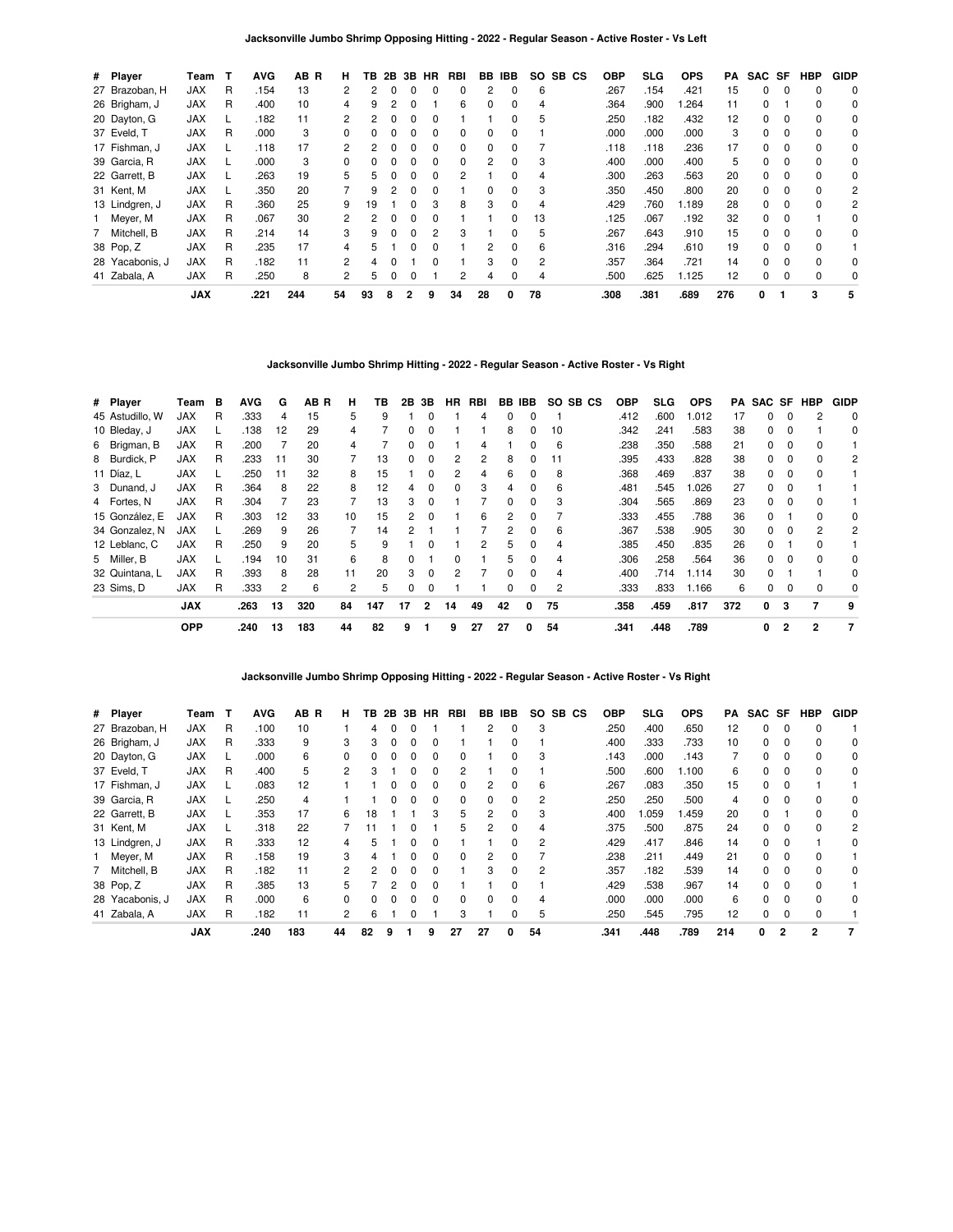### Jacksonville Jumbo Shrimp Opposing Hitting - 2022 - Regular Season - Active Roster - Vs Left

| # | Player | Team | T | AVG | AB | R | H | TB | 2B | 3B | HR | RBI | BB | IBB | SO | SB | CS | OBP | SLG | OPS | PA | SAC | SF | HBP | GIDP |
|---|---|---|---|---|---|---|---|---|---|---|---|---|---|---|---|---|---|---|---|---|---|---|---|---|---|
| 27 | Brazoban, H | JAX | R | .154 | 13 | | 2 | 2 | 0 | 0 | 0 | 0 | 2 | 0 | 6 | | | .267 | .154 | .421 | 15 | 0 | 0 | 0 | 0 |
| 26 | Brigham, J | JAX | R | .400 | 10 | | 4 | 9 | 2 | 0 | 1 | 6 | 0 | 0 | 4 | | | .364 | .900 | 1.264 | 11 | 0 | 1 | 0 | 0 |
| 20 | Dayton, G | JAX | L | .182 | 11 | | 2 | 2 | 0 | 0 | 0 | 1 | 1 | 0 | 5 | | | .250 | .182 | .432 | 12 | 0 | 0 | 0 | 0 |
| 37 | Eveld, T | JAX | R | .000 | 3 | | 0 | 0 | 0 | 0 | 0 | 0 | 0 | 0 | 1 | | | .000 | .000 | .000 | 3 | 0 | 0 | 0 | 0 |
| 17 | Fishman, J | JAX | L | .118 | 17 | | 2 | 2 | 0 | 0 | 0 | 0 | 0 | 0 | 7 | | | .118 | .118 | .236 | 17 | 0 | 0 | 0 | 0 |
| 39 | Garcia, R | JAX | L | .000 | 3 | | 0 | 0 | 0 | 0 | 0 | 0 | 2 | 0 | 3 | | | .400 | .000 | .400 | 5 | 0 | 0 | 0 | 0 |
| 22 | Garrett, B | JAX | L | .263 | 19 | | 5 | 5 | 0 | 0 | 0 | 2 | 1 | 0 | 4 | | | .300 | .263 | .563 | 20 | 0 | 0 | 0 | 0 |
| 31 | Kent, M | JAX | L | .350 | 20 | | 7 | 9 | 2 | 0 | 0 | 1 | 0 | 0 | 3 | | | .350 | .450 | .800 | 20 | 0 | 0 | 0 | 2 |
| 13 | Lindgren, J | JAX | R | .360 | 25 | | 9 | 19 | 1 | 0 | 3 | 8 | 3 | 0 | 4 | | | .429 | .760 | 1.189 | 28 | 0 | 0 | 0 | 2 |
| 1 | Meyer, M | JAX | R | .067 | 30 | | 2 | 2 | 0 | 0 | 0 | 1 | 1 | 0 | 13 | | | .125 | .067 | .192 | 32 | 0 | 0 | 1 | 0 |
| 7 | Mitchell, B | JAX | R | .214 | 14 | | 3 | 9 | 0 | 0 | 2 | 3 | 1 | 0 | 5 | | | .267 | .643 | .910 | 15 | 0 | 0 | 0 | 0 |
| 38 | Pop, Z | JAX | R | .235 | 17 | | 4 | 5 | 1 | 0 | 0 | 1 | 2 | 0 | 6 | | | .316 | .294 | .610 | 19 | 0 | 0 | 0 | 1 |
| 28 | Yacabonis, J | JAX | R | .182 | 11 | | 2 | 4 | 0 | 1 | 0 | 1 | 3 | 0 | 2 | | | .357 | .364 | .721 | 14 | 0 | 0 | 0 | 0 |
| 41 | Zabala, A | JAX | R | .250 | 8 | | 2 | 5 | 0 | 0 | 1 | 2 | 4 | 0 | 4 | | | .500 | .625 | 1.125 | 12 | 0 | 0 | 0 | 0 |
| | | **JAX** | | **.221** | **244** | | **54** | **93** | **8** | **2** | **9** | **34** | **28** | **0** | **78** | | | **.308** | **.381** | **.689** | **276** | **0** | **1** | **3** | **5** |

### Jacksonville Jumbo Shrimp Hitting - 2022 - Regular Season - Active Roster - Vs Right

| # | Player | Team | B | AVG | G | AB | R | H | TB | 2B | 3B | HR | RBI | BB | IBB | SO | SB | CS | OBP | SLG | OPS | PA | SAC | SF | HBP | GIDP |
|---|---|---|---|---|---|---|---|---|---|---|---|---|---|---|---|---|---|---|---|---|---|---|---|---|---|---|
| 45 | Astudillo, W | JAX | R | .333 | 4 | 15 | | 5 | 9 | 1 | 0 | 1 | 4 | 0 | 0 | 1 | | | .412 | .600 | 1.012 | 17 | 0 | 0 | 2 | 0 |
| 10 | Bleday, J | JAX | L | .138 | 12 | 29 | | 4 | 7 | 0 | 0 | 1 | 1 | 8 | 0 | 10 | | | .342 | .241 | .583 | 38 | 0 | 0 | 1 | 0 |
| 6 | Brigman, B | JAX | R | .200 | 7 | 20 | | 4 | 7 | 0 | 0 | 1 | 4 | 1 | 0 | 6 | | | .238 | .350 | .588 | 21 | 0 | 0 | 0 | 1 |
| 8 | Burdick, P | JAX | R | .233 | 11 | 30 | | 7 | 13 | 0 | 0 | 2 | 2 | 8 | 0 | 11 | | | .395 | .433 | .828 | 38 | 0 | 0 | 0 | 2 |
| 11 | Díaz, L | JAX | L | .250 | 11 | 32 | | 8 | 15 | 1 | 0 | 2 | 4 | 6 | 0 | 8 | | | .368 | .469 | .837 | 38 | 0 | 0 | 0 | 1 |
| 3 | Dunand, J | JAX | R | .364 | 8 | 22 | | 8 | 12 | 4 | 0 | 0 | 3 | 4 | 0 | 6 | | | .481 | .545 | 1.026 | 27 | 0 | 0 | 1 | 1 |
| 4 | Fortes, N | JAX | R | .304 | 7 | 23 | | 7 | 13 | 3 | 0 | 1 | 7 | 0 | 0 | 3 | | | .304 | .565 | .869 | 23 | 0 | 0 | 0 | 1 |
| 15 | González, E | JAX | R | .303 | 12 | 33 | | 10 | 15 | 2 | 0 | 1 | 6 | 2 | 0 | 7 | | | .333 | .455 | .788 | 36 | 0 | 1 | 0 | 0 |
| 34 | Gonzalez, N | JAX | L | .269 | 9 | 26 | | 7 | 14 | 2 | 1 | 1 | 7 | 2 | 0 | 6 | | | .367 | .538 | .905 | 30 | 0 | 0 | 2 | 2 |
| 12 | Leblanc, C | JAX | R | .250 | 9 | 20 | | 5 | 9 | 1 | 0 | 1 | 2 | 5 | 0 | 4 | | | .385 | .450 | .835 | 26 | 0 | 1 | 0 | 1 |
| 5 | Miller, B | JAX | L | .194 | 10 | 31 | | 6 | 8 | 0 | 1 | 0 | 1 | 5 | 0 | 4 | | | .306 | .258 | .564 | 36 | 0 | 0 | 0 | 0 |
| 32 | Quintana, L | JAX | R | .393 | 8 | 28 | | 11 | 20 | 3 | 0 | 2 | 7 | 0 | 0 | 4 | | | .400 | .714 | 1.114 | 30 | 0 | 1 | 1 | 0 |
| 23 | Sims, D | JAX | R | .333 | 2 | 6 | | 2 | 5 | 0 | 0 | 1 | 1 | 0 | 0 | 2 | | | .333 | .833 | 1.166 | 6 | 0 | 0 | 0 | 0 |
| | | **JAX** | | **.263** | **13** | **320** | | **84** | **147** | **17** | **2** | **14** | **49** | **42** | **0** | **75** | | | **.358** | **.459** | **.817** | **372** | **0** | **3** | **7** | **9** |
| | | **OPP** | | **.240** | **13** | **183** | | **44** | **82** | **9** | **1** | **9** | **27** | **27** | **0** | **54** | | | **.341** | **.448** | **.789** | | **0** | **2** | **2** | **7** |

### Jacksonville Jumbo Shrimp Opposing Hitting - 2022 - Regular Season - Active Roster - Vs Right

| # | Player | Team | T | AVG | AB | R | H | TB | 2B | 3B | HR | RBI | BB | IBB | SO | SB | CS | OBP | SLG | OPS | PA | SAC | SF | HBP | GIDP |
|---|---|---|---|---|---|---|---|---|---|---|---|---|---|---|---|---|---|---|---|---|---|---|---|---|---|
| 27 | Brazoban, H | JAX | R | .100 | 10 | | 1 | 4 | 0 | 0 | 1 | 1 | 2 | 0 | 3 | | | .250 | .400 | .650 | 12 | 0 | 0 | 0 | 1 |
| 26 | Brigham, J | JAX | R | .333 | 9 | | 3 | 3 | 0 | 0 | 0 | 1 | 1 | 0 | 1 | | | .400 | .333 | .733 | 10 | 0 | 0 | 0 | 0 |
| 20 | Dayton, G | JAX | L | .000 | 6 | | 0 | 0 | 0 | 0 | 0 | 0 | 1 | 0 | 3 | | | .143 | .000 | .143 | 7 | 0 | 0 | 0 | 0 |
| 37 | Eveld, T | JAX | R | .400 | 5 | | 2 | 3 | 1 | 0 | 0 | 2 | 1 | 0 | 1 | | | .500 | .600 | 1.100 | 6 | 0 | 0 | 0 | 0 |
| 17 | Fishman, J | JAX | L | .083 | 12 | | 1 | 1 | 0 | 0 | 0 | 0 | 2 | 0 | 6 | | | .267 | .083 | .350 | 15 | 0 | 0 | 1 | 1 |
| 39 | Garcia, R | JAX | L | .250 | 4 | | 1 | 1 | 0 | 0 | 0 | 0 | 0 | 0 | 2 | | | .250 | .250 | .500 | 4 | 0 | 0 | 0 | 0 |
| 22 | Garrett, B | JAX | L | .353 | 17 | | 6 | 18 | 1 | 1 | 3 | 5 | 2 | 0 | 3 | | | .400 | 1.059 | 1.459 | 20 | 0 | 1 | 0 | 0 |
| 31 | Kent, M | JAX | L | .318 | 22 | | 7 | 11 | 1 | 0 | 1 | 5 | 2 | 0 | 4 | | | .375 | .500 | .875 | 24 | 0 | 0 | 0 | 2 |
| 13 | Lindgren, J | JAX | R | .333 | 12 | | 4 | 5 | 1 | 0 | 0 | 1 | 1 | 0 | 2 | | | .429 | .417 | .846 | 14 | 0 | 0 | 1 | 0 |
| 1 | Meyer, M | JAX | R | .158 | 19 | | 3 | 4 | 1 | 0 | 0 | 0 | 2 | 0 | 7 | | | .238 | .211 | .449 | 21 | 0 | 0 | 0 | 1 |
| 7 | Mitchell, B | JAX | R | .182 | 11 | | 2 | 2 | 0 | 0 | 0 | 1 | 3 | 0 | 2 | | | .357 | .182 | .539 | 14 | 0 | 0 | 0 | 0 |
| 38 | Pop, Z | JAX | R | .385 | 13 | | 5 | 7 | 2 | 0 | 0 | 1 | 1 | 0 | 1 | | | .429 | .538 | .967 | 14 | 0 | 0 | 0 | 1 |
| 28 | Yacabonis, J | JAX | R | .000 | 6 | | 0 | 0 | 0 | 0 | 0 | 0 | 0 | 0 | 4 | | | .000 | .000 | .000 | 6 | 0 | 0 | 0 | 0 |
| 41 | Zabala, A | JAX | R | .182 | 11 | | 2 | 6 | 1 | 0 | 1 | 3 | 1 | 0 | 5 | | | .250 | .545 | .795 | 12 | 0 | 0 | 0 | 1 |
| | | **JAX** | | **.240** | **183** | | **44** | **82** | **9** | **1** | **9** | **27** | **27** | **0** | **54** | | | **.341** | **.448** | **.789** | **214** | **0** | **2** | **2** | **7** |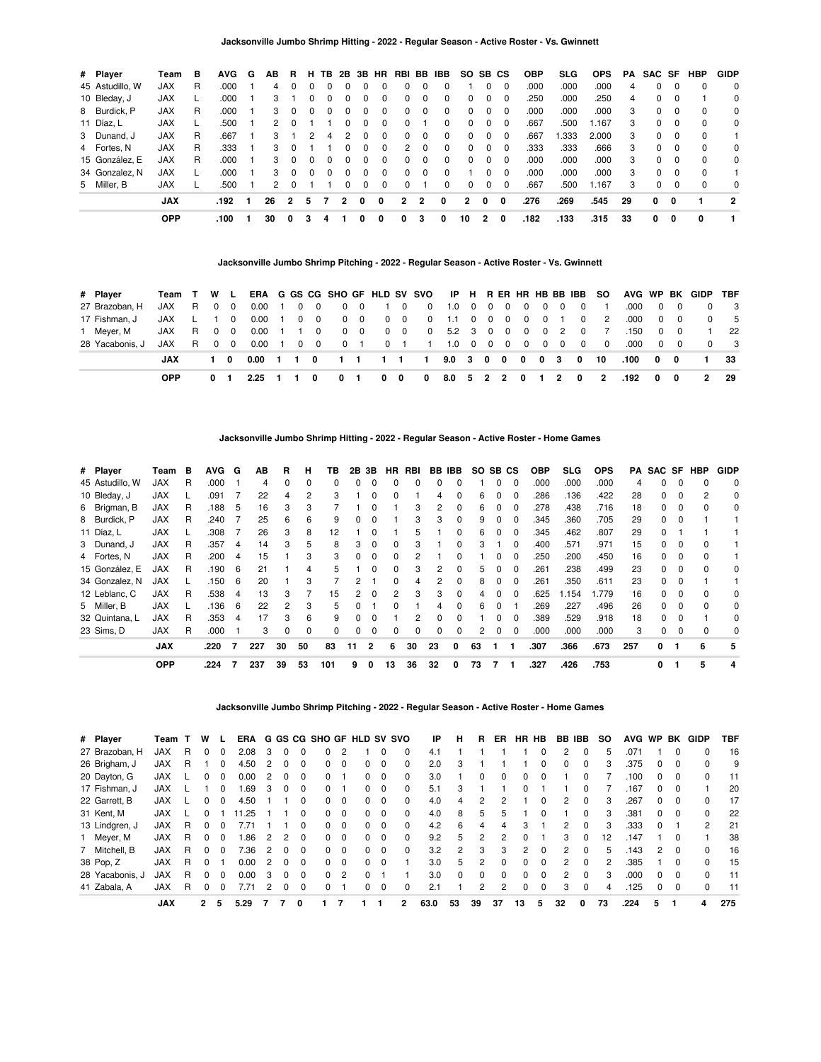### Jacksonville Jumbo Shrimp Hitting - 2022 - Regular Season - Active Roster - Vs. Gwinnett

| # | Player | Team | B | AVG | G | AB | R | H | TB | 2B | 3B | HR | RBI | BB | IBB | SO | SB | CS | OBP | SLG | OPS | PA | SAC | SF | HBP | GIDP |
|---|---|---|---|---|---|---|---|---|---|---|---|---|---|---|---|---|---|---|---|---|---|---|---|---|---|---|
| 45 | Astudillo, W | JAX | R | .000 | 1 | 4 | 0 | 0 | 0 | 0 | 0 | 0 | 0 | 0 | 0 | 1 | 0 | 0 | .000 | .000 | .000 | 4 | 0 | 0 | 0 | 0 |
| 10 | Bleday, J | JAX | L | .000 | 1 | 3 | 1 | 0 | 0 | 0 | 0 | 0 | 0 | 0 | 0 | 0 | 0 | 0 | .250 | .000 | .250 | 4 | 0 | 0 | 1 | 0 |
| 8 | Burdick, P | JAX | R | .000 | 1 | 3 | 0 | 0 | 0 | 0 | 0 | 0 | 0 | 0 | 0 | 0 | 0 | 0 | .000 | .000 | .000 | 3 | 0 | 0 | 0 | 0 |
| 11 | Díaz, L | JAX | L | .500 | 1 | 2 | 0 | 1 | 1 | 0 | 0 | 0 | 0 | 1 | 0 | 0 | 0 | 0 | .667 | .500 | 1.167 | 3 | 0 | 0 | 0 | 0 |
| 3 | Dunand, J | JAX | R | .667 | 1 | 3 | 1 | 2 | 4 | 2 | 0 | 0 | 0 | 0 | 0 | 0 | 0 | 0 | .667 | 1.333 | 2.000 | 3 | 0 | 0 | 0 | 1 |
| 4 | Fortes, N | JAX | R | .333 | 1 | 3 | 0 | 1 | 1 | 0 | 0 | 0 | 2 | 0 | 0 | 0 | 0 | 0 | .333 | .333 | .666 | 3 | 0 | 0 | 0 | 0 |
| 15 | González, E | JAX | R | .000 | 1 | 3 | 0 | 0 | 0 | 0 | 0 | 0 | 0 | 0 | 0 | 0 | 0 | 0 | .000 | .000 | .000 | 3 | 0 | 0 | 0 | 0 |
| 34 | Gonzalez, N | JAX | L | .000 | 1 | 3 | 0 | 0 | 0 | 0 | 0 | 0 | 0 | 0 | 0 | 1 | 0 | 0 | .000 | .000 | .000 | 3 | 0 | 0 | 0 | 1 |
| 5 | Miller, B | JAX | L | .500 | 1 | 2 | 0 | 1 | 1 | 0 | 0 | 0 | 0 | 1 | 0 | 0 | 0 | 0 | .667 | .500 | 1.167 | 3 | 0 | 0 | 0 | 0 |
| | | **JAX** | | **.192** | **1** | **26** | **2** | **5** | **7** | **2** | **0** | **0** | **2** | **2** | **0** | **2** | **0** | **0** | **.276** | **.269** | **.545** | **29** | **0** | **0** | **1** | **2** |
| | | **OPP** | | **.100** | **1** | **30** | **0** | **3** | **4** | **1** | **0** | **0** | **0** | **3** | **0** | **10** | **2** | **0** | **.182** | **.133** | **.315** | **33** | **0** | **0** | **0** | **1** |

### Jacksonville Jumbo Shrimp Pitching - 2022 - Regular Season - Active Roster - Vs. Gwinnett

| # | Player | Team | T | W | L | ERA | G | GS | CG | SHO | GF | HLD | SV | SVO | IP | H | R | ER | HR | HB | BB | IBB | SO | AVG | WP | BK | GIDP | TBF |
|---|---|---|---|---|---|---|---|---|---|---|---|---|---|---|---|---|---|---|---|---|---|---|---|---|---|---|---|---|
| 27 | Brazoban, H | JAX | R | 0 | 0 | 0.00 | 1 | 0 | 0 | 0 | 0 | 1 | 0 | 0 | 1.0 | 0 | 0 | 0 | 0 | 0 | 0 | 0 | 1 | .000 | 0 | 0 | 0 | 3 |
| 17 | Fishman, J | JAX | L | 1 | 0 | 0.00 | 1 | 0 | 0 | 0 | 0 | 0 | 0 | 0 | 1.1 | 0 | 0 | 0 | 0 | 0 | 1 | 0 | 2 | .000 | 0 | 0 | 0 | 5 |
| 1 | Meyer, M | JAX | R | 0 | 0 | 0.00 | 1 | 1 | 0 | 0 | 0 | 0 | 0 | 0 | 5.2 | 3 | 0 | 0 | 0 | 0 | 2 | 0 | 7 | .150 | 0 | 0 | 1 | 22 |
| 28 | Yacabonis, J | JAX | R | 0 | 0 | 0.00 | 1 | 0 | 0 | 0 | 1 | 0 | 1 | 1 | 1.0 | 0 | 0 | 0 | 0 | 0 | 0 | 0 | 0 | .000 | 0 | 0 | 0 | 3 |
| | | **JAX** | | **1** | **0** | **0.00** | **1** | **1** | **0** | **1** | **1** | **1** | **1** | **1** | **9.0** | **3** | **0** | **0** | **0** | **0** | **3** | **0** | **10** | **.100** | **0** | **0** | **1** | **33** |
| | | **OPP** | | **0** | **1** | **2.25** | **1** | **1** | **0** | **0** | **1** | **0** | **0** | **0** | **8.0** | **5** | **2** | **2** | **0** | **1** | **2** | **0** | **2** | **.192** | **0** | **0** | **2** | **29** |

### Jacksonville Jumbo Shrimp Hitting - 2022 - Regular Season - Active Roster - Home Games

| # | Player | Team | B | AVG | G | AB | R | H | TB | 2B | 3B | HR | RBI | BB | IBB | SO | SB | CS | OBP | SLG | OPS | PA | SAC | SF | HBP | GIDP |
|---|---|---|---|---|---|---|---|---|---|---|---|---|---|---|---|---|---|---|---|---|---|---|---|---|---|---|
| 45 | Astudillo, W | JAX | R | .000 | 1 | 4 | 0 | 0 | 0 | 0 | 0 | 0 | 0 | 0 | 0 | 1 | 0 | 0 | .000 | .000 | .000 | 4 | 0 | 0 | 0 | 0 |
| 10 | Bleday, J | JAX | L | .091 | 7 | 22 | 4 | 2 | 3 | 1 | 0 | 0 | 1 | 4 | 0 | 6 | 0 | 0 | .286 | .136 | .422 | 28 | 0 | 0 | 2 | 0 |
| 6 | Brigman, B | JAX | R | .188 | 5 | 16 | 3 | 3 | 7 | 1 | 0 | 1 | 3 | 2 | 0 | 6 | 0 | 0 | .278 | .438 | .716 | 18 | 0 | 0 | 0 | 0 |
| 8 | Burdick, P | JAX | R | .240 | 7 | 25 | 6 | 6 | 9 | 0 | 0 | 1 | 3 | 3 | 0 | 9 | 0 | 0 | .345 | .360 | .705 | 29 | 0 | 0 | 1 | 1 |
| 11 | Díaz, L | JAX | L | .308 | 7 | 26 | 3 | 8 | 12 | 1 | 0 | 1 | 5 | 1 | 0 | 6 | 0 | 0 | .345 | .462 | .807 | 29 | 0 | 1 | 1 | 1 |
| 3 | Dunand, J | JAX | R | .357 | 4 | 14 | 3 | 5 | 8 | 3 | 0 | 0 | 3 | 1 | 0 | 3 | 1 | 0 | .400 | .571 | .971 | 15 | 0 | 0 | 0 | 1 |
| 4 | Fortes, N | JAX | R | .200 | 4 | 15 | 1 | 3 | 3 | 0 | 0 | 0 | 2 | 1 | 0 | 1 | 0 | 0 | .250 | .200 | .450 | 16 | 0 | 0 | 0 | 1 |
| 15 | González, E | JAX | R | .190 | 6 | 21 | 1 | 4 | 5 | 1 | 0 | 0 | 3 | 2 | 0 | 5 | 0 | 0 | .261 | .238 | .499 | 23 | 0 | 0 | 0 | 0 |
| 34 | Gonzalez, N | JAX | L | .150 | 6 | 20 | 1 | 3 | 7 | 2 | 1 | 0 | 4 | 2 | 0 | 8 | 0 | 0 | .261 | .350 | .611 | 23 | 0 | 0 | 1 | 1 |
| 12 | Leblanc, C | JAX | R | .538 | 4 | 13 | 3 | 7 | 15 | 2 | 0 | 2 | 3 | 3 | 0 | 4 | 0 | 0 | .625 | 1.154 | 1.779 | 16 | 0 | 0 | 0 | 0 |
| 5 | Miller, B | JAX | L | .136 | 6 | 22 | 2 | 3 | 5 | 0 | 1 | 0 | 1 | 4 | 0 | 6 | 0 | 1 | .269 | .227 | .496 | 26 | 0 | 0 | 0 | 0 |
| 32 | Quintana, L | JAX | R | .353 | 4 | 17 | 3 | 6 | 9 | 0 | 0 | 1 | 2 | 0 | 0 | 1 | 0 | 0 | .389 | .529 | .918 | 18 | 0 | 0 | 1 | 0 |
| 23 | Sims, D | JAX | R | .000 | 1 | 3 | 0 | 0 | 0 | 0 | 0 | 0 | 0 | 0 | 0 | 2 | 0 | 0 | .000 | .000 | .000 | 3 | 0 | 0 | 0 | 0 |
| | | **JAX** | | **.220** | **7** | **227** | **30** | **50** | **83** | **11** | **2** | **6** | **30** | **23** | **0** | **63** | **1** | **1** | **.307** | **.366** | **.673** | **257** | **0** | **1** | **6** | **5** |
| | | **OPP** | | **.224** | **7** | **237** | **39** | **53** | **101** | **9** | **0** | **13** | **36** | **32** | **0** | **73** | **7** | **1** | **.327** | **.426** | **.753** | | **0** | **1** | **5** | **4** |

### Jacksonville Jumbo Shrimp Pitching - 2022 - Regular Season - Active Roster - Home Games

| # | Player | Team | T | W | L | ERA | G | GS | CG | SHO | GF | HLD | SV | SVO | IP | H | R | ER | HR | HB | BB | IBB | SO | AVG | WP | BK | GIDP | TBF |
|---|---|---|---|---|---|---|---|---|---|---|---|---|---|---|---|---|---|---|---|---|---|---|---|---|---|---|---|---|
| 27 | Brazoban, H | JAX | R | 0 | 0 | 2.08 | 3 | 0 | 0 | 0 | 2 | 1 | 0 | 0 | 4.1 | 1 | 1 | 1 | 1 | 0 | 2 | 0 | 5 | .071 | 1 | 0 | 0 | 16 |
| 26 | Brigham, J | JAX | R | 1 | 0 | 4.50 | 2 | 0 | 0 | 0 | 0 | 0 | 0 | 0 | 2.0 | 3 | 1 | 1 | 1 | 0 | 0 | 0 | 3 | .375 | 0 | 0 | 0 | 9 |
| 20 | Dayton, G | JAX | L | 0 | 0 | 0.00 | 2 | 0 | 0 | 0 | 1 | 0 | 0 | 0 | 3.0 | 1 | 0 | 0 | 0 | 0 | 1 | 0 | 7 | .100 | 0 | 0 | 0 | 11 |
| 17 | Fishman, J | JAX | L | 1 | 0 | 1.69 | 3 | 0 | 0 | 0 | 1 | 0 | 0 | 0 | 5.1 | 3 | 1 | 1 | 0 | 1 | 1 | 0 | 7 | .167 | 0 | 0 | 1 | 20 |
| 22 | Garrett, B | JAX | L | 0 | 0 | 4.50 | 1 | 1 | 0 | 0 | 0 | 0 | 0 | 0 | 4.0 | 4 | 2 | 2 | 1 | 0 | 2 | 0 | 3 | .267 | 0 | 0 | 0 | 17 |
| 31 | Kent, M | JAX | L | 0 | 1 | 11.25 | 1 | 1 | 0 | 0 | 0 | 0 | 0 | 0 | 4.0 | 8 | 5 | 5 | 1 | 0 | 1 | 0 | 3 | .381 | 0 | 0 | 0 | 22 |
| 13 | Lindgren, J | JAX | R | 0 | 0 | 7.71 | 1 | 1 | 0 | 0 | 0 | 0 | 0 | 0 | 4.2 | 6 | 4 | 4 | 3 | 1 | 2 | 0 | 3 | .333 | 0 | 1 | 2 | 21 |
| 1 | Meyer, M | JAX | R | 0 | 0 | 1.86 | 2 | 2 | 0 | 0 | 0 | 0 | 0 | 0 | 9.2 | 5 | 2 | 2 | 0 | 1 | 3 | 0 | 12 | .147 | 1 | 0 | 1 | 38 |
| 7 | Mitchell, B | JAX | R | 0 | 0 | 7.36 | 2 | 0 | 0 | 0 | 0 | 0 | 0 | 0 | 3.2 | 2 | 3 | 3 | 2 | 0 | 2 | 0 | 5 | .143 | 2 | 0 | 0 | 16 |
| 38 | Pop, Z | JAX | R | 0 | 1 | 0.00 | 2 | 0 | 0 | 0 | 0 | 0 | 0 | 1 | 3.0 | 5 | 2 | 0 | 0 | 0 | 2 | 0 | 2 | .385 | 1 | 0 | 0 | 15 |
| 28 | Yacabonis, J | JAX | R | 0 | 0 | 0.00 | 3 | 0 | 0 | 0 | 2 | 0 | 1 | 1 | 3.0 | 0 | 0 | 0 | 0 | 0 | 2 | 0 | 3 | .000 | 0 | 0 | 0 | 11 |
| 41 | Zabala, A | JAX | R | 0 | 0 | 7.71 | 2 | 0 | 0 | 0 | 1 | 0 | 0 | 0 | 2.1 | 1 | 2 | 2 | 0 | 0 | 3 | 0 | 4 | .125 | 0 | 0 | 0 | 11 |
| | | **JAX** | | **2** | **5** | **5.29** | **7** | **7** | **0** | **1** | **7** | **1** | **1** | **2** | **63.0** | **53** | **39** | **37** | **13** | **5** | **32** | **0** | **73** | **.224** | **5** | **1** | **4** | **275** |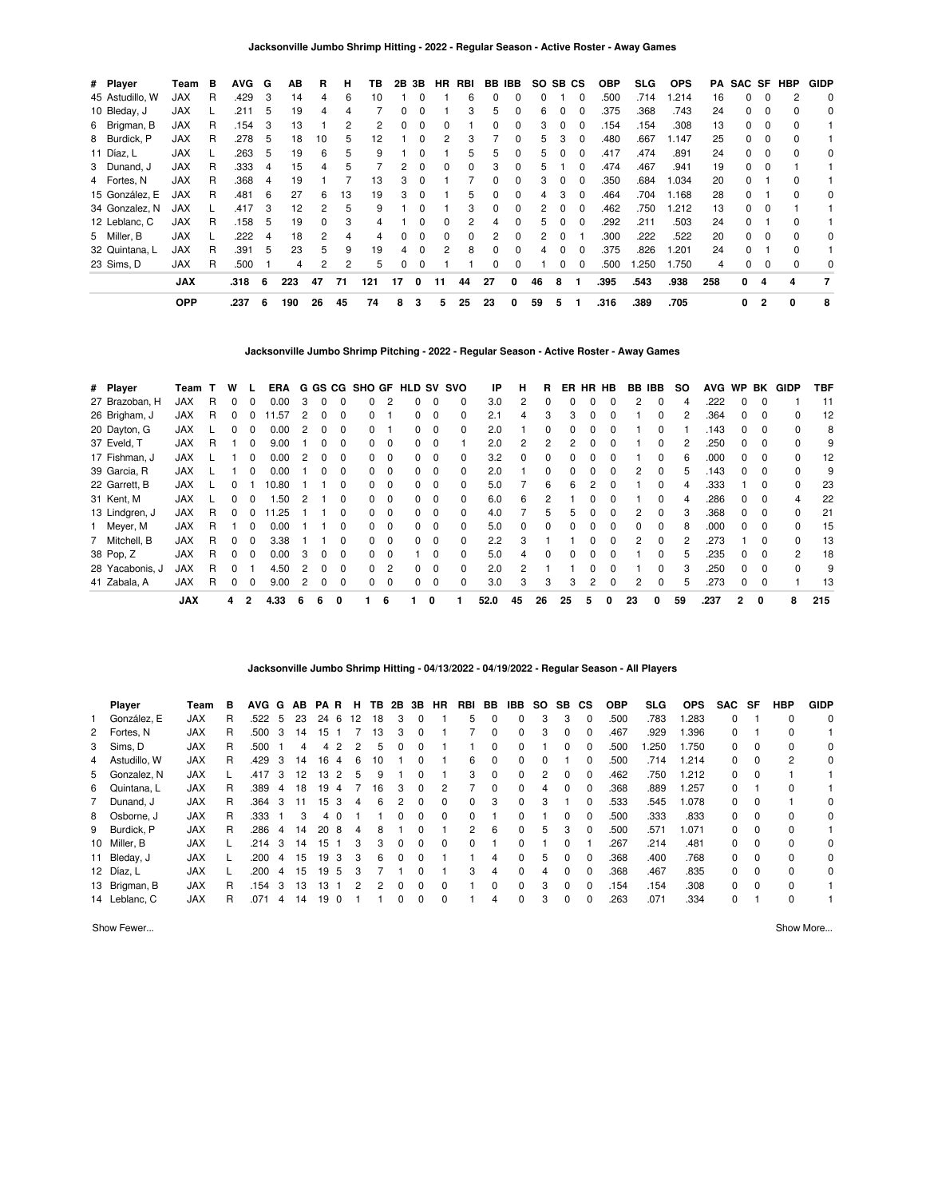**Jacksonville Jumbo Shrimp Hitting - 2022 - Regular Season - Active Roster - Away Games**

| # | Player | Team | B | AVG | G | AB | R | H | TB | 2B | 3B | HR | RBI | BB | IBB | SO | SB | CS | OBP | SLG | OPS | PA | SAC | SF | HBP | GIDP |
|---|---|---|---|---|---|---|---|---|---|---|---|---|---|---|---|---|---|---|---|---|---|---|---|---|---|---|
| 45 | Astudillo, W | JAX | R | .429 | 3 | 14 | 4 | 6 | 10 | 1 | 0 | 1 | 6 | 0 | 0 | 0 | 1 | 0 | .500 | .714 | 1.214 | 16 | 0 | 0 | 2 | 0 |
| 10 | Bleday, J | JAX | L | .211 | 5 | 19 | 4 | 4 | 7 | 0 | 0 | 1 | 3 | 5 | 0 | 6 | 0 | 0 | .375 | .368 | .743 | 24 | 0 | 0 | 0 | 0 |
| 6 | Brigman, B | JAX | R | .154 | 3 | 13 | 1 | 2 | 2 | 0 | 0 | 0 | 1 | 0 | 0 | 3 | 0 | 0 | .154 | .154 | .308 | 13 | 0 | 0 | 0 | 1 |
| 8 | Burdick, P | JAX | R | .278 | 5 | 18 | 10 | 5 | 12 | 1 | 0 | 2 | 3 | 7 | 0 | 5 | 3 | 0 | .480 | .667 | 1.147 | 25 | 0 | 0 | 0 | 1 |
| 11 | Díaz, L | JAX | L | .263 | 5 | 19 | 6 | 5 | 9 | 1 | 0 | 1 | 5 | 5 | 0 | 5 | 0 | 0 | .417 | .474 | .891 | 24 | 0 | 0 | 0 | 0 |
| 3 | Dunand, J | JAX | R | .333 | 4 | 15 | 4 | 5 | 7 | 2 | 0 | 0 | 0 | 3 | 0 | 5 | 1 | 0 | .474 | .467 | .941 | 19 | 0 | 0 | 1 | 1 |
| 4 | Fortes, N | JAX | R | .368 | 4 | 19 | 1 | 7 | 13 | 3 | 0 | 1 | 7 | 0 | 0 | 3 | 0 | 0 | .350 | .684 | 1.034 | 20 | 0 | 1 | 0 | 1 |
| 15 | González, E | JAX | R | .481 | 6 | 27 | 6 | 13 | 19 | 3 | 0 | 1 | 5 | 0 | 0 | 4 | 3 | 0 | .464 | .704 | 1.168 | 28 | 0 | 1 | 0 | 0 |
| 34 | Gonzalez, N | JAX | L | .417 | 3 | 12 | 2 | 5 | 9 | 1 | 0 | 1 | 3 | 0 | 0 | 2 | 0 | 0 | .462 | .750 | 1.212 | 13 | 0 | 0 | 1 | 1 |
| 12 | Leblanc, C | JAX | R | .158 | 5 | 19 | 0 | 3 | 4 | 1 | 0 | 0 | 2 | 4 | 0 | 5 | 0 | 0 | .292 | .211 | .503 | 24 | 0 | 1 | 0 | 1 |
| 5 | Miller, B | JAX | L | .222 | 4 | 18 | 2 | 4 | 4 | 0 | 0 | 0 | 0 | 2 | 0 | 2 | 0 | 1 | .300 | .222 | .522 | 20 | 0 | 0 | 0 | 0 |
| 32 | Quintana, L | JAX | R | .391 | 5 | 23 | 5 | 9 | 19 | 4 | 0 | 2 | 8 | 0 | 0 | 4 | 0 | 0 | .375 | .826 | 1.201 | 24 | 0 | 1 | 0 | 1 |
| 23 | Sims, D | JAX | R | .500 | 1 | 4 | 2 | 2 | 5 | 0 | 0 | 1 | 1 | 0 | 0 | 1 | 0 | 0 | .500 | 1.250 | 1.750 | 4 | 0 | 0 | 0 | 0 |
| | | **JAX** | | **.318** | **6** | **223** | **47** | **71** | **121** | **17** | **0** | **11** | **44** | **27** | **0** | **46** | **8** | **1** | **.395** | **.543** | **.938** | **258** | **0** | **4** | **4** | **7** |
| | | **OPP** | | **.237** | **6** | **190** | **26** | **45** | **74** | **8** | **3** | **5** | **25** | **23** | **0** | **59** | **5** | **1** | **.316** | **.389** | **.705** | | **0** | **2** | **0** | **8** |

**Jacksonville Jumbo Shrimp Pitching - 2022 - Regular Season - Active Roster - Away Games**

| # | Player | Team | T | W | L | ERA | G | GS | CG | SHO | GF | HLD | SV | SVO | IP | H | R | ER | HR | HB | BB | IBB | SO | AVG | WP | BK | GIDP | TBF |
|---|---|---|---|---|---|---|---|---|---|---|---|---|---|---|---|---|---|---|---|---|---|---|---|---|---|---|---|---|
| 27 | Brazoban, H | JAX | R | 0 | 0 | 0.00 | 3 | 0 | 0 | 0 | 2 | 0 | 0 | 0 | 3.0 | 2 | 0 | 0 | 0 | 0 | 2 | 0 | 4 | .222 | 0 | 0 | 1 | 11 |
| 26 | Brigham, J | JAX | R | 0 | 0 | 11.57 | 2 | 0 | 0 | 0 | 1 | 0 | 0 | 0 | 2.1 | 4 | 3 | 3 | 0 | 0 | 1 | 0 | 2 | .364 | 0 | 0 | 0 | 12 |
| 20 | Dayton, G | JAX | L | 0 | 0 | 0.00 | 2 | 0 | 0 | 0 | 1 | 0 | 0 | 0 | 2.0 | 1 | 0 | 0 | 0 | 0 | 1 | 0 | 1 | .143 | 0 | 0 | 0 | 8 |
| 37 | Eveld, T | JAX | R | 1 | 0 | 9.00 | 1 | 0 | 0 | 0 | 0 | 0 | 0 | 1 | 2.0 | 2 | 2 | 2 | 0 | 0 | 1 | 0 | 2 | .250 | 0 | 0 | 0 | 9 |
| 17 | Fishman, J | JAX | L | 1 | 0 | 0.00 | 2 | 0 | 0 | 0 | 0 | 0 | 0 | 0 | 3.2 | 0 | 0 | 0 | 0 | 0 | 1 | 0 | 6 | .000 | 0 | 0 | 0 | 12 |
| 39 | Garcia, R | JAX | L | 1 | 0 | 0.00 | 1 | 0 | 0 | 0 | 0 | 0 | 0 | 0 | 2.0 | 1 | 0 | 0 | 0 | 0 | 2 | 0 | 5 | .143 | 0 | 0 | 0 | 9 |
| 22 | Garrett, B | JAX | L | 0 | 1 | 10.80 | 1 | 1 | 0 | 0 | 0 | 0 | 0 | 0 | 5.0 | 7 | 6 | 6 | 2 | 0 | 1 | 0 | 4 | .333 | 1 | 0 | 0 | 23 |
| 31 | Kent, M | JAX | L | 0 | 0 | 1.50 | 2 | 1 | 0 | 0 | 0 | 0 | 0 | 0 | 6.0 | 6 | 2 | 1 | 0 | 0 | 1 | 0 | 4 | .286 | 0 | 0 | 4 | 22 |
| 13 | Lindgren, J | JAX | R | 0 | 0 | 11.25 | 1 | 1 | 0 | 0 | 0 | 0 | 0 | 0 | 4.0 | 7 | 5 | 5 | 0 | 0 | 2 | 0 | 3 | .368 | 0 | 0 | 0 | 21 |
| 1 | Meyer, M | JAX | R | 1 | 0 | 0.00 | 1 | 1 | 0 | 0 | 0 | 0 | 0 | 0 | 5.0 | 0 | 0 | 0 | 0 | 0 | 0 | 0 | 8 | .000 | 0 | 0 | 0 | 15 |
| 7 | Mitchell, B | JAX | R | 0 | 0 | 3.38 | 1 | 1 | 0 | 0 | 0 | 0 | 0 | 0 | 2.2 | 3 | 1 | 1 | 0 | 0 | 2 | 0 | 2 | .273 | 1 | 0 | 0 | 13 |
| 38 | Pop, Z | JAX | R | 0 | 0 | 0.00 | 3 | 0 | 0 | 0 | 0 | 1 | 0 | 0 | 5.0 | 4 | 0 | 0 | 0 | 0 | 1 | 0 | 5 | .235 | 0 | 0 | 2 | 18 |
| 28 | Yacabonis, J | JAX | R | 0 | 1 | 4.50 | 2 | 0 | 0 | 0 | 2 | 0 | 0 | 0 | 2.0 | 2 | 1 | 1 | 0 | 0 | 1 | 0 | 3 | .250 | 0 | 0 | 0 | 9 |
| 41 | Zabala, A | JAX | R | 0 | 0 | 9.00 | 2 | 0 | 0 | 0 | 0 | 0 | 0 | 0 | 3.0 | 3 | 3 | 3 | 2 | 0 | 2 | 0 | 5 | .273 | 0 | 0 | 1 | 13 |
| | | **JAX** | | **4** | **2** | **4.33** | **6** | **6** | **0** | **1** | **6** | **1** | **0** | **1** | **52.0** | **45** | **26** | **25** | **5** | **0** | **23** | **0** | **59** | **.237** | **2** | **0** | **8** | **215** |

**Jacksonville Jumbo Shrimp Hitting - 04/13/2022 - 04/19/2022 - Regular Season - All Players**

| | Player | Team | B | AVG | G | AB | PA | R | H | TB | 2B | 3B | HR | RBI | BB | IBB | SO | SB | CS | OBP | SLG | OPS | SAC | SF | HBP | GIDP |
|---|---|---|---|---|---|---|---|---|---|---|---|---|---|---|---|---|---|---|---|---|---|---|---|---|---|---|
| 1 | González, E | JAX | R | .522 | 5 | 23 | 24 | 6 | 12 | 18 | 3 | 0 | 1 | 5 | 0 | 0 | 3 | 3 | 0 | .500 | .783 | 1.283 | 0 | 1 | 0 | 0 |
| 2 | Fortes, N | JAX | R | .500 | 3 | 14 | 15 | 1 | 7 | 13 | 3 | 0 | 1 | 7 | 0 | 0 | 3 | 0 | 0 | .467 | .929 | 1.396 | 0 | 1 | 0 | 1 |
| 3 | Sims, D | JAX | R | .500 | 1 | 4 | 4 | 2 | 2 | 5 | 0 | 0 | 1 | 1 | 0 | 0 | 1 | 0 | 0 | .500 | 1.250 | 1.750 | 0 | 0 | 0 | 0 |
| 4 | Astudillo, W | JAX | R | .429 | 3 | 14 | 16 | 4 | 6 | 10 | 1 | 0 | 1 | 6 | 0 | 0 | 0 | 1 | 0 | .500 | .714 | 1.214 | 0 | 0 | 2 | 0 |
| 5 | Gonzalez, N | JAX | L | .417 | 3 | 12 | 13 | 2 | 5 | 9 | 1 | 0 | 1 | 3 | 0 | 0 | 2 | 0 | 0 | .462 | .750 | 1.212 | 0 | 0 | 1 | 1 |
| 6 | Quintana, L | JAX | R | .389 | 4 | 18 | 19 | 4 | 7 | 16 | 3 | 0 | 2 | 7 | 0 | 0 | 4 | 0 | 0 | .368 | .889 | 1.257 | 0 | 1 | 0 | 1 |
| 7 | Dunand, J | JAX | R | .364 | 3 | 11 | 15 | 3 | 4 | 6 | 2 | 0 | 0 | 0 | 3 | 0 | 3 | 1 | 0 | .533 | .545 | 1.078 | 0 | 0 | 1 | 0 |
| 8 | Osborne, J | JAX | R | .333 | 1 | 3 | 4 | 0 | 1 | 1 | 0 | 0 | 0 | 0 | 1 | 0 | 1 | 0 | 0 | .500 | .333 | .833 | 0 | 0 | 0 | 0 |
| 9 | Burdick, P | JAX | R | .286 | 4 | 14 | 20 | 8 | 4 | 8 | 1 | 0 | 1 | 2 | 6 | 0 | 5 | 3 | 0 | .500 | .571 | 1.071 | 0 | 0 | 0 | 1 |
| 10 | Miller, B | JAX | L | .214 | 3 | 14 | 15 | 1 | 3 | 3 | 0 | 0 | 0 | 0 | 1 | 0 | 1 | 0 | 1 | .267 | .214 | .481 | 0 | 0 | 0 | 0 |
| 11 | Bleday, J | JAX | L | .200 | 4 | 15 | 19 | 3 | 3 | 6 | 0 | 0 | 1 | 1 | 4 | 0 | 5 | 0 | 0 | .368 | .400 | .768 | 0 | 0 | 0 | 0 |
| 12 | Díaz, L | JAX | L | .200 | 4 | 15 | 19 | 5 | 3 | 7 | 1 | 0 | 1 | 3 | 4 | 0 | 4 | 0 | 0 | .368 | .467 | .835 | 0 | 0 | 0 | 0 |
| 13 | Brigman, B | JAX | R | .154 | 3 | 13 | 13 | 1 | 2 | 2 | 0 | 0 | 0 | 1 | 0 | 0 | 3 | 0 | 0 | .154 | .154 | .308 | 0 | 0 | 0 | 1 |
| 14 | Leblanc, C | JAX | R | .071 | 4 | 14 | 19 | 0 | 1 | 1 | 0 | 0 | 0 | 1 | 4 | 0 | 3 | 0 | 0 | .263 | .071 | .334 | 0 | 1 | 0 | 1 |

Show Fewer... Show More...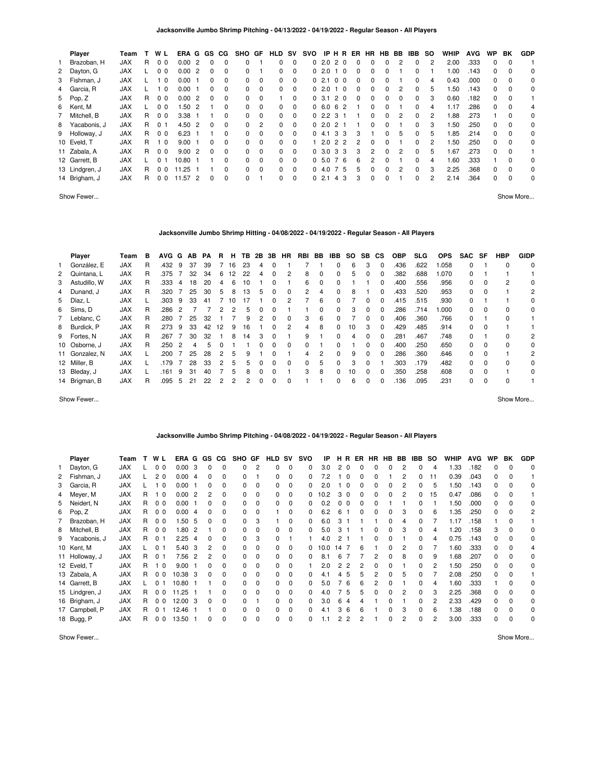### Jacksonville Jumbo Shrimp Pitching - 04/13/2022 - 04/19/2022 - Regular Season - All Players

| | Player | Team | T | W | L | ERA | G | GS | CG | SHO | GF | HLD | SV | SVO | IP | H | R | ER | HR | HB | BB | IBB | SO | WHIP | AVG | WP | BK | GDP |
|---|---|---|---|---|---|---|---|---|---|---|---|---|---|---|---|---|---|---|---|---|---|---|---|---|---|---|---|---|
| 1 | Brazoban, H | JAX | R | 0 | 0 | 0.00 | 2 | 0 | 0 | 0 | 1 | 0 | 0 | 0 | 2.0 | 2 | 0 | 0 | 0 | 0 | 2 | 0 | 2 | 2.00 | .333 | 0 | 0 | 1 |
| 2 | Dayton, G | JAX | L | 0 | 0 | 0.00 | 2 | 0 | 0 | 0 | 1 | 0 | 0 | 0 | 2.0 | 1 | 0 | 0 | 0 | 0 | 1 | 0 | 1 | 1.00 | .143 | 0 | 0 | 0 |
| 3 | Fishman, J | JAX | L | 1 | 0 | 0.00 | 1 | 0 | 0 | 0 | 0 | 0 | 0 | 0 | 2.1 | 0 | 0 | 0 | 0 | 0 | 1 | 0 | 4 | 0.43 | .000 | 0 | 0 | 0 |
| 4 | Garcia, R | JAX | L | 1 | 0 | 0.00 | 1 | 0 | 0 | 0 | 0 | 0 | 0 | 0 | 2.0 | 1 | 0 | 0 | 0 | 0 | 2 | 0 | 5 | 1.50 | .143 | 0 | 0 | 0 |
| 5 | Pop, Z | JAX | R | 0 | 0 | 0.00 | 2 | 0 | 0 | 0 | 0 | 1 | 0 | 0 | 3.1 | 2 | 0 | 0 | 0 | 0 | 0 | 0 | 3 | 0.60 | .182 | 0 | 0 | 1 |
| 6 | Kent, M | JAX | L | 0 | 0 | 1.50 | 2 | 1 | 0 | 0 | 0 | 0 | 0 | 0 | 6.0 | 6 | 2 | 1 | 0 | 0 | 1 | 0 | 4 | 1.17 | .286 | 0 | 0 | 4 |
| 7 | Mitchell, B | JAX | R | 0 | 0 | 3.38 | 1 | 1 | 0 | 0 | 0 | 0 | 0 | 0 | 2.2 | 3 | 1 | 1 | 0 | 0 | 2 | 0 | 2 | 1.88 | .273 | 1 | 0 | 0 |
| 8 | Yacabonis, J | JAX | R | 0 | 1 | 4.50 | 2 | 0 | 0 | 0 | 2 | 0 | 0 | 0 | 2.0 | 2 | 1 | 1 | 0 | 0 | 1 | 0 | 3 | 1.50 | .250 | 0 | 0 | 0 |
| 9 | Holloway, J | JAX | R | 0 | 0 | 6.23 | 1 | 1 | 0 | 0 | 0 | 0 | 0 | 0 | 4.1 | 3 | 3 | 3 | 1 | 0 | 5 | 0 | 5 | 1.85 | .214 | 0 | 0 | 0 |
| 10 | Eveld, T | JAX | R | 1 | 0 | 9.00 | 1 | 0 | 0 | 0 | 0 | 0 | 0 | 1 | 2.0 | 2 | 2 | 2 | 0 | 0 | 1 | 0 | 2 | 1.50 | .250 | 0 | 0 | 0 |
| 11 | Zabala, A | JAX | R | 0 | 0 | 9.00 | 2 | 0 | 0 | 0 | 0 | 0 | 0 | 0 | 3.0 | 3 | 3 | 3 | 2 | 0 | 2 | 0 | 5 | 1.67 | .273 | 0 | 0 | 1 |
| 12 | Garrett, B | JAX | L | 0 | 1 | 10.80 | 1 | 1 | 0 | 0 | 0 | 0 | 0 | 0 | 5.0 | 7 | 6 | 6 | 2 | 0 | 1 | 0 | 4 | 1.60 | .333 | 1 | 0 | 0 |
| 13 | Lindgren, J | JAX | R | 0 | 0 | 11.25 | 1 | 1 | 0 | 0 | 0 | 0 | 0 | 0 | 4.0 | 7 | 5 | 5 | 0 | 0 | 2 | 0 | 3 | 2.25 | .368 | 0 | 0 | 0 |
| 14 | Brigham, J | JAX | R | 0 | 0 | 11.57 | 2 | 0 | 0 | 0 | 1 | 0 | 0 | 0 | 2.1 | 4 | 3 | 3 | 0 | 0 | 1 | 0 | 2 | 2.14 | .364 | 0 | 0 | 0 |

Show Fewer... Show More...

### Jacksonville Jumbo Shrimp Hitting - 04/08/2022 - 04/19/2022 - Regular Season - All Players

| | Player | Team | B | AVG | G | AB | PA | R | H | TB | 2B | 3B | HR | RBI | BB | IBB | SO | SB | CS | OBP | SLG | OPS | SAC | SF | HBP | GIDP |
|---|---|---|---|---|---|---|---|---|---|---|---|---|---|---|---|---|---|---|---|---|---|---|---|---|---|---|
| 1 | González, E | JAX | R | .432 | 9 | 37 | 39 | 7 | 16 | 23 | 4 | 0 | 1 | 7 | 1 | 0 | 6 | 3 | 0 | .436 | .622 | 1.058 | 0 | 1 | 0 | 0 |
| 2 | Quintana, L | JAX | R | .375 | 7 | 32 | 34 | 6 | 12 | 22 | 4 | 0 | 2 | 8 | 0 | 0 | 5 | 0 | 0 | .382 | .688 | 1.070 | 0 | 1 | 1 | 1 |
| 3 | Astudillo, W | JAX | R | .333 | 4 | 18 | 20 | 4 | 6 | 10 | 1 | 0 | 1 | 6 | 0 | 0 | 1 | 1 | 0 | .400 | .556 | .956 | 0 | 0 | 2 | 0 |
| 4 | Dunand, J | JAX | R | .320 | 7 | 25 | 30 | 5 | 8 | 13 | 5 | 0 | 0 | 2 | 4 | 0 | 8 | 1 | 0 | .433 | .520 | .953 | 0 | 0 | 1 | 2 |
| 5 | Díaz, L | JAX | L | .303 | 9 | 33 | 41 | 7 | 10 | 17 | 1 | 0 | 2 | 7 | 6 | 0 | 7 | 0 | 0 | .415 | .515 | .930 | 0 | 1 | 1 | 0 |
| 6 | Sims, D | JAX | R | .286 | 2 | 7 | 7 | 2 | 2 | 5 | 0 | 0 | 1 | 1 | 0 | 0 | 3 | 0 | 0 | .286 | .714 | 1.000 | 0 | 0 | 0 | 0 |
| 7 | Leblanc, C | JAX | R | .280 | 7 | 25 | 32 | 1 | 7 | 9 | 2 | 0 | 0 | 3 | 6 | 0 | 7 | 0 | 0 | .406 | .360 | .766 | 0 | 1 | 0 | 1 |
| 8 | Burdick, P | JAX | R | .273 | 9 | 33 | 42 | 12 | 9 | 16 | 1 | 0 | 2 | 4 | 8 | 0 | 10 | 3 | 0 | .429 | .485 | .914 | 0 | 0 | 1 | 1 |
| 9 | Fortes, N | JAX | R | .267 | 7 | 30 | 32 | 1 | 8 | 14 | 3 | 0 | 1 | 9 | 1 | 0 | 4 | 0 | 0 | .281 | .467 | .748 | 0 | 1 | 0 | 2 |
| 10 | Osborne, J | JAX | R | .250 | 2 | 4 | 5 | 0 | 1 | 1 | 0 | 0 | 0 | 0 | 1 | 0 | 1 | 0 | 0 | .400 | .250 | .650 | 0 | 0 | 0 | 0 |
| 11 | Gonzalez, N | JAX | L | .200 | 7 | 25 | 28 | 2 | 5 | 9 | 1 | 0 | 1 | 4 | 2 | 0 | 9 | 0 | 0 | .286 | .360 | .646 | 0 | 0 | 1 | 2 |
| 12 | Miller, B | JAX | L | .179 | 7 | 28 | 33 | 2 | 5 | 5 | 0 | 0 | 0 | 0 | 5 | 0 | 3 | 0 | 1 | .303 | .179 | .482 | 0 | 0 | 0 | 0 |
| 13 | Bleday, J | JAX | L | .161 | 9 | 31 | 40 | 7 | 5 | 8 | 0 | 0 | 1 | 3 | 8 | 0 | 10 | 0 | 0 | .350 | .258 | .608 | 0 | 0 | 1 | 0 |
| 14 | Brigman, B | JAX | R | .095 | 5 | 21 | 22 | 2 | 2 | 2 | 0 | 0 | 0 | 1 | 1 | 0 | 6 | 0 | 0 | .136 | .095 | .231 | 0 | 0 | 0 | 1 |

Show Fewer... Show More...

### Jacksonville Jumbo Shrimp Pitching - 04/08/2022 - 04/19/2022 - Regular Season - All Players

| | Player | Team | T | W | L | ERA | G | GS | CG | SHO | GF | HLD | SV | SVO | IP | H | R | ER | HR | HB | BB | IBB | SO | WHIP | AVG | WP | BK | GDP |
|---|---|---|---|---|---|---|---|---|---|---|---|---|---|---|---|---|---|---|---|---|---|---|---|---|---|---|---|---|
| 1 | Dayton, G | JAX | L | 0 | 0 | 0.00 | 3 | 0 | 0 | 0 | 2 | 0 | 0 | 0 | 3.0 | 2 | 0 | 0 | 0 | 0 | 2 | 0 | 4 | 1.33 | .182 | 0 | 0 | 0 |
| 2 | Fishman, J | JAX | L | 2 | 0 | 0.00 | 4 | 0 | 0 | 0 | 1 | 0 | 0 | 0 | 7.2 | 1 | 0 | 0 | 0 | 1 | 2 | 0 | 11 | 0.39 | .043 | 0 | 0 | 1 |
| 3 | Garcia, R | JAX | L | 1 | 0 | 0.00 | 1 | 0 | 0 | 0 | 0 | 0 | 0 | 0 | 2.0 | 1 | 0 | 0 | 0 | 0 | 2 | 0 | 5 | 1.50 | .143 | 0 | 0 | 0 |
| 4 | Meyer, M | JAX | R | 1 | 0 | 0.00 | 2 | 2 | 0 | 0 | 0 | 0 | 0 | 0 | 10.2 | 3 | 0 | 0 | 0 | 0 | 2 | 0 | 15 | 0.47 | .086 | 0 | 0 | 1 |
| 5 | Neidert, N | JAX | R | 0 | 0 | 0.00 | 1 | 0 | 0 | 0 | 0 | 0 | 0 | 0 | 0.2 | 0 | 0 | 0 | 0 | 1 | 1 | 0 | 1 | 1.50 | .000 | 0 | 0 | 0 |
| 6 | Pop, Z | JAX | R | 0 | 0 | 0.00 | 4 | 0 | 0 | 0 | 0 | 1 | 0 | 0 | 6.2 | 6 | 1 | 0 | 0 | 0 | 3 | 0 | 6 | 1.35 | .250 | 0 | 0 | 2 |
| 7 | Brazoban, H | JAX | R | 0 | 0 | 1.50 | 5 | 0 | 0 | 0 | 3 | 1 | 0 | 0 | 6.0 | 3 | 1 | 1 | 1 | 0 | 4 | 0 | 7 | 1.17 | .158 | 1 | 0 | 1 |
| 8 | Mitchell, B | JAX | R | 0 | 0 | 1.80 | 2 | 1 | 0 | 0 | 0 | 0 | 0 | 0 | 5.0 | 3 | 1 | 1 | 0 | 0 | 3 | 0 | 4 | 1.20 | .158 | 3 | 0 | 0 |
| 9 | Yacabonis, J | JAX | R | 0 | 1 | 2.25 | 4 | 0 | 0 | 0 | 3 | 0 | 1 | 1 | 4.0 | 2 | 1 | 1 | 0 | 0 | 1 | 0 | 4 | 0.75 | .143 | 0 | 0 | 0 |
| 10 | Kent, M | JAX | L | 0 | 1 | 5.40 | 3 | 2 | 0 | 0 | 0 | 0 | 0 | 0 | 10.0 | 14 | 7 | 6 | 1 | 0 | 2 | 0 | 7 | 1.60 | .333 | 0 | 0 | 4 |
| 11 | Holloway, J | JAX | R | 0 | 1 | 7.56 | 2 | 2 | 0 | 0 | 0 | 0 | 0 | 0 | 8.1 | 6 | 7 | 7 | 2 | 0 | 8 | 0 | 9 | 1.68 | .207 | 0 | 0 | 0 |
| 12 | Eveld, T | JAX | R | 1 | 0 | 9.00 | 1 | 0 | 0 | 0 | 0 | 0 | 0 | 1 | 2.0 | 2 | 2 | 2 | 0 | 0 | 1 | 0 | 2 | 1.50 | .250 | 0 | 0 | 0 |
| 13 | Zabala, A | JAX | R | 0 | 0 | 10.38 | 3 | 0 | 0 | 0 | 0 | 0 | 0 | 0 | 4.1 | 4 | 5 | 5 | 2 | 0 | 5 | 0 | 7 | 2.08 | .250 | 0 | 0 | 1 |
| 14 | Garrett, B | JAX | L | 0 | 1 | 10.80 | 1 | 1 | 0 | 0 | 0 | 0 | 0 | 0 | 5.0 | 7 | 6 | 6 | 2 | 0 | 1 | 0 | 4 | 1.60 | .333 | 1 | 0 | 0 |
| 15 | Lindgren, J | JAX | R | 0 | 0 | 11.25 | 1 | 1 | 0 | 0 | 0 | 0 | 0 | 0 | 4.0 | 7 | 5 | 5 | 0 | 0 | 2 | 0 | 3 | 2.25 | .368 | 0 | 0 | 0 |
| 16 | Brigham, J | JAX | R | 0 | 0 | 12.00 | 3 | 0 | 0 | 0 | 1 | 0 | 0 | 0 | 3.0 | 6 | 4 | 4 | 1 | 0 | 1 | 0 | 2 | 2.33 | .429 | 0 | 0 | 0 |
| 17 | Campbell, P | JAX | R | 0 | 1 | 12.46 | 1 | 1 | 0 | 0 | 0 | 0 | 0 | 0 | 4.1 | 3 | 6 | 6 | 1 | 0 | 3 | 0 | 6 | 1.38 | .188 | 0 | 0 | 0 |
| 18 | Bugg, P | JAX | R | 0 | 0 | 13.50 | 1 | 0 | 0 | 0 | 0 | 0 | 0 | 0 | 1.1 | 2 | 2 | 2 | 1 | 0 | 2 | 0 | 2 | 3.00 | .333 | 0 | 0 | 0 |

Show Fewer... Show More...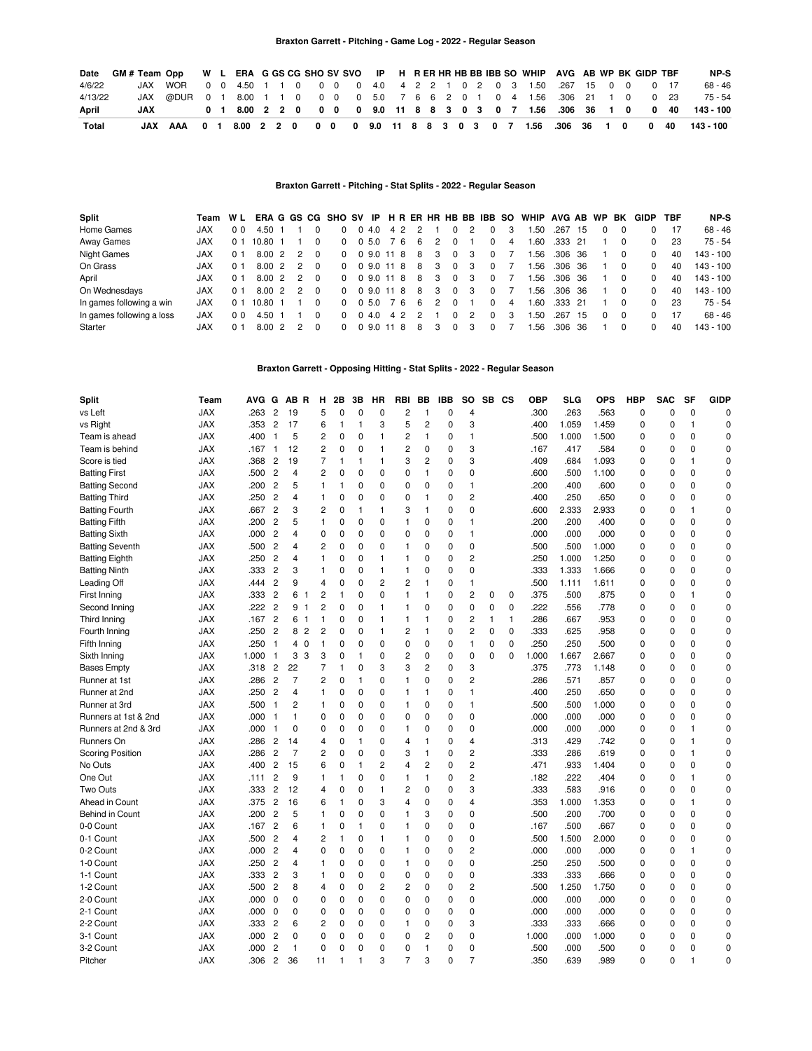## Braxton Garrett - Pitching - Game Log - 2022 - Regular Season

| Date | GM # | Team | Opp | W | L | ERA | G | GS | CG | SHO | SV | SVO | IP | H | R | ER | HR | HB | BB | IBB | SO | WHIP | AVG | AB | WP | BK | GIDP | TBF | NP-S |
|---|---|---|---|---|---|---|---|---|---|---|---|---|---|---|---|---|---|---|---|---|---|---|---|---|---|---|---|---|---|
| 4/6/22 | | JAX | WOR | 0 | 0 | 4.50 | 1 | 1 | 0 | 0 | 0 | 0 | 4.0 | 4 | 2 | 2 | 1 | 0 | 2 | 0 | 3 | 1.50 | .267 | 15 | 0 | 0 | 0 | 17 | 68 - 46 |
| 4/13/22 | | JAX | @DUR | 0 | 1 | 8.00 | 1 | 1 | 0 | 0 | 0 | 0 | 5.0 | 7 | 6 | 6 | 2 | 0 | 1 | 0 | 4 | 1.56 | .306 | 21 | 1 | 0 | 0 | 23 | 75 - 54 |
| **April** | | **JAX** | | **0** | **1** | **8.00** | **2** | **2** | **0** | **0** | **0** | **0** | **9.0** | **11** | **8** | **8** | **3** | **0** | **3** | **0** | **7** | **1.56** | **.306** | **36** | **1** | **0** | **0** | **40** | **143 - 100** |
| **Total** | | **JAX** | **AAA** | **0** | **1** | **8.00** | **2** | **2** | **0** | **0** | **0** | **0** | **9.0** | **11** | **8** | **8** | **3** | **0** | **3** | **0** | **7** | **1.56** | **.306** | **36** | **1** | **0** | **0** | **40** | **143 - 100** |

## Braxton Garrett - Pitching - Stat Splits - 2022 - Regular Season

| Split | Team | W | L | ERA | G | GS | CG | SHO | SV | IP | H | R | ER | HR | HB | BB | IBB | SO | WHIP | AVG | AB | WP | BK | GIDP | TBF | NP-S |
|---|---|---|---|---|---|---|---|---|---|---|---|---|---|---|---|---|---|---|---|---|---|---|---|---|---|---|
| Home Games | JAX | 0 | 0 | 4.50 | 1 | 1 | 0 | 0 | 0 | 4.0 | 4 | 2 | 2 | 1 | 0 | 2 | 0 | 3 | 1.50 | .267 | 15 | 0 | 0 | 0 | 17 | 68 - 46 |
| Away Games | JAX | 0 | 1 | 10.80 | 1 | 1 | 0 | 0 | 0 | 5.0 | 7 | 6 | 6 | 2 | 0 | 1 | 0 | 4 | 1.60 | .333 | 21 | 1 | 0 | 0 | 23 | 75 - 54 |
| Night Games | JAX | 0 | 1 | 8.00 | 2 | 2 | 0 | 0 | 0 | 9.0 | 11 | 8 | 8 | 3 | 0 | 3 | 0 | 7 | 1.56 | .306 | 36 | 1 | 0 | 0 | 40 | 143 - 100 |
| On Grass | JAX | 0 | 1 | 8.00 | 2 | 2 | 0 | 0 | 0 | 9.0 | 11 | 8 | 8 | 3 | 0 | 3 | 0 | 7 | 1.56 | .306 | 36 | 1 | 0 | 0 | 40 | 143 - 100 |
| April | JAX | 0 | 1 | 8.00 | 2 | 2 | 0 | 0 | 0 | 9.0 | 11 | 8 | 8 | 3 | 0 | 3 | 0 | 7 | 1.56 | .306 | 36 | 1 | 0 | 0 | 40 | 143 - 100 |
| On Wednesdays | JAX | 0 | 1 | 8.00 | 2 | 2 | 0 | 0 | 0 | 9.0 | 11 | 8 | 8 | 3 | 0 | 3 | 0 | 7 | 1.56 | .306 | 36 | 1 | 0 | 0 | 40 | 143 - 100 |
| In games following a win | JAX | 0 | 1 | 10.80 | 1 | 1 | 0 | 0 | 0 | 5.0 | 7 | 6 | 6 | 2 | 0 | 1 | 0 | 4 | 1.60 | .333 | 21 | 1 | 0 | 0 | 23 | 75 - 54 |
| In games following a loss | JAX | 0 | 0 | 4.50 | 1 | 1 | 0 | 0 | 0 | 4.0 | 4 | 2 | 2 | 1 | 0 | 2 | 0 | 3 | 1.50 | .267 | 15 | 0 | 0 | 0 | 17 | 68 - 46 |
| Starter | JAX | 0 | 1 | 8.00 | 2 | 2 | 0 | 0 | 0 | 9.0 | 11 | 8 | 8 | 3 | 0 | 3 | 0 | 7 | 1.56 | .306 | 36 | 1 | 0 | 0 | 40 | 143 - 100 |

## Braxton Garrett - Opposing Hitting - Stat Splits - 2022 - Regular Season

| Split | Team | AVG | G | AB | R | H | 2B | 3B | HR | RBI | BB | IBB | SO | SB | CS | OBP | SLG | OPS | HBP | SAC | SF | GIDP |
|---|---|---|---|---|---|---|---|---|---|---|---|---|---|---|---|---|---|---|---|---|---|---|
| vs Left | JAX | .263 | 2 | 19 | | 5 | 0 | 0 | 0 | 2 | 1 | 0 | 4 | | | .300 | .263 | .563 | 0 | 0 | 0 | 0 |
| vs Right | JAX | .353 | 2 | 17 | | 6 | 1 | 1 | 3 | 5 | 2 | 0 | 3 | | | .400 | 1.059 | 1.459 | 0 | 0 | 1 | 0 |
| Team is ahead | JAX | .400 | 1 | 5 | | 2 | 0 | 0 | 1 | 2 | 1 | 0 | 1 | | | .500 | 1.000 | 1.500 | 0 | 0 | 0 | 0 |
| Team is behind | JAX | .167 | 1 | 12 | | 2 | 0 | 0 | 1 | 2 | 0 | 0 | 3 | | | .167 | .417 | .584 | 0 | 0 | 0 | 0 |
| Score is tied | JAX | .368 | 2 | 19 | | 7 | 1 | 1 | 1 | 3 | 2 | 0 | 3 | | | .409 | .684 | 1.093 | 0 | 0 | 1 | 0 |
| Batting First | JAX | .500 | 2 | 4 | | 2 | 0 | 0 | 0 | 0 | 1 | 0 | 0 | | | .600 | .500 | 1.100 | 0 | 0 | 0 | 0 |
| Batting Second | JAX | .200 | 2 | 5 | | 1 | 1 | 0 | 0 | 0 | 0 | 0 | 1 | | | .200 | .400 | .600 | 0 | 0 | 0 | 0 |
| Batting Third | JAX | .250 | 2 | 4 | | 1 | 0 | 0 | 0 | 0 | 1 | 0 | 2 | | | .400 | .250 | .650 | 0 | 0 | 0 | 0 |
| Batting Fourth | JAX | .667 | 2 | 3 | | 2 | 0 | 1 | 1 | 3 | 1 | 0 | 0 | | | .600 | 2.333 | 2.933 | 0 | 0 | 1 | 0 |
| Batting Fifth | JAX | .200 | 2 | 5 | | 1 | 0 | 0 | 0 | 1 | 0 | 0 | 1 | | | .200 | .200 | .400 | 0 | 0 | 0 | 0 |
| Batting Sixth | JAX | .000 | 2 | 4 | | 0 | 0 | 0 | 0 | 0 | 0 | 0 | 1 | | | .000 | .000 | .000 | 0 | 0 | 0 | 0 |
| Batting Seventh | JAX | .500 | 2 | 4 | | 2 | 0 | 0 | 0 | 1 | 0 | 0 | 0 | | | .500 | .500 | 1.000 | 0 | 0 | 0 | 0 |
| Batting Eighth | JAX | .250 | 2 | 4 | | 1 | 0 | 0 | 1 | 1 | 0 | 0 | 2 | | | .250 | 1.000 | 1.250 | 0 | 0 | 0 | 0 |
| Batting Ninth | JAX | .333 | 2 | 3 | | 1 | 0 | 0 | 1 | 1 | 0 | 0 | 0 | | | .333 | 1.333 | 1.666 | 0 | 0 | 0 | 0 |
| Leading Off | JAX | .444 | 2 | 9 | | 4 | 0 | 0 | 2 | 2 | 1 | 0 | 1 | | | .500 | 1.111 | 1.611 | 0 | 0 | 0 | 0 |
| First Inning | JAX | .333 | 2 | 6 | 1 | 2 | 1 | 0 | 0 | 1 | 1 | 0 | 2 | 0 | 0 | .375 | .500 | .875 | 0 | 0 | 1 | 0 |
| Second Inning | JAX | .222 | 2 | 9 | 1 | 2 | 0 | 0 | 1 | 1 | 0 | 0 | 0 | 0 | 0 | .222 | .556 | .778 | 0 | 0 | 0 | 0 |
| Third Inning | JAX | .167 | 2 | 6 | 1 | 1 | 0 | 0 | 1 | 1 | 1 | 0 | 2 | 1 | 1 | .286 | .667 | .953 | 0 | 0 | 0 | 0 |
| Fourth Inning | JAX | .250 | 2 | 8 | 2 | 2 | 0 | 0 | 1 | 2 | 1 | 0 | 2 | 0 | 0 | .333 | .625 | .958 | 0 | 0 | 0 | 0 |
| Fifth Inning | JAX | .250 | 1 | 4 | 0 | 1 | 0 | 0 | 0 | 0 | 0 | 0 | 1 | 0 | 0 | .250 | .250 | .500 | 0 | 0 | 0 | 0 |
| Sixth Inning | JAX | 1.000 | 1 | 3 | 3 | 3 | 0 | 1 | 0 | 2 | 0 | 0 | 0 | 0 | 0 | 1.000 | 1.667 | 2.667 | 0 | 0 | 0 | 0 |
| Bases Empty | JAX | .318 | 2 | 22 | | 7 | 1 | 0 | 3 | 3 | 2 | 0 | 3 | | | .375 | .773 | 1.148 | 0 | 0 | 0 | 0 |
| Runner at 1st | JAX | .286 | 2 | 7 | | 2 | 0 | 1 | 0 | 1 | 0 | 0 | 2 | | | .286 | .571 | .857 | 0 | 0 | 0 | 0 |
| Runner at 2nd | JAX | .250 | 2 | 4 | | 1 | 0 | 0 | 0 | 1 | 1 | 0 | 1 | | | .400 | .250 | .650 | 0 | 0 | 0 | 0 |
| Runner at 3rd | JAX | .500 | 1 | 2 | | 1 | 0 | 0 | 0 | 1 | 0 | 0 | 1 | | | .500 | .500 | 1.000 | 0 | 0 | 0 | 0 |
| Runners at 1st & 2nd | JAX | .000 | 1 | 1 | | 0 | 0 | 0 | 0 | 0 | 0 | 0 | 0 | | | .000 | .000 | .000 | 0 | 0 | 0 | 0 |
| Runners at 2nd & 3rd | JAX | .000 | 1 | 0 | | 0 | 0 | 0 | 0 | 1 | 0 | 0 | 0 | | | .000 | .000 | .000 | 0 | 0 | 1 | 0 |
| Runners On | JAX | .286 | 2 | 14 | | 4 | 0 | 1 | 0 | 4 | 1 | 0 | 4 | | | .313 | .429 | .742 | 0 | 0 | 1 | 0 |
| Scoring Position | JAX | .286 | 2 | 7 | | 2 | 0 | 0 | 0 | 3 | 1 | 0 | 2 | | | .333 | .286 | .619 | 0 | 0 | 1 | 0 |
| No Outs | JAX | .400 | 2 | 15 | | 6 | 0 | 1 | 2 | 4 | 2 | 0 | 2 | | | .471 | .933 | 1.404 | 0 | 0 | 0 | 0 |
| One Out | JAX | .111 | 2 | 9 | | 1 | 1 | 0 | 0 | 1 | 1 | 0 | 2 | | | .182 | .222 | .404 | 0 | 0 | 1 | 0 |
| Two Outs | JAX | .333 | 2 | 12 | | 4 | 0 | 0 | 1 | 2 | 0 | 0 | 3 | | | .333 | .583 | .916 | 0 | 0 | 0 | 0 |
| Ahead in Count | JAX | .375 | 2 | 16 | | 6 | 1 | 0 | 3 | 4 | 0 | 0 | 4 | | | .353 | 1.000 | 1.353 | 0 | 0 | 1 | 0 |
| Behind in Count | JAX | .200 | 2 | 5 | | 1 | 0 | 0 | 0 | 1 | 3 | 0 | 0 | | | .500 | .200 | .700 | 0 | 0 | 0 | 0 |
| 0-0 Count | JAX | .167 | 2 | 6 | | 1 | 0 | 1 | 0 | 1 | 0 | 0 | 0 | | | .167 | .500 | .667 | 0 | 0 | 0 | 0 |
| 0-1 Count | JAX | .500 | 2 | 4 | | 2 | 1 | 0 | 1 | 1 | 0 | 0 | 0 | | | .500 | 1.500 | 2.000 | 0 | 0 | 0 | 0 |
| 0-2 Count | JAX | .000 | 2 | 4 | | 0 | 0 | 0 | 0 | 1 | 0 | 0 | 2 | | | .000 | .000 | .000 | 0 | 0 | 1 | 0 |
| 1-0 Count | JAX | .250 | 2 | 4 | | 1 | 0 | 0 | 0 | 1 | 0 | 0 | 0 | | | .250 | .250 | .500 | 0 | 0 | 0 | 0 |
| 1-1 Count | JAX | .333 | 2 | 3 | | 1 | 0 | 0 | 0 | 0 | 0 | 0 | 0 | | | .333 | .333 | .666 | 0 | 0 | 0 | 0 |
| 1-2 Count | JAX | .500 | 2 | 8 | | 4 | 0 | 0 | 2 | 2 | 0 | 0 | 2 | | | .500 | 1.250 | 1.750 | 0 | 0 | 0 | 0 |
| 2-0 Count | JAX | .000 | 0 | 0 | | 0 | 0 | 0 | 0 | 0 | 0 | 0 | 0 | | | .000 | .000 | .000 | 0 | 0 | 0 | 0 |
| 2-1 Count | JAX | .000 | 0 | 0 | | 0 | 0 | 0 | 0 | 0 | 0 | 0 | 0 | | | .000 | .000 | .000 | 0 | 0 | 0 | 0 |
| 2-2 Count | JAX | .333 | 2 | 6 | | 2 | 0 | 0 | 0 | 1 | 0 | 0 | 3 | | | .333 | .333 | .666 | 0 | 0 | 0 | 0 |
| 3-1 Count | JAX | .000 | 2 | 0 | | 0 | 0 | 0 | 0 | 0 | 2 | 0 | 0 | | | 1.000 | .000 | 1.000 | 0 | 0 | 0 | 0 |
| 3-2 Count | JAX | .000 | 2 | 1 | | 0 | 0 | 0 | 0 | 0 | 1 | 0 | 0 | | | .500 | .000 | .500 | 0 | 0 | 0 | 0 |
| Pitcher | JAX | .306 | 2 | 36 | | 11 | 1 | 1 | 3 | 7 | 3 | 0 | 7 | | | .350 | .639 | .989 | 0 | 0 | 1 | 0 |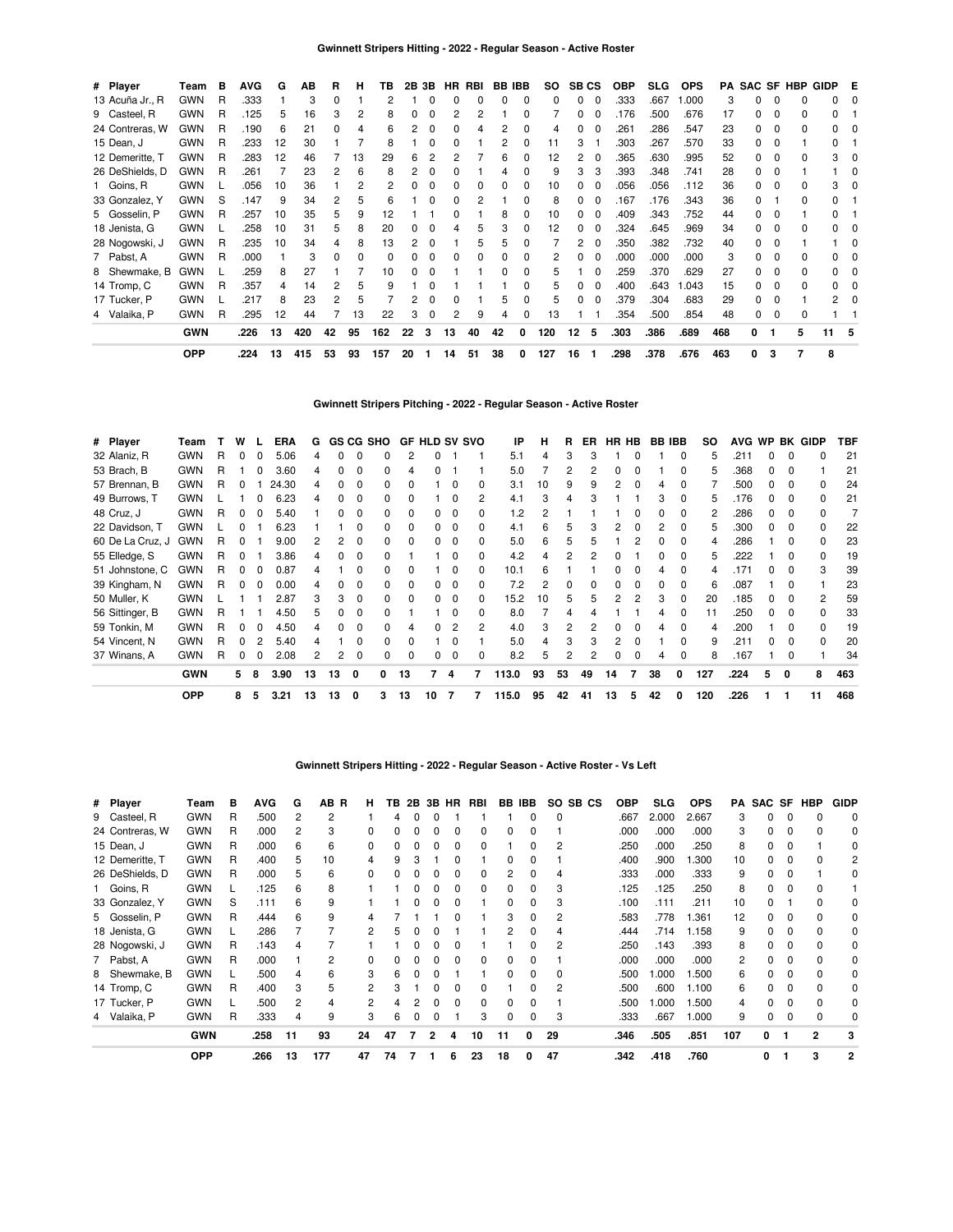### Gwinnett Stripers Hitting - 2022 - Regular Season - Active Roster

| # | Player | Team | B | AVG | G | AB | R | H | TB | 2B | 3B | HR | RBI | BB | IBB | SO | SB | CS | OBP | SLG | OPS | PA | SAC | SF | HBP | GIDP | E |
|---|---|---|---|---|---|---|---|---|---|---|---|---|---|---|---|---|---|---|---|---|---|---|---|---|---|---|---|
| 13 | Acuña Jr., R | GWN | R | .333 | 1 | 3 | 0 | 1 | 2 | 1 | 0 | 0 | 0 | 0 | 0 | 0 | 0 | 0 | .333 | .667 | 1.000 | 3 | 0 | 0 | 0 | 0 | 0 |
| 9 | Casteel, R | GWN | R | .125 | 5 | 16 | 3 | 2 | 8 | 0 | 0 | 2 | 2 | 1 | 0 | 7 | 0 | 0 | .176 | .500 | .676 | 17 | 0 | 0 | 0 | 0 | 1 |
| 24 | Contreras, W | GWN | R | .190 | 6 | 21 | 0 | 4 | 6 | 2 | 0 | 0 | 4 | 2 | 0 | 4 | 0 | 0 | .261 | .286 | .547 | 23 | 0 | 0 | 0 | 0 | 0 |
| 15 | Dean, J | GWN | R | .233 | 12 | 30 | 1 | 7 | 8 | 1 | 0 | 0 | 1 | 2 | 0 | 11 | 3 | 1 | .303 | .267 | .570 | 33 | 0 | 0 | 1 | 0 | 1 |
| 12 | Demeritte, T | GWN | R | .283 | 12 | 46 | 7 | 13 | 29 | 6 | 2 | 2 | 7 | 6 | 0 | 12 | 2 | 0 | .365 | .630 | .995 | 52 | 0 | 0 | 0 | 3 | 0 |
| 26 | DeShields, D | GWN | R | .261 | 7 | 23 | 2 | 6 | 8 | 2 | 0 | 0 | 1 | 4 | 0 | 9 | 3 | 3 | .393 | .348 | .741 | 28 | 0 | 0 | 1 | 1 | 0 |
| 1 | Goins, R | GWN | L | .056 | 10 | 36 | 1 | 2 | 2 | 0 | 0 | 0 | 0 | 0 | 0 | 10 | 0 | 0 | .056 | .056 | .112 | 36 | 0 | 0 | 0 | 3 | 0 |
| 33 | Gonzalez, Y | GWN | S | .147 | 9 | 34 | 2 | 5 | 6 | 1 | 0 | 0 | 2 | 1 | 0 | 8 | 0 | 0 | .167 | .176 | .343 | 36 | 0 | 1 | 0 | 0 | 1 |
| 5 | Gosselin, P | GWN | R | .257 | 10 | 35 | 5 | 9 | 12 | 1 | 1 | 0 | 1 | 8 | 0 | 10 | 0 | 0 | .409 | .343 | .752 | 44 | 0 | 0 | 1 | 0 | 1 |
| 18 | Jenista, G | GWN | L | .258 | 10 | 31 | 5 | 8 | 20 | 0 | 0 | 4 | 5 | 3 | 0 | 12 | 0 | 0 | .324 | .645 | .969 | 34 | 0 | 0 | 0 | 0 | 0 |
| 28 | Nogowski, J | GWN | R | .235 | 10 | 34 | 4 | 8 | 13 | 2 | 0 | 1 | 5 | 5 | 0 | 7 | 2 | 0 | .350 | .382 | .732 | 40 | 0 | 0 | 1 | 1 | 0 |
| 7 | Pabst, A | GWN | R | .000 | 1 | 3 | 0 | 0 | 0 | 0 | 0 | 0 | 0 | 0 | 0 | 2 | 0 | 0 | .000 | .000 | .000 | 3 | 0 | 0 | 0 | 0 | 0 |
| 8 | Shewmake, B | GWN | L | .259 | 8 | 27 | 1 | 7 | 10 | 0 | 0 | 1 | 1 | 0 | 0 | 5 | 1 | 0 | .259 | .370 | .629 | 27 | 0 | 0 | 0 | 0 | 0 |
| 14 | Tromp, C | GWN | R | .357 | 4 | 14 | 2 | 5 | 9 | 1 | 0 | 1 | 1 | 1 | 0 | 5 | 0 | 0 | .400 | .643 | 1.043 | 15 | 0 | 0 | 0 | 0 | 0 |
| 17 | Tucker, P | GWN | L | .217 | 8 | 23 | 2 | 5 | 7 | 2 | 0 | 0 | 1 | 5 | 0 | 5 | 0 | 0 | .379 | .304 | .683 | 29 | 0 | 0 | 1 | 2 | 0 |
| 4 | Valaika, P | GWN | R | .295 | 12 | 44 | 7 | 13 | 22 | 3 | 0 | 2 | 9 | 4 | 0 | 13 | 1 | 1 | .354 | .500 | .854 | 48 | 0 | 0 | 0 | 1 | 1 |
| | | **GWN** | | **.226** | **13** | **420** | **42** | **95** | **162** | **22** | **3** | **13** | **40** | **42** | **0** | **120** | **12** | **5** | **.303** | **.386** | **.689** | **468** | **0** | **1** | **5** | **11** | **5** |
| | | **OPP** | | **.224** | **13** | **415** | **53** | **93** | **157** | **20** | **1** | **14** | **51** | **38** | **0** | **127** | **16** | **1** | **.298** | **.378** | **.676** | **463** | **0** | **3** | **7** | **8** | |

### Gwinnett Stripers Pitching - 2022 - Regular Season - Active Roster

| # | Player | Team | T | W | L | ERA | G | GS | CG | SHO | GF | HLD | SV | SVO | IP | H | R | ER | HR | HB | BB | IBB | SO | AVG | WP | BK | GIDP | TBF |
|---|---|---|---|---|---|---|---|---|---|---|---|---|---|---|---|---|---|---|---|---|---|---|---|---|---|---|---|---|
| 32 | Alaniz, R | GWN | R | 0 | 0 | 5.06 | 4 | 0 | 0 | 0 | 2 | 0 | 1 | 1 | 5.1 | 4 | 3 | 3 | 1 | 0 | 1 | 0 | 5 | .211 | 0 | 0 | 0 | 21 |
| 53 | Brach, B | GWN | R | 1 | 0 | 3.60 | 4 | 0 | 0 | 0 | 4 | 0 | 1 | 1 | 5.0 | 7 | 2 | 2 | 0 | 0 | 1 | 0 | 5 | .368 | 0 | 0 | 1 | 21 |
| 57 | Brennan, B | GWN | R | 0 | 1 | 24.30 | 4 | 0 | 0 | 0 | 0 | 1 | 0 | 0 | 3.1 | 10 | 9 | 9 | 2 | 0 | 4 | 0 | 7 | .500 | 0 | 0 | 0 | 24 |
| 49 | Burrows, T | GWN | L | 1 | 0 | 6.23 | 4 | 0 | 0 | 0 | 0 | 1 | 0 | 2 | 4.1 | 3 | 4 | 3 | 1 | 1 | 3 | 0 | 5 | .176 | 0 | 0 | 0 | 21 |
| 48 | Cruz, J | GWN | R | 0 | 0 | 5.40 | 1 | 0 | 0 | 0 | 0 | 0 | 0 | 0 | 1.2 | 2 | 1 | 1 | 1 | 0 | 0 | 0 | 2 | .286 | 0 | 0 | 0 | 7 |
| 22 | Davidson, T | GWN | L | 0 | 1 | 6.23 | 1 | 1 | 0 | 0 | 0 | 0 | 0 | 0 | 4.1 | 6 | 5 | 3 | 2 | 0 | 2 | 0 | 5 | .300 | 0 | 0 | 0 | 22 |
| 60 | De La Cruz, J | GWN | R | 0 | 1 | 9.00 | 2 | 2 | 0 | 0 | 0 | 0 | 0 | 0 | 5.0 | 6 | 5 | 5 | 1 | 2 | 0 | 0 | 4 | .286 | 1 | 0 | 0 | 23 |
| 55 | Elledge, S | GWN | R | 0 | 1 | 3.86 | 4 | 0 | 0 | 0 | 1 | 1 | 0 | 0 | 4.2 | 4 | 2 | 2 | 0 | 1 | 0 | 0 | 5 | .222 | 1 | 0 | 0 | 19 |
| 51 | Johnstone, C | GWN | R | 0 | 0 | 0.87 | 4 | 1 | 0 | 0 | 0 | 1 | 0 | 0 | 10.1 | 6 | 1 | 1 | 0 | 0 | 4 | 0 | 4 | .171 | 0 | 0 | 3 | 39 |
| 39 | Kingham, N | GWN | R | 0 | 0 | 0.00 | 4 | 0 | 0 | 0 | 0 | 0 | 0 | 0 | 7.2 | 2 | 0 | 0 | 0 | 0 | 0 | 0 | 6 | .087 | 1 | 0 | 1 | 23 |
| 50 | Muller, K | GWN | L | 1 | 1 | 2.87 | 3 | 3 | 0 | 0 | 0 | 0 | 0 | 0 | 15.2 | 10 | 5 | 5 | 2 | 2 | 3 | 0 | 20 | .185 | 0 | 0 | 2 | 59 |
| 56 | Sittinger, B | GWN | R | 1 | 1 | 4.50 | 5 | 0 | 0 | 0 | 1 | 1 | 0 | 0 | 8.0 | 7 | 4 | 4 | 1 | 1 | 4 | 0 | 11 | .250 | 0 | 0 | 0 | 33 |
| 59 | Tonkin, M | GWN | R | 0 | 0 | 4.50 | 4 | 0 | 0 | 0 | 4 | 0 | 2 | 2 | 4.0 | 3 | 2 | 2 | 0 | 0 | 4 | 0 | 4 | .200 | 1 | 0 | 0 | 19 |
| 54 | Vincent, N | GWN | R | 0 | 2 | 5.40 | 4 | 1 | 0 | 0 | 0 | 1 | 0 | 1 | 5.0 | 4 | 3 | 3 | 2 | 0 | 1 | 0 | 9 | .211 | 0 | 0 | 0 | 20 |
| 37 | Winans, A | GWN | R | 0 | 0 | 2.08 | 2 | 2 | 0 | 0 | 0 | 0 | 0 | 0 | 8.2 | 5 | 2 | 2 | 0 | 0 | 4 | 0 | 8 | .167 | 1 | 0 | 1 | 34 |
| | | **GWN** | | **5** | **8** | **3.90** | **13** | **13** | **0** | **0** | **13** | **7** | **4** | **7** | **113.0** | **93** | **53** | **49** | **14** | **7** | **38** | **0** | **127** | **.224** | **5** | **0** | **8** | **463** |
| | | **OPP** | | **8** | **5** | **3.21** | **13** | **13** | **0** | **3** | **13** | **10** | **7** | **7** | **115.0** | **95** | **42** | **41** | **13** | **5** | **42** | **0** | **120** | **.226** | **1** | **1** | **11** | **468** |

### Gwinnett Stripers Hitting - 2022 - Regular Season - Active Roster - Vs Left

| # | Player | Team | B | AVG | G | AB | R | H | TB | 2B | 3B | HR | RBI | BB | IBB | SO | SB | CS | OBP | SLG | OPS | PA | SAC | SF | HBP | GIDP |
|---|---|---|---|---|---|---|---|---|---|---|---|---|---|---|---|---|---|---|---|---|---|---|---|---|---|---|
| 9 | Casteel, R | GWN | R | .500 | 2 | 2 | | 1 | 4 | 0 | 0 | 1 | 1 | 1 | 0 | 0 | | | .667 | 2.000 | 2.667 | 3 | 0 | 0 | 0 | 0 |
| 24 | Contreras, W | GWN | R | .000 | 2 | 3 | | 0 | 0 | 0 | 0 | 0 | 0 | 0 | 0 | 1 | | | .000 | .000 | .000 | 3 | 0 | 0 | 0 | 0 |
| 15 | Dean, J | GWN | R | .000 | 6 | 6 | | 0 | 0 | 0 | 0 | 0 | 0 | 1 | 0 | 2 | | | .250 | .000 | .250 | 8 | 0 | 0 | 1 | 0 |
| 12 | Demeritte, T | GWN | R | .400 | 5 | 10 | | 4 | 9 | 3 | 1 | 0 | 1 | 0 | 0 | 1 | | | .400 | .900 | 1.300 | 10 | 0 | 0 | 0 | 2 |
| 26 | DeShields, D | GWN | R | .000 | 5 | 6 | | 0 | 0 | 0 | 0 | 0 | 0 | 2 | 0 | 4 | | | .333 | .000 | .333 | 9 | 0 | 0 | 1 | 0 |
| 1 | Goins, R | GWN | L | .125 | 6 | 8 | | 1 | 1 | 0 | 0 | 0 | 0 | 0 | 0 | 3 | | | .125 | .125 | .250 | 8 | 0 | 0 | 0 | 1 |
| 33 | Gonzalez, Y | GWN | S | .111 | 6 | 9 | | 1 | 1 | 0 | 0 | 0 | 1 | 0 | 0 | 3 | | | .100 | .111 | .211 | 10 | 0 | 1 | 0 | 0 |
| 5 | Gosselin, P | GWN | R | .444 | 6 | 9 | | 4 | 7 | 1 | 1 | 0 | 1 | 3 | 0 | 2 | | | .583 | .778 | 1.361 | 12 | 0 | 0 | 0 | 0 |
| 18 | Jenista, G | GWN | L | .286 | 7 | 7 | | 2 | 5 | 0 | 0 | 1 | 1 | 2 | 0 | 4 | | | .444 | .714 | 1.158 | 9 | 0 | 0 | 0 | 0 |
| 28 | Nogowski, J | GWN | R | .143 | 4 | 7 | | 1 | 1 | 0 | 0 | 0 | 1 | 1 | 0 | 2 | | | .250 | .143 | .393 | 8 | 0 | 0 | 0 | 0 |
| 7 | Pabst, A | GWN | R | .000 | 1 | 2 | | 0 | 0 | 0 | 0 | 0 | 0 | 0 | 0 | 1 | | | .000 | .000 | .000 | 2 | 0 | 0 | 0 | 0 |
| 8 | Shewmake, B | GWN | L | .500 | 4 | 6 | | 3 | 6 | 0 | 0 | 1 | 1 | 0 | 0 | 0 | | | .500 | 1.000 | 1.500 | 6 | 0 | 0 | 0 | 0 |
| 14 | Tromp, C | GWN | R | .400 | 3 | 5 | | 2 | 3 | 1 | 0 | 0 | 0 | 1 | 0 | 2 | | | .500 | .600 | 1.100 | 6 | 0 | 0 | 0 | 0 |
| 17 | Tucker, P | GWN | L | .500 | 2 | 4 | | 2 | 4 | 2 | 0 | 0 | 0 | 0 | 0 | 1 | | | .500 | 1.000 | 1.500 | 4 | 0 | 0 | 0 | 0 |
| 4 | Valaika, P | GWN | R | .333 | 4 | 9 | | 3 | 6 | 0 | 0 | 1 | 3 | 0 | 0 | 3 | | | .333 | .667 | 1.000 | 9 | 0 | 0 | 0 | 0 |
| | | **GWN** | | **.258** | **11** | **93** | | **24** | **47** | **7** | **2** | **4** | **10** | **11** | **0** | **29** | | | **.346** | **.505** | **.851** | **107** | **0** | **1** | **2** | **3** |
| | | **OPP** | | **.266** | **13** | **177** | | **47** | **74** | **7** | **1** | **6** | **23** | **18** | **0** | **47** | | | **.342** | **.418** | **.760** | | **0** | **1** | **3** | **2** |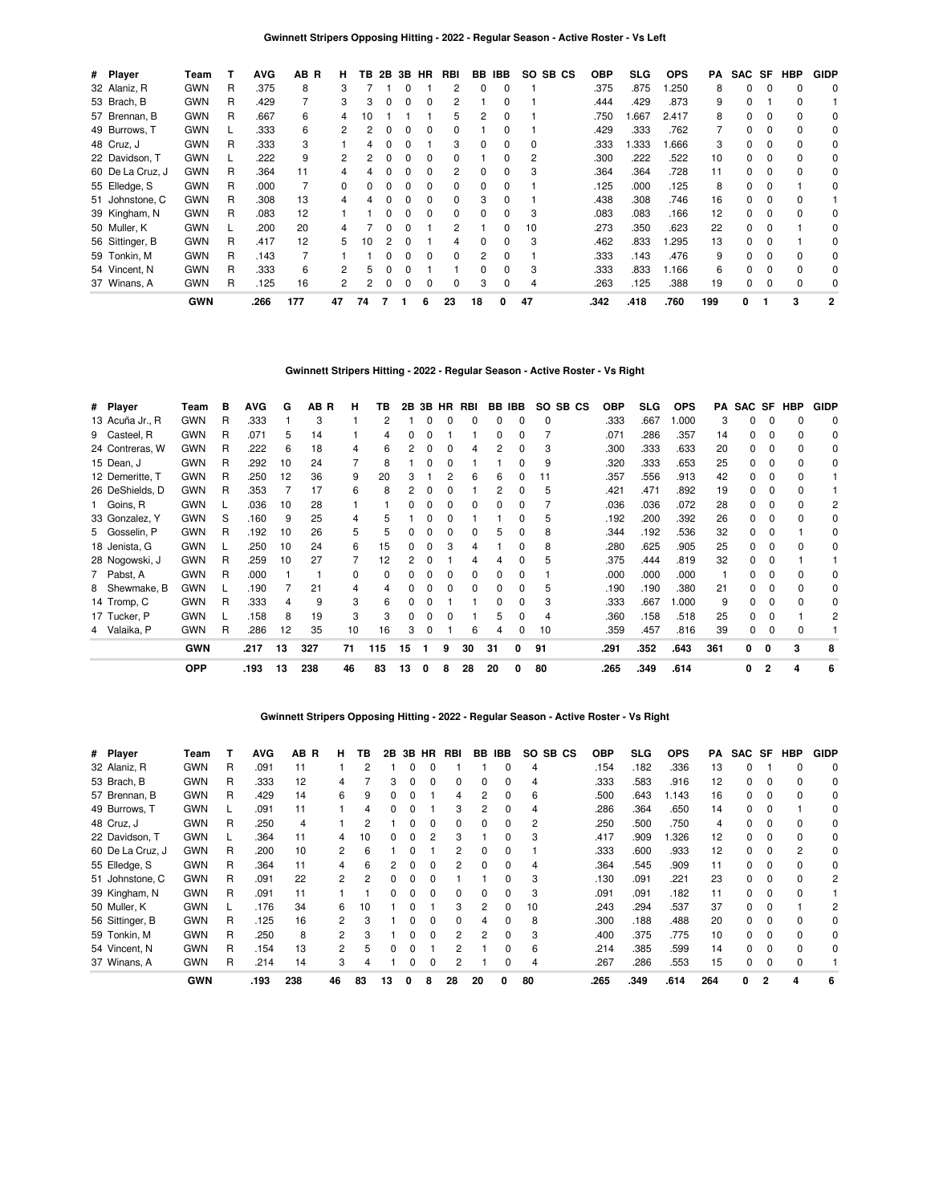**Gwinnett Stripers Opposing Hitting - 2022 - Regular Season - Active Roster - Vs Left**

| # | Player | Team | T | AVG | AB | R | H | TB | 2B | 3B | HR | RBI | BB | IBB | SO | SB | CS | OBP | SLG | OPS | PA | SAC | SF | HBP | GIDP |
|---|---|---|---|---|---|---|---|---|---|---|---|---|---|---|---|---|---|---|---|---|---|---|---|---|---|
| 32 | Alaniz, R | GWN | R | .375 | 8 | | 3 | 7 | 1 | 0 | 1 | 2 | 0 | 0 | 1 | | | .375 | .875 | 1.250 | 8 | 0 | 0 | 0 | 0 |
| 53 | Brach, B | GWN | R | .429 | 7 | | 3 | 3 | 0 | 0 | 0 | 2 | 1 | 0 | 1 | | | .444 | .429 | .873 | 9 | 0 | 1 | 0 | 1 |
| 57 | Brennan, B | GWN | R | .667 | 6 | | 4 | 10 | 1 | 1 | 1 | 5 | 2 | 0 | 1 | | | .750 | 1.667 | 2.417 | 8 | 0 | 0 | 0 | 0 |
| 49 | Burrows, T | GWN | L | .333 | 6 | | 2 | 2 | 0 | 0 | 0 | 0 | 1 | 0 | 1 | | | .429 | .333 | .762 | 7 | 0 | 0 | 0 | 0 |
| 48 | Cruz, J | GWN | R | .333 | 3 | | 1 | 4 | 0 | 0 | 1 | 3 | 0 | 0 | 0 | | | .333 | 1.333 | 1.666 | 3 | 0 | 0 | 0 | 0 |
| 22 | Davidson, T | GWN | L | .222 | 9 | | 2 | 2 | 0 | 0 | 0 | 0 | 1 | 0 | 2 | | | .300 | .222 | .522 | 10 | 0 | 0 | 0 | 0 |
| 60 | De La Cruz, J | GWN | R | .364 | 11 | | 4 | 4 | 0 | 0 | 0 | 2 | 0 | 0 | 3 | | | .364 | .364 | .728 | 11 | 0 | 0 | 0 | 0 |
| 55 | Elledge, S | GWN | R | .000 | 7 | | 0 | 0 | 0 | 0 | 0 | 0 | 0 | 0 | 1 | | | .125 | .000 | .125 | 8 | 0 | 0 | 1 | 0 |
| 51 | Johnstone, C | GWN | R | .308 | 13 | | 4 | 4 | 0 | 0 | 0 | 0 | 3 | 0 | 1 | | | .438 | .308 | .746 | 16 | 0 | 0 | 0 | 1 |
| 39 | Kingham, N | GWN | R | .083 | 12 | | 1 | 1 | 0 | 0 | 0 | 0 | 0 | 0 | 3 | | | .083 | .083 | .166 | 12 | 0 | 0 | 0 | 0 |
| 50 | Muller, K | GWN | L | .200 | 20 | | 4 | 7 | 0 | 0 | 1 | 2 | 1 | 0 | 10 | | | .273 | .350 | .623 | 22 | 0 | 0 | 1 | 0 |
| 56 | Sittinger, B | GWN | R | .417 | 12 | | 5 | 10 | 2 | 0 | 1 | 4 | 0 | 0 | 3 | | | .462 | .833 | 1.295 | 13 | 0 | 0 | 1 | 0 |
| 59 | Tonkin, M | GWN | R | .143 | 7 | | 1 | 1 | 0 | 0 | 0 | 0 | 2 | 0 | 1 | | | .333 | .143 | .476 | 9 | 0 | 0 | 0 | 0 |
| 54 | Vincent, N | GWN | R | .333 | 6 | | 2 | 5 | 0 | 0 | 1 | 1 | 0 | 0 | 3 | | | .333 | .833 | 1.166 | 6 | 0 | 0 | 0 | 0 |
| 37 | Winans, A | GWN | R | .125 | 16 | | 2 | 2 | 0 | 0 | 0 | 0 | 3 | 0 | 4 | | | .263 | .125 | .388 | 19 | 0 | 0 | 0 | 0 |
| | | **GWN** | | **.266** | **177** | | **47** | **74** | **7** | **1** | **6** | **23** | **18** | **0** | **47** | | | **.342** | **.418** | **.760** | **199** | **0** | **1** | **3** | **2** |

**Gwinnett Stripers Hitting - 2022 - Regular Season - Active Roster - Vs Right**

| # | Player | Team | B | AVG | G | AB | R | H | TB | 2B | 3B | HR | RBI | BB | IBB | SO | SB | CS | OBP | SLG | OPS | PA | SAC | SF | HBP | GIDP |
|---|---|---|---|---|---|---|---|---|---|---|---|---|---|---|---|---|---|---|---|---|---|---|---|---|---|---|
| 13 | Acuña Jr., R | GWN | R | .333 | 1 | 3 | | 1 | 2 | 1 | 0 | 0 | 0 | 0 | 0 | 0 | | | .333 | .667 | 1.000 | 3 | 0 | 0 | 0 | 0 |
| 9 | Casteel, R | GWN | R | .071 | 5 | 14 | | 1 | 4 | 0 | 0 | 1 | 1 | 0 | 0 | 7 | | | .071 | .286 | .357 | 14 | 0 | 0 | 0 | 0 |
| 24 | Contreras, W | GWN | R | .222 | 6 | 18 | | 4 | 6 | 2 | 0 | 0 | 4 | 2 | 0 | 3 | | | .300 | .333 | .633 | 20 | 0 | 0 | 0 | 0 |
| 15 | Dean, J | GWN | R | .292 | 10 | 24 | | 7 | 8 | 1 | 0 | 0 | 1 | 1 | 0 | 9 | | | .320 | .333 | .653 | 25 | 0 | 0 | 0 | 0 |
| 12 | Demeritte, T | GWN | R | .250 | 12 | 36 | | 9 | 20 | 3 | 1 | 2 | 6 | 6 | 0 | 11 | | | .357 | .556 | .913 | 42 | 0 | 0 | 0 | 1 |
| 26 | DeShields, D | GWN | R | .353 | 7 | 17 | | 6 | 8 | 2 | 0 | 0 | 1 | 2 | 0 | 5 | | | .421 | .471 | .892 | 19 | 0 | 0 | 0 | 1 |
| 1 | Goins, R | GWN | L | .036 | 10 | 28 | | 1 | 1 | 0 | 0 | 0 | 0 | 0 | 0 | 7 | | | .036 | .036 | .072 | 28 | 0 | 0 | 0 | 2 |
| 33 | Gonzalez, Y | GWN | S | .160 | 9 | 25 | | 4 | 5 | 1 | 0 | 0 | 1 | 1 | 0 | 5 | | | .192 | .200 | .392 | 26 | 0 | 0 | 0 | 0 |
| 5 | Gosselin, P | GWN | R | .192 | 10 | 26 | | 5 | 5 | 0 | 0 | 0 | 0 | 5 | 0 | 8 | | | .344 | .192 | .536 | 32 | 0 | 0 | 1 | 0 |
| 18 | Jenista, G | GWN | L | .250 | 10 | 24 | | 6 | 15 | 0 | 0 | 3 | 4 | 1 | 0 | 8 | | | .280 | .625 | .905 | 25 | 0 | 0 | 0 | 0 |
| 28 | Nogowski, J | GWN | R | .259 | 10 | 27 | | 7 | 12 | 2 | 0 | 1 | 4 | 4 | 0 | 5 | | | .375 | .444 | .819 | 32 | 0 | 0 | 1 | 1 |
| 7 | Pabst, A | GWN | R | .000 | 1 | 1 | | 0 | 0 | 0 | 0 | 0 | 0 | 0 | 0 | 1 | | | .000 | .000 | .000 | 1 | 0 | 0 | 0 | 0 |
| 8 | Shewmake, B | GWN | L | .190 | 7 | 21 | | 4 | 4 | 0 | 0 | 0 | 0 | 0 | 0 | 5 | | | .190 | .190 | .380 | 21 | 0 | 0 | 0 | 0 |
| 14 | Tromp, C | GWN | R | .333 | 4 | 9 | | 3 | 6 | 0 | 0 | 1 | 1 | 0 | 0 | 3 | | | .333 | .667 | 1.000 | 9 | 0 | 0 | 0 | 0 |
| 17 | Tucker, P | GWN | L | .158 | 8 | 19 | | 3 | 3 | 0 | 0 | 0 | 0 | 5 | 0 | 4 | | | .360 | .158 | .518 | 25 | 0 | 0 | 1 | 2 |
| 4 | Valaika, P | GWN | R | .286 | 12 | 35 | | 10 | 16 | 3 | 0 | 1 | 6 | 4 | 0 | 10 | | | .359 | .457 | .816 | 39 | 0 | 0 | 0 | 1 |
| | | **GWN** | | **.217** | **13** | **327** | | **71** | **115** | **15** | **1** | **9** | **30** | **31** | **0** | **91** | | | **.291** | **.352** | **.643** | **361** | **0** | **0** | **3** | **8** |
| | | **OPP** | | **.193** | **13** | **238** | | **46** | **83** | **13** | **0** | **8** | **28** | **20** | **0** | **80** | | | **.265** | **.349** | **.614** | | **0** | **2** | **4** | **6** |

**Gwinnett Stripers Opposing Hitting - 2022 - Regular Season - Active Roster - Vs Right**

| # | Player | Team | T | AVG | AB | R | H | TB | 2B | 3B | HR | RBI | BB | IBB | SO | SB | CS | OBP | SLG | OPS | PA | SAC | SF | HBP | GIDP |
|---|---|---|---|---|---|---|---|---|---|---|---|---|---|---|---|---|---|---|---|---|---|---|---|---|---|
| 32 | Alaniz, R | GWN | R | .091 | 11 | | 1 | 2 | 1 | 0 | 0 | 1 | 1 | 0 | 4 | | | .154 | .182 | .336 | 13 | 0 | 1 | 0 | 0 |
| 53 | Brach, B | GWN | R | .333 | 12 | | 4 | 7 | 3 | 0 | 0 | 0 | 0 | 0 | 4 | | | .333 | .583 | .916 | 12 | 0 | 0 | 0 | 0 |
| 57 | Brennan, B | GWN | R | .429 | 14 | | 6 | 9 | 0 | 0 | 1 | 4 | 2 | 0 | 6 | | | .500 | .643 | 1.143 | 16 | 0 | 0 | 0 | 0 |
| 49 | Burrows, T | GWN | L | .091 | 11 | | 1 | 4 | 0 | 0 | 1 | 3 | 2 | 0 | 4 | | | .286 | .364 | .650 | 14 | 0 | 0 | 1 | 0 |
| 48 | Cruz, J | GWN | R | .250 | 4 | | 1 | 2 | 1 | 0 | 0 | 0 | 0 | 0 | 2 | | | .250 | .500 | .750 | 4 | 0 | 0 | 0 | 0 |
| 22 | Davidson, T | GWN | L | .364 | 11 | | 4 | 10 | 0 | 0 | 2 | 3 | 1 | 0 | 3 | | | .417 | .909 | 1.326 | 12 | 0 | 0 | 0 | 0 |
| 60 | De La Cruz, J | GWN | R | .200 | 10 | | 2 | 6 | 1 | 0 | 1 | 2 | 0 | 0 | 1 | | | .333 | .600 | .933 | 12 | 0 | 0 | 2 | 0 |
| 55 | Elledge, S | GWN | R | .364 | 11 | | 4 | 6 | 2 | 0 | 0 | 2 | 0 | 0 | 4 | | | .364 | .545 | .909 | 11 | 0 | 0 | 0 | 0 |
| 51 | Johnstone, C | GWN | R | .091 | 22 | | 2 | 2 | 0 | 0 | 0 | 1 | 1 | 0 | 3 | | | .130 | .091 | .221 | 23 | 0 | 0 | 0 | 2 |
| 39 | Kingham, N | GWN | R | .091 | 11 | | 1 | 1 | 0 | 0 | 0 | 0 | 0 | 0 | 3 | | | .091 | .091 | .182 | 11 | 0 | 0 | 0 | 1 |
| 50 | Muller, K | GWN | L | .176 | 34 | | 6 | 10 | 1 | 0 | 1 | 3 | 2 | 0 | 10 | | | .243 | .294 | .537 | 37 | 0 | 0 | 1 | 2 |
| 56 | Sittinger, B | GWN | R | .125 | 16 | | 2 | 3 | 1 | 0 | 0 | 0 | 4 | 0 | 8 | | | .300 | .188 | .488 | 20 | 0 | 0 | 0 | 0 |
| 59 | Tonkin, M | GWN | R | .250 | 8 | | 2 | 3 | 1 | 0 | 0 | 2 | 2 | 0 | 3 | | | .400 | .375 | .775 | 10 | 0 | 0 | 0 | 0 |
| 54 | Vincent, N | GWN | R | .154 | 13 | | 2 | 5 | 0 | 0 | 1 | 2 | 1 | 0 | 6 | | | .214 | .385 | .599 | 14 | 0 | 0 | 0 | 0 |
| 37 | Winans, A | GWN | R | .214 | 14 | | 3 | 4 | 1 | 0 | 0 | 2 | 1 | 0 | 4 | | | .267 | .286 | .553 | 15 | 0 | 0 | 0 | 1 |
| | | **GWN** | | **.193** | **238** | | **46** | **83** | **13** | **0** | **8** | **28** | **20** | **0** | **80** | | | **.265** | **.349** | **.614** | **264** | **0** | **2** | **4** | **6** |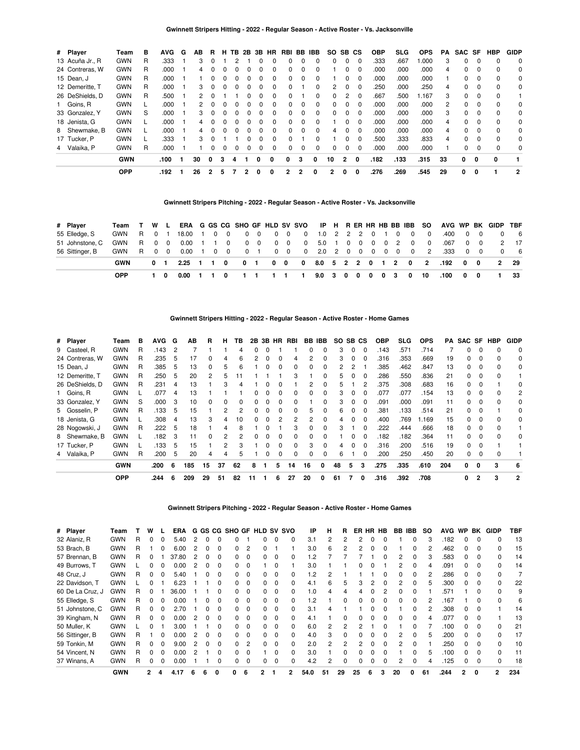### Gwinnett Stripers Hitting - 2022 - Regular Season - Active Roster - Vs. Jacksonville

| # | Player | Team | B | AVG | G | AB | R | H | TB | 2B | 3B | HR | RBI | BB | IBB | SO | SB | CS | OBP | SLG | OPS | PA | SAC | SF | HBP | GIDP |
|---|---|---|---|---|---|---|---|---|---|---|---|---|---|---|---|---|---|---|---|---|---|---|---|---|---|---|
| 13 | Acuña Jr., R | GWN | R | .333 | 1 | 3 | 0 | 1 | 2 | 1 | 0 | 0 | 0 | 0 | 0 | 0 | 0 | 0 | .333 | .667 | 1.000 | 3 | 0 | 0 | 0 | 0 |
| 24 | Contreras, W | GWN | R | .000 | 1 | 4 | 0 | 0 | 0 | 0 | 0 | 0 | 0 | 0 | 0 | 1 | 0 | 0 | .000 | .000 | .000 | 4 | 0 | 0 | 0 | 0 |
| 15 | Dean, J | GWN | R | .000 | 1 | 1 | 0 | 0 | 0 | 0 | 0 | 0 | 0 | 0 | 0 | 1 | 0 | 0 | .000 | .000 | .000 | 1 | 0 | 0 | 0 | 0 |
| 12 | Demeritte, T | GWN | R | .000 | 1 | 3 | 0 | 0 | 0 | 0 | 0 | 0 | 0 | 1 | 0 | 2 | 0 | 0 | .250 | .000 | .250 | 4 | 0 | 0 | 0 | 0 |
| 26 | DeShields, D | GWN | R | .500 | 1 | 2 | 0 | 1 | 1 | 0 | 0 | 0 | 0 | 1 | 0 | 0 | 2 | 0 | .667 | .500 | 1.167 | 3 | 0 | 0 | 0 | 1 |
| 1 | Goins, R | GWN | L | .000 | 1 | 2 | 0 | 0 | 0 | 0 | 0 | 0 | 0 | 0 | 0 | 0 | 0 | 0 | .000 | .000 | .000 | 2 | 0 | 0 | 0 | 0 |
| 33 | Gonzalez, Y | GWN | S | .000 | 1 | 3 | 0 | 0 | 0 | 0 | 0 | 0 | 0 | 0 | 0 | 0 | 0 | 0 | .000 | .000 | .000 | 3 | 0 | 0 | 0 | 0 |
| 18 | Jenista, G | GWN | L | .000 | 1 | 4 | 0 | 0 | 0 | 0 | 0 | 0 | 0 | 0 | 0 | 1 | 0 | 0 | .000 | .000 | .000 | 4 | 0 | 0 | 0 | 0 |
| 8 | Shewmake, B | GWN | L | .000 | 1 | 4 | 0 | 0 | 0 | 0 | 0 | 0 | 0 | 0 | 0 | 4 | 0 | 0 | .000 | .000 | .000 | 4 | 0 | 0 | 0 | 0 |
| 17 | Tucker, P | GWN | L | .333 | 1 | 3 | 0 | 1 | 1 | 0 | 0 | 0 | 0 | 1 | 0 | 1 | 0 | 0 | .500 | .333 | .833 | 4 | 0 | 0 | 0 | 0 |
| 4 | Valaika, P | GWN | R | .000 | 1 | 1 | 0 | 0 | 0 | 0 | 0 | 0 | 0 | 0 | 0 | 0 | 0 | 0 | .000 | .000 | .000 | 1 | 0 | 0 | 0 | 0 |
| | | **GWN** | | **.100** | **1** | **30** | **0** | **3** | **4** | **1** | **0** | **0** | **0** | **3** | **0** | **10** | **2** | **0** | **.182** | **.133** | **.315** | **33** | **0** | **0** | **0** | **1** |
| | | **OPP** | | **.192** | **1** | **26** | **2** | **5** | **7** | **2** | **0** | **0** | **2** | **2** | **0** | **2** | **0** | **0** | **.276** | **.269** | **.545** | **29** | **0** | **0** | **1** | **2** |

### Gwinnett Stripers Pitching - 2022 - Regular Season - Active Roster - Vs. Jacksonville

| # | Player | Team | T | W | L | ERA | G | GS | CG | SHO | GF | HLD | SV | SVO | IP | H | R | ER | HR | HB | BB | IBB | SO | AVG | WP | BK | GIDP | TBF |
|---|---|---|---|---|---|---|---|---|---|---|---|---|---|---|---|---|---|---|---|---|---|---|---|---|---|---|---|---|
| 55 | Elledge, S | GWN | R | 0 | 1 | 18.00 | 1 | 0 | 0 | 0 | 0 | 0 | 0 | 0 | 1.0 | 2 | 2 | 2 | 0 | 1 | 0 | 0 | 0 | .400 | 0 | 0 | 0 | 6 |
| 51 | Johnstone, C | GWN | R | 0 | 0 | 0.00 | 1 | 1 | 0 | 0 | 0 | 0 | 0 | 0 | 5.0 | 1 | 0 | 0 | 0 | 0 | 2 | 0 | 0 | .067 | 0 | 0 | 2 | 17 |
| 56 | Sittinger, B | GWN | R | 0 | 0 | 0.00 | 1 | 0 | 0 | 0 | 1 | 0 | 0 | 0 | 2.0 | 2 | 0 | 0 | 0 | 0 | 0 | 0 | 2 | .333 | 0 | 0 | 0 | 6 |
| | | **GWN** | | **0** | **1** | **2.25** | **1** | **1** | **0** | **0** | **1** | **0** | **0** | **0** | **8.0** | **5** | **2** | **2** | **0** | **1** | **2** | **0** | **2** | **.192** | **0** | **0** | **2** | **29** |
| | | **OPP** | | **1** | **0** | **0.00** | **1** | **1** | **0** | **1** | **1** | **1** | **1** | **1** | **9.0** | **3** | **0** | **0** | **0** | **0** | **3** | **0** | **10** | **.100** | **0** | **0** | **1** | **33** |

### Gwinnett Stripers Hitting - 2022 - Regular Season - Active Roster - Home Games

| # | Player | Team | B | AVG | G | AB | R | H | TB | 2B | 3B | HR | RBI | BB | IBB | SO | SB | CS | OBP | SLG | OPS | PA | SAC | SF | HBP | GIDP |
|---|---|---|---|---|---|---|---|---|---|---|---|---|---|---|---|---|---|---|---|---|---|---|---|---|---|---|
| 9 | Casteel, R | GWN | R | .143 | 2 | 7 | 1 | 1 | 4 | 0 | 0 | 1 | 1 | 0 | 0 | 3 | 0 | 0 | .143 | .571 | .714 | 7 | 0 | 0 | 0 | 0 |
| 24 | Contreras, W | GWN | R | .235 | 5 | 17 | 0 | 4 | 6 | 2 | 0 | 0 | 4 | 2 | 0 | 3 | 0 | 0 | .316 | .353 | .669 | 19 | 0 | 0 | 0 | 0 |
| 15 | Dean, J | GWN | R | .385 | 5 | 13 | 0 | 5 | 6 | 1 | 0 | 0 | 0 | 0 | 0 | 2 | 2 | 1 | .385 | .462 | .847 | 13 | 0 | 0 | 0 | 0 |
| 12 | Demeritte, T | GWN | R | .250 | 5 | 20 | 2 | 5 | 11 | 1 | 1 | 1 | 3 | 1 | 0 | 5 | 0 | 0 | .286 | .550 | .836 | 21 | 0 | 0 | 0 | 1 |
| 26 | DeShields, D | GWN | R | .231 | 4 | 13 | 1 | 3 | 4 | 1 | 0 | 0 | 1 | 2 | 0 | 5 | 1 | 2 | .375 | .308 | .683 | 16 | 0 | 0 | 1 | 0 |
| 1 | Goins, R | GWN | L | .077 | 4 | 13 | 1 | 1 | 1 | 0 | 0 | 0 | 0 | 0 | 0 | 3 | 0 | 0 | .077 | .077 | .154 | 13 | 0 | 0 | 0 | 2 |
| 33 | Gonzalez, Y | GWN | S | .000 | 3 | 10 | 0 | 0 | 0 | 0 | 0 | 0 | 0 | 1 | 0 | 3 | 0 | 0 | .091 | .000 | .091 | 11 | 0 | 0 | 0 | 0 |
| 5 | Gosselin, P | GWN | R | .133 | 5 | 15 | 1 | 2 | 2 | 0 | 0 | 0 | 0 | 5 | 0 | 6 | 0 | 0 | .381 | .133 | .514 | 21 | 0 | 0 | 1 | 0 |
| 18 | Jenista, G | GWN | L | .308 | 4 | 13 | 3 | 4 | 10 | 0 | 0 | 2 | 2 | 2 | 0 | 4 | 0 | 0 | .400 | .769 | 1.169 | 15 | 0 | 0 | 0 | 0 |
| 28 | Nogowski, J | GWN | R | .222 | 5 | 18 | 1 | 4 | 8 | 1 | 0 | 1 | 3 | 0 | 0 | 3 | 1 | 0 | .222 | .444 | .666 | 18 | 0 | 0 | 0 | 1 |
| 8 | Shewmake, B | GWN | L | .182 | 3 | 11 | 0 | 2 | 2 | 0 | 0 | 0 | 0 | 0 | 0 | 1 | 0 | 0 | .182 | .182 | .364 | 11 | 0 | 0 | 0 | 0 |
| 17 | Tucker, P | GWN | L | .133 | 5 | 15 | 1 | 2 | 3 | 1 | 0 | 0 | 0 | 3 | 0 | 4 | 0 | 0 | .316 | .200 | .516 | 19 | 0 | 0 | 1 | 1 |
| 4 | Valaika, P | GWN | R | .200 | 5 | 20 | 4 | 4 | 5 | 1 | 0 | 0 | 0 | 0 | 0 | 6 | 1 | 0 | .200 | .250 | .450 | 20 | 0 | 0 | 0 | 1 |
| | | **GWN** | | **.200** | **6** | **185** | **15** | **37** | **62** | **8** | **1** | **5** | **14** | **16** | **0** | **48** | **5** | **3** | **.275** | **.335** | **.610** | **204** | **0** | **0** | **3** | **6** |
| | | **OPP** | | **.244** | **6** | **209** | **29** | **51** | **82** | **11** | **1** | **6** | **27** | **20** | **0** | **61** | **7** | **0** | **.316** | **.392** | **.708** | | **0** | **2** | **3** | **2** |

### Gwinnett Stripers Pitching - 2022 - Regular Season - Active Roster - Home Games

| # | Player | Team | T | W | L | ERA | G | GS | CG | SHO | GF | HLD | SV | SVO | IP | H | R | ER | HR | HB | BB | IBB | SO | AVG | WP | BK | GIDP | TBF |
|---|---|---|---|---|---|---|---|---|---|---|---|---|---|---|---|---|---|---|---|---|---|---|---|---|---|---|---|---|
| 32 | Alaniz, R | GWN | R | 0 | 0 | 5.40 | 2 | 0 | 0 | 0 | 1 | 0 | 0 | 0 | 3.1 | 2 | 2 | 2 | 0 | 0 | 1 | 0 | 3 | .182 | 0 | 0 | 0 | 13 |
| 53 | Brach, B | GWN | R | 1 | 0 | 6.00 | 2 | 0 | 0 | 0 | 2 | 0 | 1 | 1 | 3.0 | 6 | 2 | 2 | 0 | 0 | 1 | 0 | 2 | .462 | 0 | 0 | 0 | 15 |
| 57 | Brennan, B | GWN | R | 0 | 1 | 37.80 | 2 | 0 | 0 | 0 | 0 | 0 | 0 | 0 | 1.2 | 7 | 7 | 7 | 1 | 0 | 2 | 0 | 3 | .583 | 0 | 0 | 0 | 14 |
| 49 | Burrows, T | GWN | L | 0 | 0 | 0.00 | 2 | 0 | 0 | 0 | 0 | 1 | 0 | 1 | 3.0 | 1 | 1 | 0 | 0 | 1 | 2 | 0 | 4 | .091 | 0 | 0 | 0 | 14 |
| 48 | Cruz, J | GWN | R | 0 | 0 | 5.40 | 1 | 0 | 0 | 0 | 0 | 0 | 0 | 0 | 1.2 | 2 | 1 | 1 | 1 | 0 | 0 | 0 | 2 | .286 | 0 | 0 | 0 | 7 |
| 22 | Davidson, T | GWN | L | 0 | 1 | 6.23 | 1 | 1 | 0 | 0 | 0 | 0 | 0 | 0 | 4.1 | 6 | 5 | 3 | 2 | 0 | 2 | 0 | 5 | .300 | 0 | 0 | 0 | 22 |
| 60 | De La Cruz, J | GWN | R | 0 | 1 | 36.00 | 1 | 1 | 0 | 0 | 0 | 0 | 0 | 0 | 1.0 | 4 | 4 | 4 | 0 | 2 | 0 | 0 | 1 | .571 | 1 | 0 | 0 | 9 |
| 55 | Elledge, S | GWN | R | 0 | 0 | 0.00 | 1 | 0 | 0 | 0 | 0 | 0 | 0 | 0 | 1.2 | 1 | 0 | 0 | 0 | 0 | 0 | 0 | 2 | .167 | 1 | 0 | 0 | 6 |
| 51 | Johnstone, C | GWN | R | 0 | 0 | 2.70 | 1 | 0 | 0 | 0 | 0 | 0 | 0 | 0 | 3.1 | 4 | 1 | 1 | 0 | 0 | 1 | 0 | 2 | .308 | 0 | 0 | 1 | 14 |
| 39 | Kingham, N | GWN | R | 0 | 0 | 0.00 | 2 | 0 | 0 | 0 | 0 | 0 | 0 | 0 | 4.1 | 1 | 0 | 0 | 0 | 0 | 0 | 0 | 4 | .077 | 0 | 0 | 1 | 13 |
| 50 | Muller, K | GWN | L | 0 | 1 | 3.00 | 1 | 1 | 0 | 0 | 0 | 0 | 0 | 0 | 6.0 | 2 | 2 | 2 | 1 | 0 | 1 | 0 | 7 | .100 | 0 | 0 | 0 | 21 |
| 56 | Sittinger, B | GWN | R | 1 | 0 | 0.00 | 2 | 0 | 0 | 0 | 0 | 0 | 0 | 0 | 4.0 | 3 | 0 | 0 | 0 | 0 | 2 | 0 | 5 | .200 | 0 | 0 | 0 | 17 |
| 59 | Tonkin, M | GWN | R | 0 | 0 | 9.00 | 2 | 0 | 0 | 0 | 2 | 0 | 0 | 0 | 2.0 | 2 | 2 | 2 | 0 | 0 | 2 | 0 | 1 | .250 | 0 | 0 | 0 | 10 |
| 54 | Vincent, N | GWN | R | 0 | 0 | 0.00 | 2 | 1 | 0 | 0 | 0 | 1 | 0 | 0 | 3.0 | 1 | 0 | 0 | 0 | 0 | 1 | 0 | 5 | .100 | 0 | 0 | 0 | 11 |
| 37 | Winans, A | GWN | R | 0 | 0 | 0.00 | 1 | 1 | 0 | 0 | 0 | 0 | 0 | 0 | 4.2 | 2 | 0 | 0 | 0 | 0 | 2 | 0 | 4 | .125 | 0 | 0 | 0 | 18 |
| | | **GWN** | | **2** | **4** | **4.17** | **6** | **6** | **0** | **0** | **6** | **2** | **1** | **2** | **54.0** | **51** | **29** | **25** | **6** | **3** | **20** | **0** | **61** | **.244** | **2** | **0** | **2** | **234** |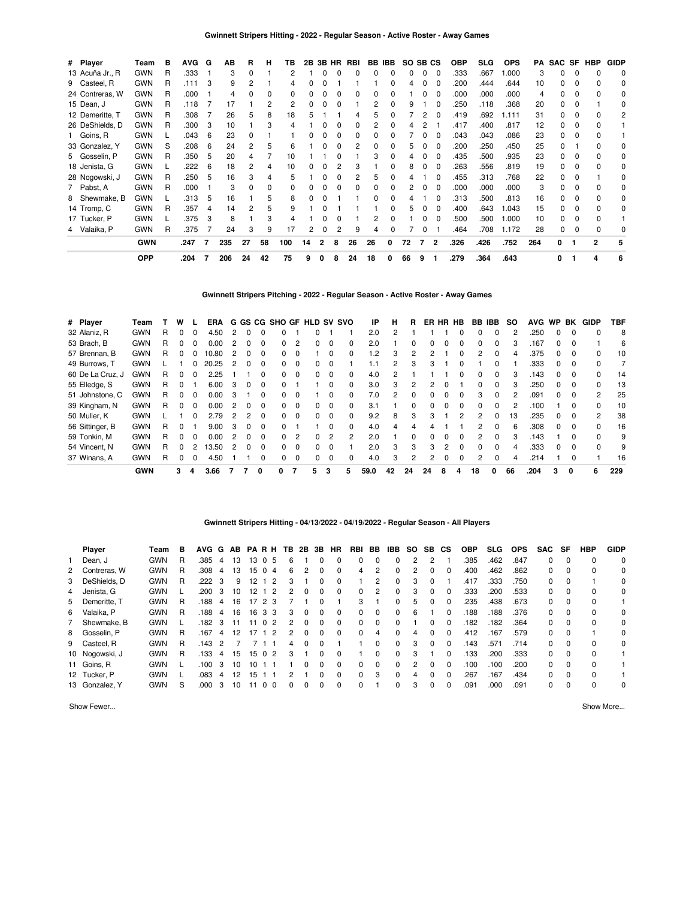### Gwinnett Stripers Hitting - 2022 - Regular Season - Active Roster - Away Games

| # | Player | Team | B | AVG | G | AB | R | H | TB | 2B | 3B | HR | RBI | BB | IBB | SO | SB | CS | OBP | SLG | OPS | PA | SAC | SF | HBP | GIDP |
|---|---|---|---|---|---|---|---|---|---|---|---|---|---|---|---|---|---|---|---|---|---|---|---|---|---|---|
| 13 | Acuña Jr., R | GWN | R | .333 | 1 | 3 | 0 | 1 | 2 | 1 | 0 | 0 | 0 | 0 | 0 | 0 | 0 | 0 | .333 | .667 | 1.000 | 3 | 0 | 0 | 0 | 0 |
| 9 | Casteel, R | GWN | R | .111 | 3 | 9 | 2 | 1 | 4 | 0 | 0 | 1 | 1 | 1 | 0 | 4 | 0 | 0 | .200 | .444 | .644 | 10 | 0 | 0 | 0 | 0 |
| 24 | Contreras, W | GWN | R | .000 | 1 | 4 | 0 | 0 | 0 | 0 | 0 | 0 | 0 | 0 | 0 | 1 | 0 | 0 | .000 | .000 | .000 | 4 | 0 | 0 | 0 | 0 |
| 15 | Dean, J | GWN | R | .118 | 7 | 17 | 1 | 2 | 2 | 0 | 0 | 0 | 1 | 2 | 0 | 9 | 1 | 0 | .250 | .118 | .368 | 20 | 0 | 0 | 1 | 0 |
| 12 | Demeritte, T | GWN | R | .308 | 7 | 26 | 5 | 8 | 18 | 5 | 1 | 1 | 4 | 5 | 0 | 7 | 2 | 0 | .419 | .692 | 1.111 | 31 | 0 | 0 | 0 | 2 |
| 26 | DeShields, D | GWN | R | .300 | 3 | 10 | 1 | 3 | 4 | 1 | 0 | 0 | 0 | 2 | 0 | 4 | 2 | 1 | .417 | .400 | .817 | 12 | 0 | 0 | 0 | 1 |
| 1 | Goins, R | GWN | L | .043 | 6 | 23 | 0 | 1 | 1 | 0 | 0 | 0 | 0 | 0 | 0 | 7 | 0 | 0 | .043 | .043 | .086 | 23 | 0 | 0 | 0 | 1 |
| 33 | Gonzalez, Y | GWN | S | .208 | 6 | 24 | 2 | 5 | 6 | 1 | 0 | 0 | 2 | 0 | 0 | 5 | 0 | 0 | .200 | .250 | .450 | 25 | 0 | 1 | 0 | 0 |
| 5 | Gosselin, P | GWN | R | .350 | 5 | 20 | 4 | 7 | 10 | 1 | 1 | 0 | 1 | 3 | 0 | 4 | 0 | 0 | .435 | .500 | .935 | 23 | 0 | 0 | 0 | 0 |
| 18 | Jenista, G | GWN | L | .222 | 6 | 18 | 2 | 4 | 10 | 0 | 0 | 2 | 3 | 1 | 0 | 8 | 0 | 0 | .263 | .556 | .819 | 19 | 0 | 0 | 0 | 0 |
| 28 | Nogowski, J | GWN | R | .250 | 5 | 16 | 3 | 4 | 5 | 1 | 0 | 0 | 2 | 5 | 0 | 4 | 1 | 0 | .455 | .313 | .768 | 22 | 0 | 0 | 1 | 0 |
| 7 | Pabst, A | GWN | R | .000 | 1 | 3 | 0 | 0 | 0 | 0 | 0 | 0 | 0 | 0 | 0 | 2 | 0 | 0 | .000 | .000 | .000 | 3 | 0 | 0 | 0 | 0 |
| 8 | Shewmake, B | GWN | L | .313 | 5 | 16 | 1 | 5 | 8 | 0 | 0 | 1 | 1 | 0 | 0 | 4 | 1 | 0 | .313 | .500 | .813 | 16 | 0 | 0 | 0 | 0 |
| 14 | Tromp, C | GWN | R | .357 | 4 | 14 | 2 | 5 | 9 | 1 | 0 | 1 | 1 | 1 | 0 | 5 | 0 | 0 | .400 | .643 | 1.043 | 15 | 0 | 0 | 0 | 0 |
| 17 | Tucker, P | GWN | L | .375 | 3 | 8 | 1 | 3 | 4 | 1 | 0 | 0 | 1 | 2 | 0 | 1 | 0 | 0 | .500 | .500 | 1.000 | 10 | 0 | 0 | 0 | 1 |
| 4 | Valaika, P | GWN | R | .375 | 7 | 24 | 3 | 9 | 17 | 2 | 0 | 2 | 9 | 4 | 0 | 7 | 0 | 1 | .464 | .708 | 1.172 | 28 | 0 | 0 | 0 | 0 |
| | | **GWN** | | **.247** | **7** | **235** | **27** | **58** | **100** | **14** | **2** | **8** | **26** | **26** | **0** | **72** | **7** | **2** | **.326** | **.426** | **.752** | **264** | **0** | **1** | **2** | **5** |
| | | **OPP** | | **.204** | **7** | **206** | **24** | **42** | **75** | **9** | **0** | **8** | **24** | **18** | **0** | **66** | **9** | **1** | **.279** | **.364** | **.643** | | **0** | **1** | **4** | **6** |

### Gwinnett Stripers Pitching - 2022 - Regular Season - Active Roster - Away Games

| # | Player | Team | T | W | L | ERA | G | GS | CG | SHO | GF | HLD | SV | SVO | IP | H | R | ER | HR | HB | BB | IBB | SO | AVG | WP | BK | GIDP | TBF |
|---|---|---|---|---|---|---|---|---|---|---|---|---|---|---|---|---|---|---|---|---|---|---|---|---|---|---|---|---|
| 32 | Alaniz, R | GWN | R | 0 | 0 | 4.50 | 2 | 0 | 0 | 0 | 1 | 0 | 1 | 1 | 2.0 | 2 | 1 | 1 | 1 | 0 | 0 | 0 | 2 | .250 | 0 | 0 | 0 | 8 |
| 53 | Brach, B | GWN | R | 0 | 0 | 0.00 | 2 | 0 | 0 | 0 | 2 | 0 | 0 | 0 | 2.0 | 1 | 0 | 0 | 0 | 0 | 0 | 0 | 3 | .167 | 0 | 0 | 1 | 6 |
| 57 | Brennan, B | GWN | R | 0 | 0 | 10.80 | 2 | 0 | 0 | 0 | 0 | 1 | 0 | 0 | 1.2 | 3 | 2 | 2 | 1 | 0 | 2 | 0 | 4 | .375 | 0 | 0 | 0 | 10 |
| 49 | Burrows, T | GWN | L | 1 | 0 | 20.25 | 2 | 0 | 0 | 0 | 0 | 0 | 0 | 1 | 1.1 | 2 | 3 | 3 | 1 | 0 | 1 | 0 | 1 | .333 | 0 | 0 | 0 | 7 |
| 60 | De La Cruz, J | GWN | R | 0 | 0 | 2.25 | 1 | 1 | 0 | 0 | 0 | 0 | 0 | 0 | 4.0 | 2 | 1 | 1 | 1 | 0 | 0 | 0 | 3 | .143 | 0 | 0 | 0 | 14 |
| 55 | Elledge, S | GWN | R | 0 | 1 | 6.00 | 3 | 0 | 0 | 0 | 1 | 1 | 0 | 0 | 3.0 | 3 | 2 | 2 | 0 | 1 | 0 | 0 | 3 | .250 | 0 | 0 | 0 | 13 |
| 51 | Johnstone, C | GWN | R | 0 | 0 | 0.00 | 3 | 1 | 0 | 0 | 0 | 1 | 0 | 0 | 7.0 | 2 | 0 | 0 | 0 | 0 | 3 | 0 | 2 | .091 | 0 | 0 | 2 | 25 |
| 39 | Kingham, N | GWN | R | 0 | 0 | 0.00 | 2 | 0 | 0 | 0 | 0 | 0 | 0 | 0 | 3.1 | 1 | 0 | 0 | 0 | 0 | 0 | 0 | 2 | .100 | 1 | 0 | 0 | 10 |
| 50 | Muller, K | GWN | L | 1 | 0 | 2.79 | 2 | 2 | 0 | 0 | 0 | 0 | 0 | 0 | 9.2 | 8 | 3 | 3 | 1 | 2 | 2 | 0 | 13 | .235 | 0 | 0 | 2 | 38 |
| 56 | Sittinger, B | GWN | R | 0 | 1 | 9.00 | 3 | 0 | 0 | 0 | 1 | 1 | 0 | 0 | 4.0 | 4 | 4 | 4 | 1 | 1 | 2 | 0 | 6 | .308 | 0 | 0 | 0 | 16 |
| 59 | Tonkin, M | GWN | R | 0 | 0 | 0.00 | 2 | 0 | 0 | 0 | 2 | 0 | 2 | 2 | 2.0 | 1 | 0 | 0 | 0 | 0 | 2 | 0 | 3 | .143 | 1 | 0 | 0 | 9 |
| 54 | Vincent, N | GWN | R | 0 | 2 | 13.50 | 2 | 0 | 0 | 0 | 0 | 0 | 0 | 1 | 2.0 | 3 | 3 | 3 | 2 | 0 | 0 | 0 | 4 | .333 | 0 | 0 | 0 | 9 |
| 37 | Winans, A | GWN | R | 0 | 0 | 4.50 | 1 | 1 | 0 | 0 | 0 | 0 | 0 | 0 | 4.0 | 3 | 2 | 2 | 0 | 0 | 2 | 0 | 4 | .214 | 1 | 0 | 1 | 16 |
| | | **GWN** | | **3** | **4** | **3.66** | **7** | **7** | **0** | **0** | **7** | **5** | **3** | **5** | **59.0** | **42** | **24** | **24** | **8** | **4** | **18** | **0** | **66** | **.204** | **3** | **0** | **6** | **229** |

### Gwinnett Stripers Hitting - 04/13/2022 - 04/19/2022 - Regular Season - All Players

| | Player | Team | B | AVG | G | AB | PA | R | H | TB | 2B | 3B | HR | RBI | BB | IBB | SO | SB | CS | OBP | SLG | OPS | SAC | SF | HBP | GIDP |
|---|---|---|---|---|---|---|---|---|---|---|---|---|---|---|---|---|---|---|---|---|---|---|---|---|---|---|
| 1 | Dean, J | GWN | R | .385 | 4 | 13 | 13 | 0 | 5 | 6 | 1 | 0 | 0 | 0 | 0 | 0 | 2 | 2 | 1 | .385 | .462 | .847 | 0 | 0 | 0 | 0 |
| 2 | Contreras, W | GWN | R | .308 | 4 | 13 | 15 | 0 | 4 | 6 | 2 | 0 | 0 | 4 | 2 | 0 | 2 | 0 | 0 | .400 | .462 | .862 | 0 | 0 | 0 | 0 |
| 3 | DeShields, D | GWN | R | .222 | 3 | 9 | 12 | 1 | 2 | 3 | 1 | 0 | 0 | 1 | 2 | 0 | 3 | 0 | 1 | .417 | .333 | .750 | 0 | 0 | 1 | 0 |
| 4 | Jenista, G | GWN | L | .200 | 3 | 10 | 12 | 1 | 2 | 2 | 0 | 0 | 0 | 0 | 2 | 0 | 3 | 0 | 0 | .333 | .200 | .533 | 0 | 0 | 0 | 0 |
| 5 | Demeritte, T | GWN | R | .188 | 4 | 16 | 17 | 2 | 3 | 7 | 1 | 0 | 1 | 3 | 1 | 0 | 5 | 0 | 0 | .235 | .438 | .673 | 0 | 0 | 0 | 1 |
| 6 | Valaika, P | GWN | R | .188 | 4 | 16 | 16 | 3 | 3 | 3 | 0 | 0 | 0 | 0 | 0 | 0 | 6 | 1 | 0 | .188 | .188 | .376 | 0 | 0 | 0 | 0 |
| 7 | Shewmake, B | GWN | L | .182 | 3 | 11 | 11 | 0 | 2 | 2 | 0 | 0 | 0 | 1 | 0 | 0 | 1 | 0 | 0 | .182 | .182 | .364 | 0 | 0 | 0 | 0 |
| 8 | Gosselin, P | GWN | R | .167 | 4 | 12 | 17 | 1 | 2 | 2 | 0 | 0 | 0 | 0 | 4 | 0 | 4 | 0 | 0 | .412 | .167 | .579 | 0 | 0 | 1 | 0 |
| 9 | Casteel, R | GWN | R | .143 | 2 | 7 | 7 | 1 | 1 | 4 | 0 | 0 | 1 | 1 | 0 | 0 | 3 | 0 | 0 | .143 | .571 | .714 | 0 | 0 | 0 | 0 |
| 10 | Nogowski, J | GWN | R | .133 | 4 | 15 | 15 | 0 | 2 | 3 | 1 | 0 | 0 | 1 | 0 | 0 | 3 | 1 | 0 | .133 | .200 | .333 | 0 | 0 | 0 | 1 |
| 11 | Goins, R | GWN | L | .100 | 3 | 10 | 10 | 1 | 1 | 1 | 0 | 0 | 0 | 0 | 0 | 0 | 2 | 0 | 0 | .100 | .100 | .200 | 0 | 0 | 0 | 1 |
| 12 | Tucker, P | GWN | L | .083 | 4 | 12 | 15 | 1 | 1 | 2 | 1 | 0 | 0 | 0 | 3 | 0 | 4 | 0 | 0 | .267 | .167 | .434 | 0 | 0 | 0 | 1 |
| 13 | Gonzalez, Y | GWN | S | .000 | 3 | 10 | 11 | 0 | 0 | 0 | 0 | 0 | 0 | 0 | 1 | 0 | 3 | 0 | 0 | .091 | .000 | .091 | 0 | 0 | 0 | 0 |

Show Fewer... Show More...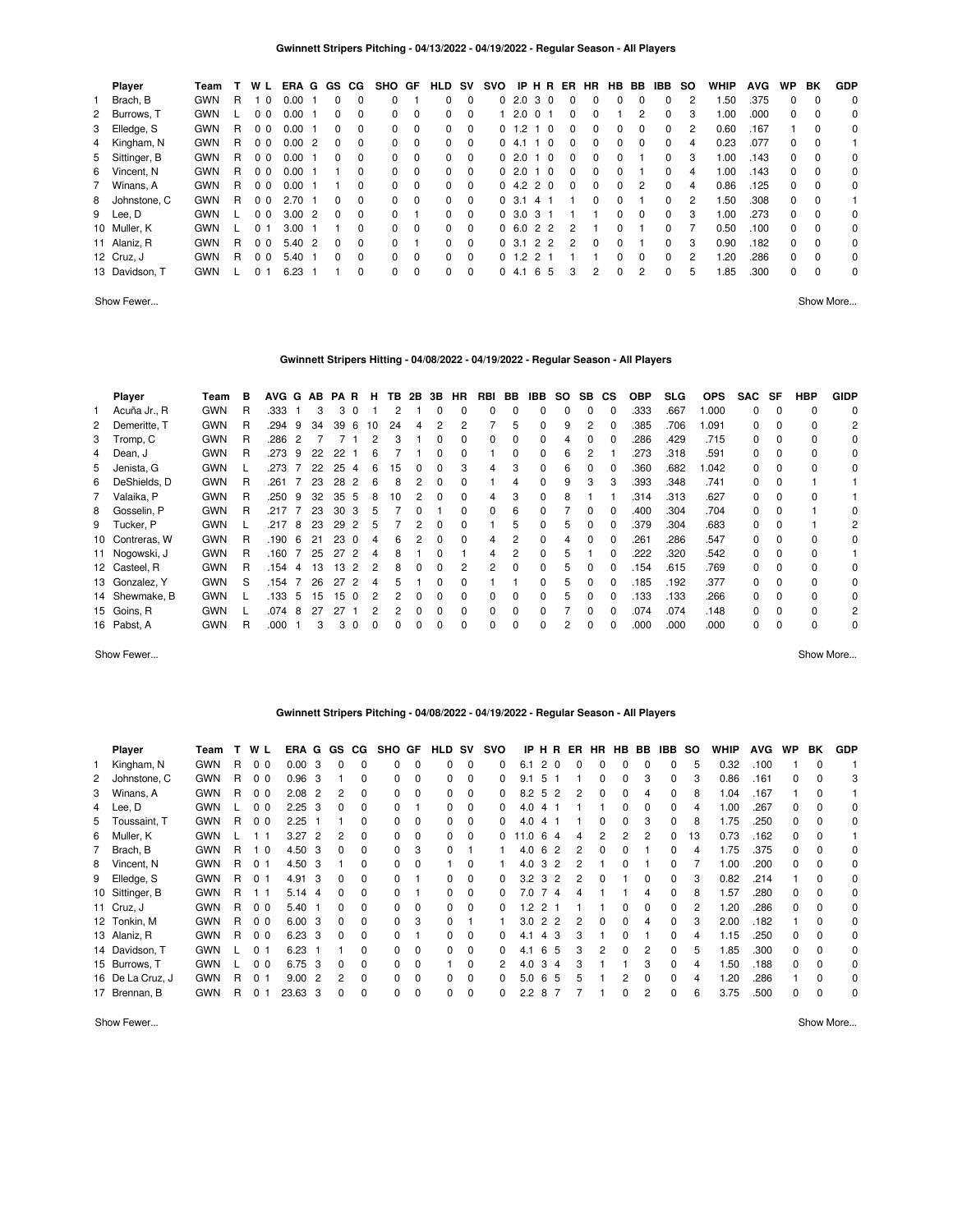### Gwinnett Stripers Pitching - 04/13/2022 - 04/19/2022 - Regular Season - All Players

| | Player | Team | T | W | L | ERA | G | GS | CG | SHO | GF | HLD | SV | SVO | IP | H | R | ER | HR | HB | BB | IBB | SO | WHIP | AVG | WP | BK | GDP |
|---|---|---|---|---|---|---|---|---|---|---|---|---|---|---|---|---|---|---|---|---|---|---|---|---|---|---|---|---|
| 1 | Brach, B | GWN | R | 1 | 0 | 0.00 | 1 | 0 | 0 | 0 | 1 | 0 | 0 | 0 | 2.0 | 3 | 0 | 0 | 0 | 0 | 0 | 0 | 2 | 1.50 | .375 | 0 | 0 | 0 |
| 2 | Burrows, T | GWN | L | 0 | 0 | 0.00 | 1 | 0 | 0 | 0 | 0 | 0 | 0 | 1 | 2.0 | 0 | 1 | 0 | 0 | 1 | 2 | 0 | 3 | 1.00 | .000 | 0 | 0 | 0 |
| 3 | Elledge, S | GWN | R | 0 | 0 | 0.00 | 1 | 0 | 0 | 0 | 0 | 0 | 0 | 0 | 1.2 | 1 | 0 | 0 | 0 | 0 | 0 | 0 | 2 | 0.60 | .167 | 1 | 0 | 0 |
| 4 | Kingham, N | GWN | R | 0 | 0 | 0.00 | 2 | 0 | 0 | 0 | 0 | 0 | 0 | 0 | 4.1 | 1 | 0 | 0 | 0 | 0 | 0 | 0 | 4 | 0.23 | .077 | 0 | 0 | 1 |
| 5 | Sittinger, B | GWN | R | 0 | 0 | 0.00 | 1 | 0 | 0 | 0 | 0 | 0 | 0 | 0 | 2.0 | 1 | 0 | 0 | 0 | 0 | 1 | 0 | 3 | 1.00 | .143 | 0 | 0 | 0 |
| 6 | Vincent, N | GWN | R | 0 | 0 | 0.00 | 1 | 1 | 0 | 0 | 0 | 0 | 0 | 0 | 2.0 | 1 | 0 | 0 | 0 | 0 | 1 | 0 | 4 | 1.00 | .143 | 0 | 0 | 0 |
| 7 | Winans, A | GWN | R | 0 | 0 | 0.00 | 1 | 1 | 0 | 0 | 0 | 0 | 0 | 0 | 4.2 | 2 | 0 | 0 | 0 | 0 | 2 | 0 | 4 | 0.86 | .125 | 0 | 0 | 0 |
| 8 | Johnstone, C | GWN | R | 0 | 0 | 2.70 | 1 | 0 | 0 | 0 | 0 | 0 | 0 | 0 | 3.1 | 4 | 1 | 1 | 0 | 0 | 1 | 0 | 2 | 1.50 | .308 | 0 | 0 | 1 |
| 9 | Lee, D | GWN | L | 0 | 0 | 3.00 | 2 | 0 | 0 | 0 | 1 | 0 | 0 | 0 | 3.0 | 3 | 1 | 1 | 1 | 0 | 0 | 0 | 3 | 1.00 | .273 | 0 | 0 | 0 |
| 10 | Muller, K | GWN | L | 0 | 1 | 3.00 | 1 | 1 | 0 | 0 | 0 | 0 | 0 | 0 | 6.0 | 2 | 2 | 2 | 1 | 0 | 1 | 0 | 7 | 0.50 | .100 | 0 | 0 | 0 |
| 11 | Alaniz, R | GWN | R | 0 | 0 | 5.40 | 2 | 0 | 0 | 0 | 1 | 0 | 0 | 0 | 3.1 | 2 | 2 | 2 | 0 | 0 | 1 | 0 | 3 | 0.90 | .182 | 0 | 0 | 0 |
| 12 | Cruz, J | GWN | R | 0 | 0 | 5.40 | 1 | 0 | 0 | 0 | 0 | 0 | 0 | 0 | 1.2 | 2 | 1 | 1 | 1 | 0 | 0 | 0 | 2 | 1.20 | .286 | 0 | 0 | 0 |
| 13 | Davidson, T | GWN | L | 0 | 1 | 6.23 | 1 | 1 | 0 | 0 | 0 | 0 | 0 | 0 | 4.1 | 6 | 5 | 3 | 2 | 0 | 2 | 0 | 5 | 1.85 | .300 | 0 | 0 | 0 |

Show Fewer... Show More...

### Gwinnett Stripers Hitting - 04/08/2022 - 04/19/2022 - Regular Season - All Players

| | Player | Team | B | AVG | G | AB | PA | R | H | TB | 2B | 3B | HR | RBI | BB | IBB | SO | SB | CS | OBP | SLG | OPS | SAC | SF | HBP | GIDP |
|---|---|---|---|---|---|---|---|---|---|---|---|---|---|---|---|---|---|---|---|---|---|---|---|---|---|---|
| 1 | Acuña Jr., R | GWN | R | .333 | 1 | 3 | 3 | 0 | 1 | 2 | 1 | 0 | 0 | 0 | 0 | 0 | 0 | 0 | 0 | .333 | .667 | 1.000 | 0 | 0 | 0 | 0 |
| 2 | Demeritte, T | GWN | R | .294 | 9 | 34 | 39 | 6 | 10 | 24 | 4 | 2 | 2 | 7 | 5 | 0 | 9 | 2 | 0 | .385 | .706 | 1.091 | 0 | 0 | 0 | 2 |
| 3 | Tromp, C | GWN | R | .286 | 2 | 7 | 7 | 1 | 2 | 3 | 1 | 0 | 0 | 0 | 0 | 0 | 4 | 0 | 0 | .286 | .429 | .715 | 0 | 0 | 0 | 0 |
| 4 | Dean, J | GWN | R | .273 | 9 | 22 | 22 | 1 | 6 | 7 | 1 | 0 | 0 | 1 | 0 | 0 | 6 | 2 | 1 | .273 | .318 | .591 | 0 | 0 | 0 | 0 |
| 5 | Jenista, G | GWN | L | .273 | 7 | 22 | 25 | 4 | 6 | 15 | 0 | 0 | 3 | 4 | 3 | 0 | 6 | 0 | 0 | .360 | .682 | 1.042 | 0 | 0 | 0 | 0 |
| 6 | DeShields, D | GWN | R | .261 | 7 | 23 | 28 | 2 | 6 | 8 | 2 | 0 | 0 | 1 | 4 | 0 | 9 | 3 | 3 | .393 | .348 | .741 | 0 | 0 | 1 | 1 |
| 7 | Valaika, P | GWN | R | .250 | 9 | 32 | 35 | 5 | 8 | 10 | 2 | 0 | 0 | 4 | 3 | 0 | 8 | 1 | 1 | .314 | .313 | .627 | 0 | 0 | 0 | 1 |
| 8 | Gosselin, P | GWN | R | .217 | 7 | 23 | 30 | 3 | 5 | 7 | 0 | 1 | 0 | 0 | 6 | 0 | 7 | 0 | 0 | .400 | .304 | .704 | 0 | 0 | 1 | 0 |
| 9 | Tucker, P | GWN | L | .217 | 8 | 23 | 29 | 2 | 5 | 7 | 2 | 0 | 0 | 1 | 5 | 0 | 5 | 0 | 0 | .379 | .304 | .683 | 0 | 0 | 1 | 2 |
| 10 | Contreras, W | GWN | R | .190 | 6 | 21 | 23 | 0 | 4 | 6 | 2 | 0 | 0 | 4 | 2 | 0 | 4 | 0 | 0 | .261 | .286 | .547 | 0 | 0 | 0 | 0 |
| 11 | Nogowski, J | GWN | R | .160 | 7 | 25 | 27 | 2 | 4 | 8 | 1 | 0 | 1 | 4 | 2 | 0 | 5 | 1 | 0 | .222 | .320 | .542 | 0 | 0 | 0 | 1 |
| 12 | Casteel, R | GWN | R | .154 | 4 | 13 | 13 | 2 | 2 | 8 | 0 | 0 | 2 | 2 | 0 | 0 | 5 | 0 | 0 | .154 | .615 | .769 | 0 | 0 | 0 | 0 |
| 13 | Gonzalez, Y | GWN | S | .154 | 7 | 26 | 27 | 2 | 4 | 5 | 1 | 0 | 0 | 1 | 1 | 0 | 5 | 0 | 0 | .185 | .192 | .377 | 0 | 0 | 0 | 0 |
| 14 | Shewmake, B | GWN | L | .133 | 5 | 15 | 15 | 0 | 2 | 2 | 0 | 0 | 0 | 0 | 0 | 0 | 5 | 0 | 0 | .133 | .133 | .266 | 0 | 0 | 0 | 0 |
| 15 | Goins, R | GWN | L | .074 | 8 | 27 | 27 | 1 | 2 | 2 | 0 | 0 | 0 | 0 | 0 | 0 | 7 | 0 | 0 | .074 | .074 | .148 | 0 | 0 | 0 | 2 |
| 16 | Pabst, A | GWN | R | .000 | 1 | 3 | 3 | 0 | 0 | 0 | 0 | 0 | 0 | 0 | 0 | 0 | 2 | 0 | 0 | .000 | .000 | .000 | 0 | 0 | 0 | 0 |

Show Fewer... Show More...

### Gwinnett Stripers Pitching - 04/08/2022 - 04/19/2022 - Regular Season - All Players

| | Player | Team | T | W | L | ERA | G | GS | CG | SHO | GF | HLD | SV | SVO | IP | H | R | ER | HR | HB | BB | IBB | SO | WHIP | AVG | WP | BK | GDP |
|---|---|---|---|---|---|---|---|---|---|---|---|---|---|---|---|---|---|---|---|---|---|---|---|---|---|---|---|---|
| 1 | Kingham, N | GWN | R | 0 | 0 | 0.00 | 3 | 0 | 0 | 0 | 0 | 0 | 0 | 0 | 6.1 | 2 | 0 | 0 | 0 | 0 | 0 | 0 | 5 | 0.32 | .100 | 1 | 0 | 1 |
| 2 | Johnstone, C | GWN | R | 0 | 0 | 0.96 | 3 | 1 | 0 | 0 | 0 | 0 | 0 | 0 | 9.1 | 5 | 1 | 1 | 0 | 0 | 3 | 0 | 3 | 0.86 | .161 | 0 | 0 | 3 |
| 3 | Winans, A | GWN | R | 0 | 0 | 2.08 | 2 | 2 | 0 | 0 | 0 | 0 | 0 | 0 | 8.2 | 5 | 2 | 2 | 0 | 0 | 4 | 0 | 8 | 1.04 | .167 | 1 | 0 | 1 |
| 4 | Lee, D | GWN | L | 0 | 0 | 2.25 | 3 | 0 | 0 | 0 | 1 | 0 | 0 | 0 | 4.0 | 4 | 1 | 1 | 1 | 0 | 0 | 0 | 4 | 1.00 | .267 | 0 | 0 | 0 |
| 5 | Toussaint, T | GWN | R | 0 | 0 | 2.25 | 1 | 1 | 0 | 0 | 0 | 0 | 0 | 0 | 4.0 | 4 | 1 | 1 | 0 | 0 | 3 | 0 | 8 | 1.75 | .250 | 0 | 0 | 0 |
| 6 | Muller, K | GWN | L | 1 | 1 | 3.27 | 2 | 2 | 0 | 0 | 0 | 0 | 0 | 0 | 11.0 | 6 | 4 | 4 | 2 | 2 | 2 | 0 | 13 | 0.73 | .162 | 0 | 0 | 1 |
| 7 | Brach, B | GWN | R | 1 | 0 | 4.50 | 3 | 0 | 0 | 0 | 3 | 0 | 1 | 1 | 4.0 | 6 | 2 | 2 | 0 | 0 | 1 | 0 | 4 | 1.75 | .375 | 0 | 0 | 0 |
| 8 | Vincent, N | GWN | R | 0 | 1 | 4.50 | 3 | 1 | 0 | 0 | 0 | 1 | 0 | 1 | 4.0 | 3 | 2 | 2 | 1 | 0 | 1 | 0 | 7 | 1.00 | .200 | 0 | 0 | 0 |
| 9 | Elledge, S | GWN | R | 0 | 1 | 4.91 | 3 | 0 | 0 | 0 | 1 | 0 | 0 | 0 | 3.2 | 3 | 2 | 2 | 0 | 1 | 0 | 0 | 3 | 0.82 | .214 | 1 | 0 | 0 |
| 10 | Sittinger, B | GWN | R | 1 | 1 | 5.14 | 4 | 0 | 0 | 0 | 1 | 0 | 0 | 0 | 7.0 | 7 | 4 | 4 | 1 | 1 | 4 | 0 | 8 | 1.57 | .280 | 0 | 0 | 0 |
| 11 | Cruz, J | GWN | R | 0 | 0 | 5.40 | 1 | 0 | 0 | 0 | 0 | 0 | 0 | 0 | 1.2 | 2 | 1 | 1 | 1 | 0 | 0 | 0 | 2 | 1.20 | .286 | 0 | 0 | 0 |
| 12 | Tonkin, M | GWN | R | 0 | 0 | 6.00 | 3 | 0 | 0 | 0 | 3 | 0 | 1 | 1 | 3.0 | 2 | 2 | 2 | 0 | 0 | 4 | 0 | 3 | 2.00 | .182 | 1 | 0 | 0 |
| 13 | Alaniz, R | GWN | R | 0 | 0 | 6.23 | 3 | 0 | 0 | 0 | 1 | 0 | 0 | 0 | 4.1 | 4 | 3 | 3 | 1 | 0 | 1 | 0 | 4 | 1.15 | .250 | 0 | 0 | 0 |
| 14 | Davidson, T | GWN | L | 0 | 1 | 6.23 | 1 | 1 | 0 | 0 | 0 | 0 | 0 | 0 | 4.1 | 6 | 5 | 3 | 2 | 0 | 2 | 0 | 5 | 1.85 | .300 | 0 | 0 | 0 |
| 15 | Burrows, T | GWN | L | 0 | 0 | 6.75 | 3 | 0 | 0 | 0 | 0 | 1 | 0 | 2 | 4.0 | 3 | 4 | 3 | 1 | 1 | 3 | 0 | 4 | 1.50 | .188 | 0 | 0 | 0 |
| 16 | De La Cruz, J | GWN | R | 0 | 1 | 9.00 | 2 | 2 | 0 | 0 | 0 | 0 | 0 | 0 | 5.0 | 6 | 5 | 5 | 1 | 2 | 0 | 0 | 4 | 1.20 | .286 | 1 | 0 | 0 |
| 17 | Brennan, B | GWN | R | 0 | 1 | 23.63 | 3 | 0 | 0 | 0 | 0 | 0 | 0 | 0 | 2.2 | 8 | 7 | 7 | 1 | 0 | 2 | 0 | 6 | 3.75 | .500 | 0 | 0 | 0 |

Show Fewer... Show More...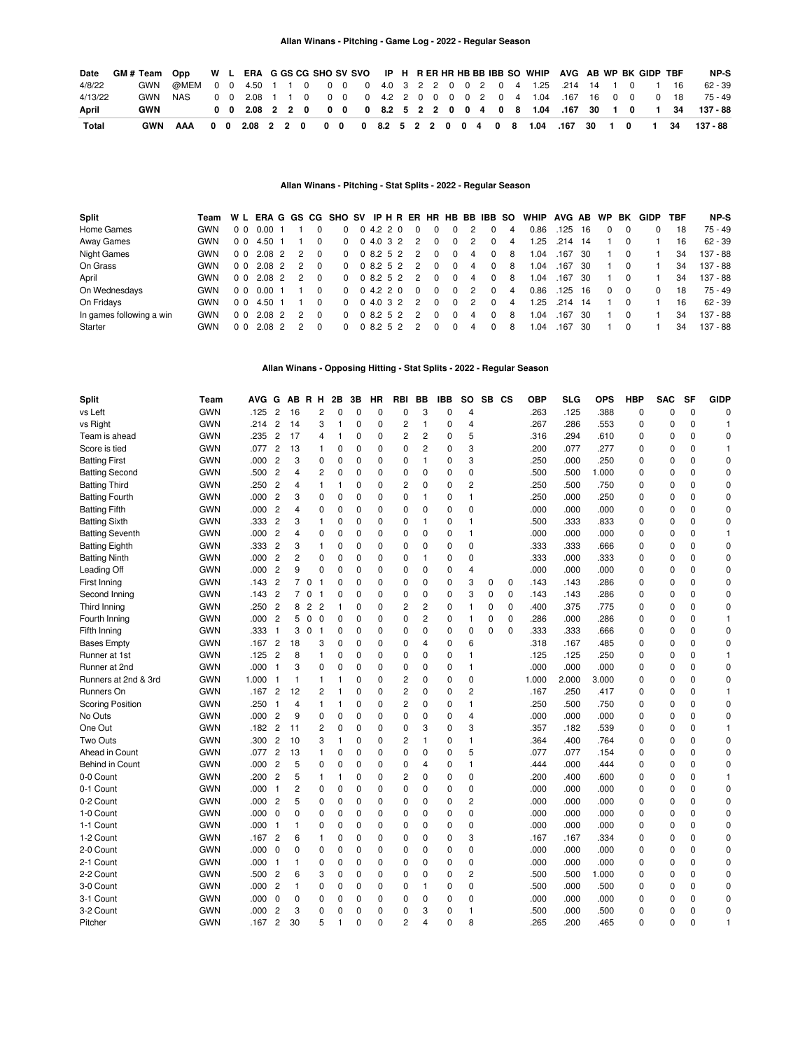## Allan Winans - Pitching - Game Log - 2022 - Regular Season

| Date | GM # | Team | Opp | W | L | ERA | G | GS | CG | SHO | SV | SVO | IP | H | R | ER | HR | HB | BB | IBB | SO | WHIP | AVG | AB | WP | BK | GIDP | TBF | NP-S |
|---|---|---|---|---|---|---|---|---|---|---|---|---|---|---|---|---|---|---|---|---|---|---|---|---|---|---|---|---|---|
| 4/8/22 | | GWN | @MEM | 0 | 0 | 4.50 | 1 | 1 | 0 | 0 | 0 | 0 | 4.0 | 3 | 2 | 2 | 0 | 0 | 2 | 0 | 4 | 1.25 | .214 | 14 | 1 | 0 | 1 | 16 | 62 - 39 |
| 4/13/22 | | GWN | NAS | 0 | 0 | 2.08 | 1 | 1 | 0 | 0 | 0 | 0 | 4.2 | 2 | 0 | 0 | 0 | 0 | 2 | 0 | 4 | 1.04 | .167 | 16 | 0 | 0 | 0 | 18 | 75 - 49 |
| **April** | | **GWN** | | **0** | **0** | **2.08** | **2** | **2** | **0** | **0** | **0** | **0** | **8.2** | **5** | **2** | **2** | **0** | **0** | **4** | **0** | **8** | **1.04** | **.167** | **30** | **1** | **0** | **1** | **34** | **137 - 88** |
| **Total** | | **GWN** | **AAA** | **0** | **0** | **2.08** | **2** | **2** | **0** | **0** | **0** | **0** | **8.2** | **5** | **2** | **2** | **0** | **0** | **4** | **0** | **8** | **1.04** | **.167** | **30** | **1** | **0** | **1** | **34** | **137 - 88** |

## Allan Winans - Pitching - Stat Splits - 2022 - Regular Season

| Split | Team | W | L | ERA | G | GS | CG | SHO | SV | IP | H | R | ER | HR | HB | BB | IBB | SO | WHIP | AVG | AB | WP | BK | GIDP | TBF | NP-S |
|---|---|---|---|---|---|---|---|---|---|---|---|---|---|---|---|---|---|---|---|---|---|---|---|---|---|---|
| Home Games | GWN | 0 | 0 | 0.00 | 1 | 1 | 0 | 0 | 0 | 4.2 | 2 | 0 | 0 | 0 | 0 | 2 | 0 | 4 | 0.86 | .125 | 16 | 0 | 0 | 0 | 18 | 75 - 49 |
| Away Games | GWN | 0 | 0 | 4.50 | 1 | 1 | 0 | 0 | 0 | 4.0 | 3 | 2 | 2 | 0 | 0 | 2 | 0 | 4 | 1.25 | .214 | 14 | 1 | 0 | 1 | 16 | 62 - 39 |
| Night Games | GWN | 0 | 0 | 2.08 | 2 | 2 | 0 | 0 | 0 | 8.2 | 5 | 2 | 2 | 0 | 0 | 4 | 0 | 8 | 1.04 | .167 | 30 | 1 | 0 | 1 | 34 | 137 - 88 |
| On Grass | GWN | 0 | 0 | 2.08 | 2 | 2 | 0 | 0 | 0 | 8.2 | 5 | 2 | 2 | 0 | 0 | 4 | 0 | 8 | 1.04 | .167 | 30 | 1 | 0 | 1 | 34 | 137 - 88 |
| April | GWN | 0 | 0 | 2.08 | 2 | 2 | 0 | 0 | 0 | 8.2 | 5 | 2 | 2 | 0 | 0 | 4 | 0 | 8 | 1.04 | .167 | 30 | 1 | 0 | 1 | 34 | 137 - 88 |
| On Wednesdays | GWN | 0 | 0 | 0.00 | 1 | 1 | 0 | 0 | 0 | 4.2 | 2 | 0 | 0 | 0 | 0 | 2 | 0 | 4 | 0.86 | .125 | 16 | 0 | 0 | 0 | 18 | 75 - 49 |
| On Fridays | GWN | 0 | 0 | 4.50 | 1 | 1 | 0 | 0 | 0 | 4.0 | 3 | 2 | 2 | 0 | 0 | 2 | 0 | 4 | 1.25 | .214 | 14 | 1 | 0 | 1 | 16 | 62 - 39 |
| In games following a win | GWN | 0 | 0 | 2.08 | 2 | 2 | 0 | 0 | 0 | 8.2 | 5 | 2 | 2 | 0 | 0 | 4 | 0 | 8 | 1.04 | .167 | 30 | 1 | 0 | 1 | 34 | 137 - 88 |
| Starter | GWN | 0 | 0 | 2.08 | 2 | 2 | 0 | 0 | 0 | 8.2 | 5 | 2 | 2 | 0 | 0 | 4 | 0 | 8 | 1.04 | .167 | 30 | 1 | 0 | 1 | 34 | 137 - 88 |

## Allan Winans - Opposing Hitting - Stat Splits - 2022 - Regular Season

| Split | Team | AVG | G | AB | R | H | 2B | 3B | HR | RBI | BB | IBB | SO | SB | CS | OBP | SLG | OPS | HBP | SAC | SF | GIDP |
|---|---|---|---|---|---|---|---|---|---|---|---|---|---|---|---|---|---|---|---|---|---|---|
| vs Left | GWN | .125 | 2 | 16 | | 2 | 0 | 0 | 0 | 0 | 3 | 0 | 4 | | | .263 | .125 | .388 | 0 | 0 | 0 | 0 |
| vs Right | GWN | .214 | 2 | 14 | | 3 | 1 | 0 | 0 | 2 | 1 | 0 | 4 | | | .267 | .286 | .553 | 0 | 0 | 0 | 1 |
| Team is ahead | GWN | .235 | 2 | 17 | | 4 | 1 | 0 | 0 | 2 | 2 | 0 | 5 | | | .316 | .294 | .610 | 0 | 0 | 0 | 0 |
| Score is tied | GWN | .077 | 2 | 13 | | 1 | 0 | 0 | 0 | 0 | 2 | 0 | 3 | | | .200 | .077 | .277 | 0 | 0 | 0 | 1 |
| Batting First | GWN | .000 | 2 | 3 | | 0 | 0 | 0 | 0 | 0 | 1 | 0 | 3 | | | .250 | .000 | .250 | 0 | 0 | 0 | 0 |
| Batting Second | GWN | .500 | 2 | 4 | | 2 | 0 | 0 | 0 | 0 | 0 | 0 | 0 | | | .500 | .500 | 1.000 | 0 | 0 | 0 | 0 |
| Batting Third | GWN | .250 | 2 | 4 | | 1 | 1 | 0 | 0 | 2 | 0 | 0 | 2 | | | .250 | .500 | .750 | 0 | 0 | 0 | 0 |
| Batting Fourth | GWN | .000 | 2 | 3 | | 0 | 0 | 0 | 0 | 0 | 1 | 0 | 1 | | | .250 | .000 | .250 | 0 | 0 | 0 | 0 |
| Batting Fifth | GWN | .000 | 2 | 4 | | 0 | 0 | 0 | 0 | 0 | 0 | 0 | 0 | | | .000 | .000 | .000 | 0 | 0 | 0 | 0 |
| Batting Sixth | GWN | .333 | 2 | 3 | | 1 | 0 | 0 | 0 | 0 | 1 | 0 | 1 | | | .500 | .333 | .833 | 0 | 0 | 0 | 0 |
| Batting Seventh | GWN | .000 | 2 | 4 | | 0 | 0 | 0 | 0 | 0 | 0 | 0 | 1 | | | .000 | .000 | .000 | 0 | 0 | 0 | 1 |
| Batting Eighth | GWN | .333 | 2 | 3 | | 1 | 0 | 0 | 0 | 0 | 0 | 0 | 0 | | | .333 | .333 | .666 | 0 | 0 | 0 | 0 |
| Batting Ninth | GWN | .000 | 2 | 2 | | 0 | 0 | 0 | 0 | 0 | 1 | 0 | 0 | | | .333 | .000 | .333 | 0 | 0 | 0 | 0 |
| Leading Off | GWN | .000 | 2 | 9 | | 0 | 0 | 0 | 0 | 0 | 0 | 0 | 4 | | | .000 | .000 | .000 | 0 | 0 | 0 | 0 |
| First Inning | GWN | .143 | 2 | 7 | 0 | 1 | 0 | 0 | 0 | 0 | 0 | 0 | 3 | 0 | 0 | .143 | .143 | .286 | 0 | 0 | 0 | 0 |
| Second Inning | GWN | .143 | 2 | 7 | 0 | 1 | 0 | 0 | 0 | 0 | 0 | 0 | 3 | 0 | 0 | .143 | .143 | .286 | 0 | 0 | 0 | 0 |
| Third Inning | GWN | .250 | 2 | 8 | 2 | 2 | 1 | 0 | 0 | 2 | 2 | 0 | 1 | 0 | 0 | .400 | .375 | .775 | 0 | 0 | 0 | 0 |
| Fourth Inning | GWN | .000 | 2 | 5 | 0 | 0 | 0 | 0 | 0 | 0 | 2 | 0 | 1 | 0 | 0 | .286 | .000 | .286 | 0 | 0 | 0 | 1 |
| Fifth Inning | GWN | .333 | 1 | 3 | 0 | 1 | 0 | 0 | 0 | 0 | 0 | 0 | 0 | 0 | 0 | .333 | .333 | .666 | 0 | 0 | 0 | 0 |
| Bases Empty | GWN | .167 | 2 | 18 | | 3 | 0 | 0 | 0 | 0 | 4 | 0 | 6 | | | .318 | .167 | .485 | 0 | 0 | 0 | 0 |
| Runner at 1st | GWN | .125 | 2 | 8 | | 1 | 0 | 0 | 0 | 0 | 0 | 0 | 1 | | | .125 | .125 | .250 | 0 | 0 | 0 | 1 |
| Runner at 2nd | GWN | .000 | 1 | 3 | | 0 | 0 | 0 | 0 | 0 | 0 | 0 | 1 | | | .000 | .000 | .000 | 0 | 0 | 0 | 0 |
| Runners at 2nd & 3rd | GWN | 1.000 | 1 | 1 | | 1 | 1 | 0 | 0 | 2 | 0 | 0 | 0 | | | 1.000 | 2.000 | 3.000 | 0 | 0 | 0 | 0 |
| Runners On | GWN | .167 | 2 | 12 | | 2 | 1 | 0 | 0 | 2 | 0 | 0 | 2 | | | .167 | .250 | .417 | 0 | 0 | 0 | 1 |
| Scoring Position | GWN | .250 | 1 | 4 | | 1 | 1 | 0 | 0 | 2 | 0 | 0 | 1 | | | .250 | .500 | .750 | 0 | 0 | 0 | 0 |
| No Outs | GWN | .000 | 2 | 9 | | 0 | 0 | 0 | 0 | 0 | 0 | 0 | 4 | | | .000 | .000 | .000 | 0 | 0 | 0 | 0 |
| One Out | GWN | .182 | 2 | 11 | | 2 | 0 | 0 | 0 | 0 | 3 | 0 | 3 | | | .357 | .182 | .539 | 0 | 0 | 0 | 1 |
| Two Outs | GWN | .300 | 2 | 10 | | 3 | 1 | 0 | 0 | 2 | 1 | 0 | 1 | | | .364 | .400 | .764 | 0 | 0 | 0 | 0 |
| Ahead in Count | GWN | .077 | 2 | 13 | | 1 | 0 | 0 | 0 | 0 | 0 | 0 | 5 | | | .077 | .077 | .154 | 0 | 0 | 0 | 0 |
| Behind in Count | GWN | .000 | 2 | 5 | | 0 | 0 | 0 | 0 | 0 | 4 | 0 | 1 | | | .444 | .000 | .444 | 0 | 0 | 0 | 0 |
| 0-0 Count | GWN | .200 | 2 | 5 | | 1 | 1 | 0 | 0 | 2 | 0 | 0 | 0 | | | .200 | .400 | .600 | 0 | 0 | 0 | 1 |
| 0-1 Count | GWN | .000 | 1 | 2 | | 0 | 0 | 0 | 0 | 0 | 0 | 0 | 0 | | | .000 | .000 | .000 | 0 | 0 | 0 | 0 |
| 0-2 Count | GWN | .000 | 2 | 5 | | 0 | 0 | 0 | 0 | 0 | 0 | 0 | 2 | | | .000 | .000 | .000 | 0 | 0 | 0 | 0 |
| 1-0 Count | GWN | .000 | 0 | 0 | | 0 | 0 | 0 | 0 | 0 | 0 | 0 | 0 | | | .000 | .000 | .000 | 0 | 0 | 0 | 0 |
| 1-1 Count | GWN | .000 | 1 | 1 | | 0 | 0 | 0 | 0 | 0 | 0 | 0 | 0 | | | .000 | .000 | .000 | 0 | 0 | 0 | 0 |
| 1-2 Count | GWN | .167 | 2 | 6 | | 1 | 0 | 0 | 0 | 0 | 0 | 0 | 3 | | | .167 | .167 | .334 | 0 | 0 | 0 | 0 |
| 2-0 Count | GWN | .000 | 0 | 0 | | 0 | 0 | 0 | 0 | 0 | 0 | 0 | 0 | | | .000 | .000 | .000 | 0 | 0 | 0 | 0 |
| 2-1 Count | GWN | .000 | 1 | 1 | | 0 | 0 | 0 | 0 | 0 | 0 | 0 | 0 | | | .000 | .000 | .000 | 0 | 0 | 0 | 0 |
| 2-2 Count | GWN | .500 | 2 | 6 | | 3 | 0 | 0 | 0 | 0 | 0 | 0 | 2 | | | .500 | .500 | 1.000 | 0 | 0 | 0 | 0 |
| 3-0 Count | GWN | .000 | 2 | 1 | | 0 | 0 | 0 | 0 | 0 | 1 | 0 | 0 | | | .500 | .000 | .500 | 0 | 0 | 0 | 0 |
| 3-1 Count | GWN | .000 | 0 | 0 | | 0 | 0 | 0 | 0 | 0 | 0 | 0 | 0 | | | .000 | .000 | .000 | 0 | 0 | 0 | 0 |
| 3-2 Count | GWN | .000 | 2 | 3 | | 0 | 0 | 0 | 0 | 0 | 3 | 0 | 1 | | | .500 | .000 | .500 | 0 | 0 | 0 | 0 |
| Pitcher | GWN | .167 | 2 | 30 | | 5 | 1 | 0 | 0 | 2 | 4 | 0 | 8 | | | .265 | .200 | .465 | 0 | 0 | 0 | 1 |